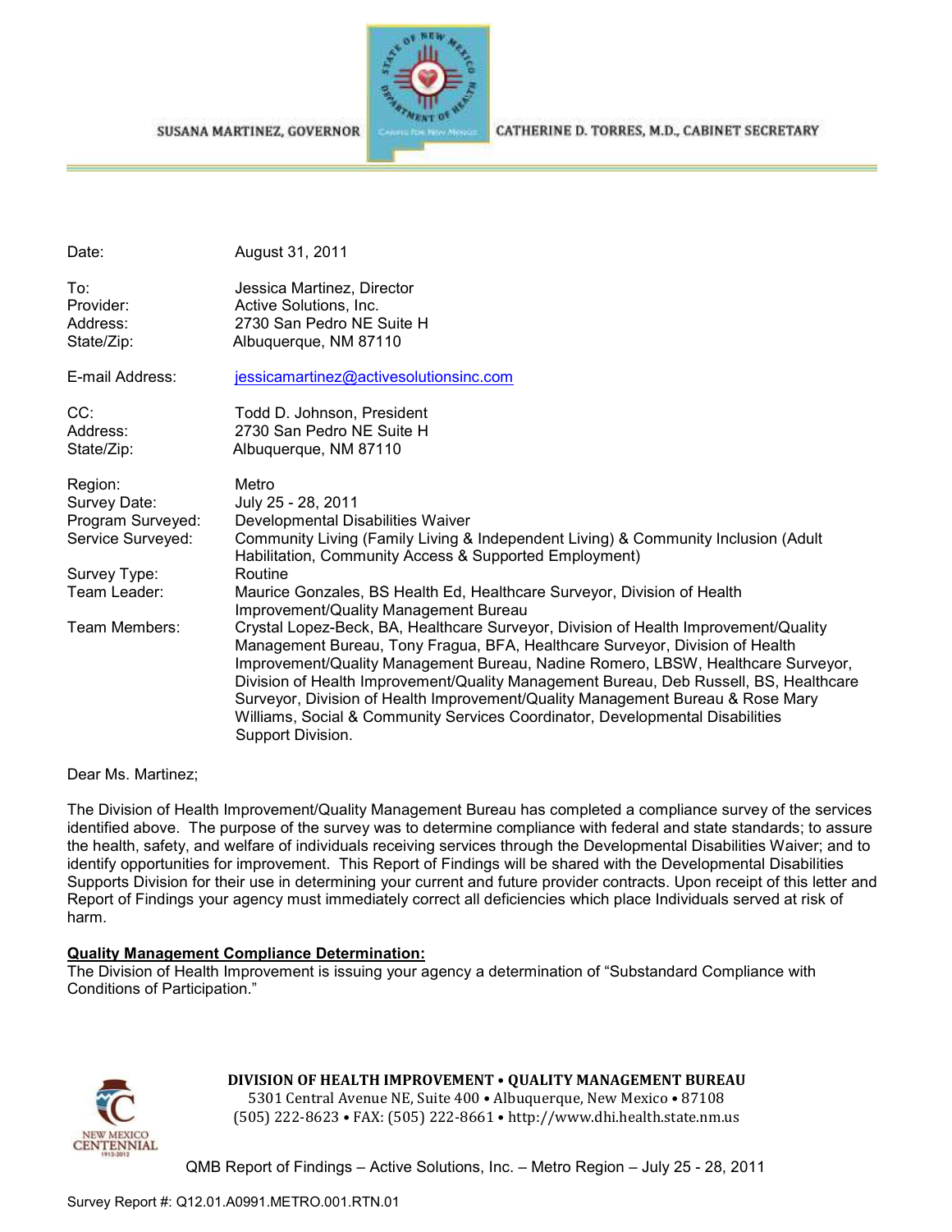SUSANA MARTINEZ, GOVERNOR | CATHERINE D. TORRES, M.D., CABINET SECRETARY

| | |
|---|---|
| Date: | August 31, 2011 |
| To: | Jessica Martinez, Director |
| Provider: | Active Solutions, Inc. |
| Address: | 2730 San Pedro NE Suite H |
| State/Zip: | Albuquerque, NM 87110 |
| E-mail Address: | jessicamartinez@activesolutionsinc.com |
| CC: | Todd D. Johnson, President |
| Address: | 2730 San Pedro NE Suite H |
| State/Zip: | Albuquerque, NM 87110 |
| Region: | Metro |
| Survey Date: | July 25 - 28, 2011 |
| Program Surveyed: | Developmental Disabilities Waiver |
| Service Surveyed: | Community Living (Family Living & Independent Living) & Community Inclusion (Adult Habilitation, Community Access & Supported Employment) |
| Survey Type: | Routine |
| Team Leader: | Maurice Gonzales, BS Health Ed, Healthcare Surveyor, Division of Health Improvement/Quality Management Bureau |
| Team Members: | Crystal Lopez-Beck, BA, Healthcare Surveyor, Division of Health Improvement/Quality Management Bureau, Tony Fragua, BFA, Healthcare Surveyor, Division of Health Improvement/Quality Management Bureau, Nadine Romero, LBSW, Healthcare Surveyor, Division of Health Improvement/Quality Management Bureau, Deb Russell, BS, Healthcare Surveyor, Division of Health Improvement/Quality Management Bureau & Rose Mary Williams, Social & Community Services Coordinator, Developmental Disabilities Support Division. |

Dear Ms. Martinez;

The Division of Health Improvement/Quality Management Bureau has completed a compliance survey of the services identified above. The purpose of the survey was to determine compliance with federal and state standards; to assure the health, safety, and welfare of individuals receiving services through the Developmental Disabilities Waiver; and to identify opportunities for improvement. This Report of Findings will be shared with the Developmental Disabilities Supports Division for their use in determining your current and future provider contracts. Upon receipt of this letter and Report of Findings your agency must immediately correct all deficiencies which place Individuals served at risk of harm.

**Quality Management Compliance Determination:**

The Division of Health Improvement is issuing your agency a determination of "Substandard Compliance with Conditions of Participation."

**DIVISION OF HEALTH IMPROVEMENT • QUALITY MANAGEMENT BUREAU**
5301 Central Avenue NE, Suite 400 • Albuquerque, New Mexico • 87108
(505) 222-8623 • FAX: (505) 222-8661 • http://www.dhi.health.state.nm.us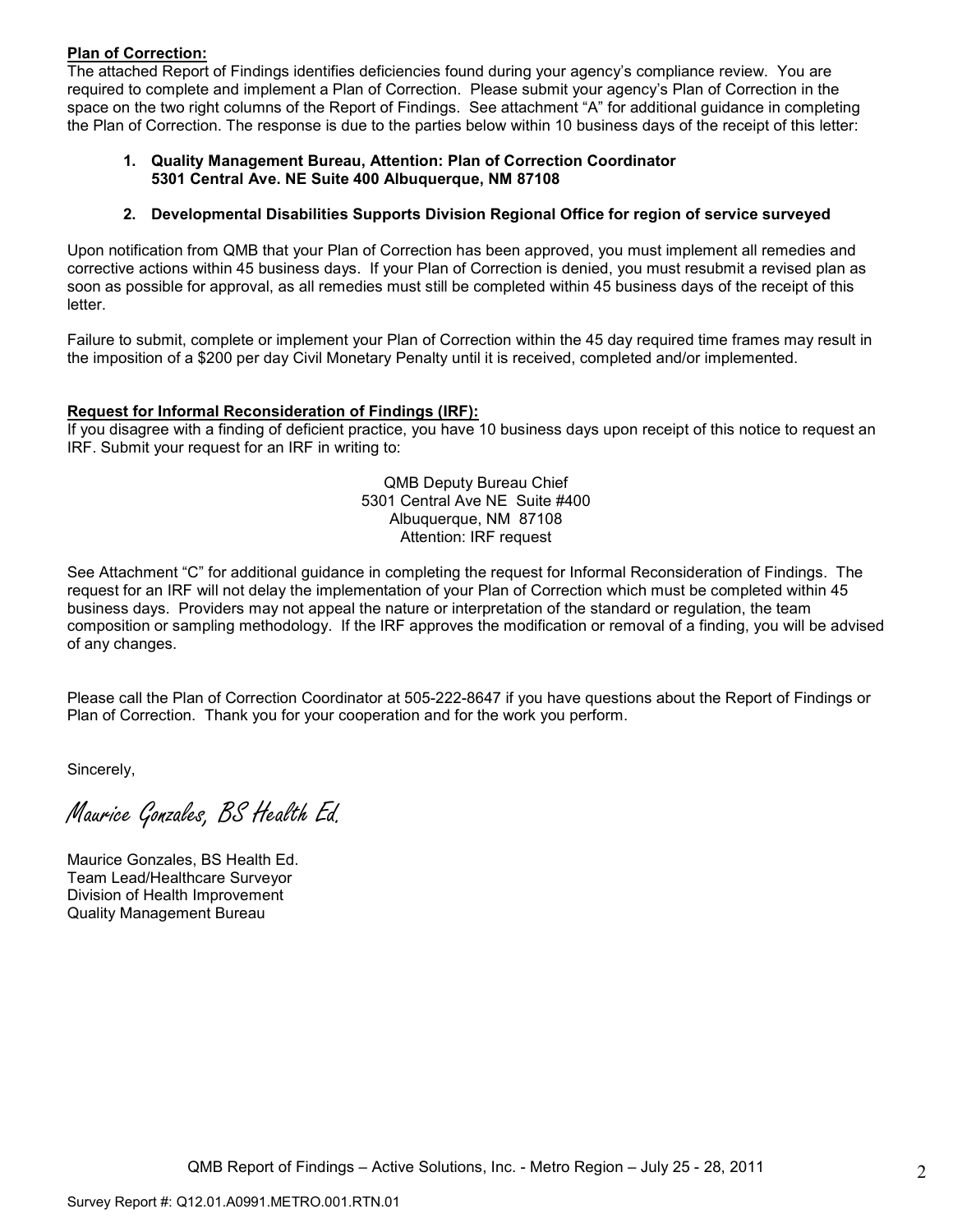**Plan of Correction:**

The attached Report of Findings identifies deficiencies found during your agency's compliance review. You are required to complete and implement a Plan of Correction. Please submit your agency's Plan of Correction in the space on the two right columns of the Report of Findings. See attachment "A" for additional guidance in completing the Plan of Correction. The response is due to the parties below within 10 business days of the receipt of this letter:

1. **Quality Management Bureau, Attention: Plan of Correction Coordinator 5301 Central Ave. NE Suite 400 Albuquerque, NM 87108**

2. **Developmental Disabilities Supports Division Regional Office for region of service surveyed**

Upon notification from QMB that your Plan of Correction has been approved, you must implement all remedies and corrective actions within 45 business days. If your Plan of Correction is denied, you must resubmit a revised plan as soon as possible for approval, as all remedies must still be completed within 45 business days of the receipt of this letter.

Failure to submit, complete or implement your Plan of Correction within the 45 day required time frames may result in the imposition of a $200 per day Civil Monetary Penalty until it is received, completed and/or implemented.

**Request for Informal Reconsideration of Findings (IRF):**

If you disagree with a finding of deficient practice, you have 10 business days upon receipt of this notice to request an IRF. Submit your request for an IRF in writing to:

QMB Deputy Bureau Chief
5301 Central Ave NE Suite #400
Albuquerque, NM 87108
Attention: IRF request

See Attachment "C" for additional guidance in completing the request for Informal Reconsideration of Findings. The request for an IRF will not delay the implementation of your Plan of Correction which must be completed within 45 business days. Providers may not appeal the nature or interpretation of the standard or regulation, the team composition or sampling methodology. If the IRF approves the modification or removal of a finding, you will be advised of any changes.

Please call the Plan of Correction Coordinator at 505-222-8647 if you have questions about the Report of Findings or Plan of Correction. Thank you for your cooperation and for the work you perform.

Sincerely,

*Maurice Gonzales, BS Health Ed.*

Maurice Gonzales, BS Health Ed.
Team Lead/Healthcare Surveyor
Division of Health Improvement
Quality Management Bureau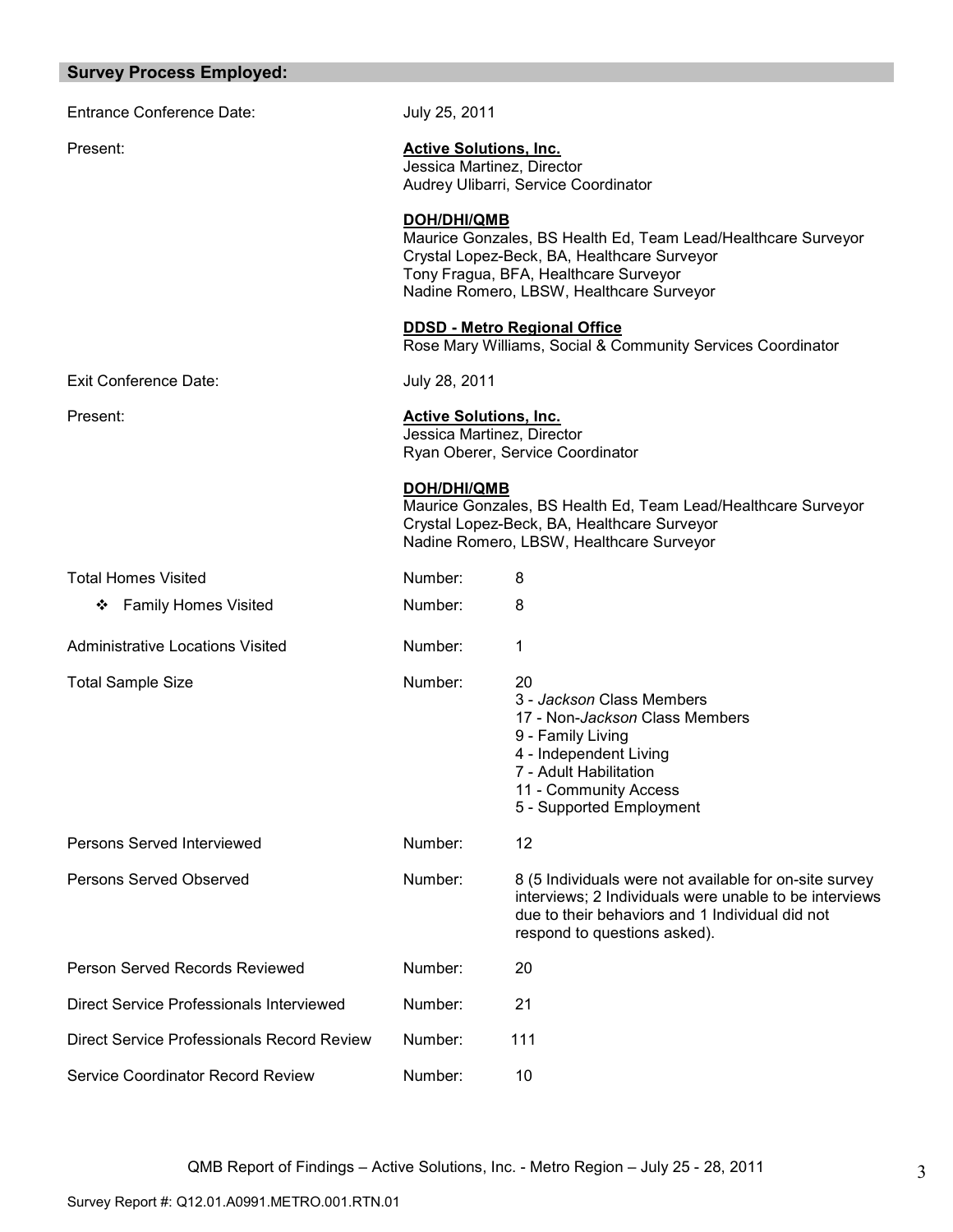## Survey Process Employed:

Entrance Conference Date: July 25, 2011

Present:

**Active Solutions, Inc.**
Jessica Martinez, Director
Audrey Ulibarri, Service Coordinator

**DOH/DHI/QMB**
Maurice Gonzales, BS Health Ed, Team Lead/Healthcare Surveyor
Crystal Lopez-Beck, BA, Healthcare Surveyor
Tony Fragua, BFA, Healthcare Surveyor
Nadine Romero, LBSW, Healthcare Surveyor

**DDSD - Metro Regional Office**
Rose Mary Williams, Social & Community Services Coordinator

Exit Conference Date: July 28, 2011

Present:

**Active Solutions, Inc.**
Jessica Martinez, Director
Ryan Oberer, Service Coordinator

**DOH/DHI/QMB**
Maurice Gonzales, BS Health Ed, Team Lead/Healthcare Surveyor
Crystal Lopez-Beck, BA, Healthcare Surveyor
Nadine Romero, LBSW, Healthcare Surveyor

| | | |
|---|---|---|
| Total Homes Visited | Number: | 8 |
| ❖ Family Homes Visited | Number: | 8 |
| Administrative Locations Visited | Number: | 1 |
| Total Sample Size | Number: | 20<br>3 - *Jackson* Class Members<br>17 - Non-*Jackson* Class Members<br>9 - Family Living<br>4 - Independent Living<br>7 - Adult Habilitation<br>11 - Community Access<br>5 - Supported Employment |
| Persons Served Interviewed | Number: | 12 |
| Persons Served Observed | Number: | 8 (5 Individuals were not available for on-site survey interviews; 2 Individuals were unable to be interviews due to their behaviors and 1 Individual did not respond to questions asked). |
| Person Served Records Reviewed | Number: | 20 |
| Direct Service Professionals Interviewed | Number: | 21 |
| Direct Service Professionals Record Review | Number: | 111 |
| Service Coordinator Record Review | Number: | 10 |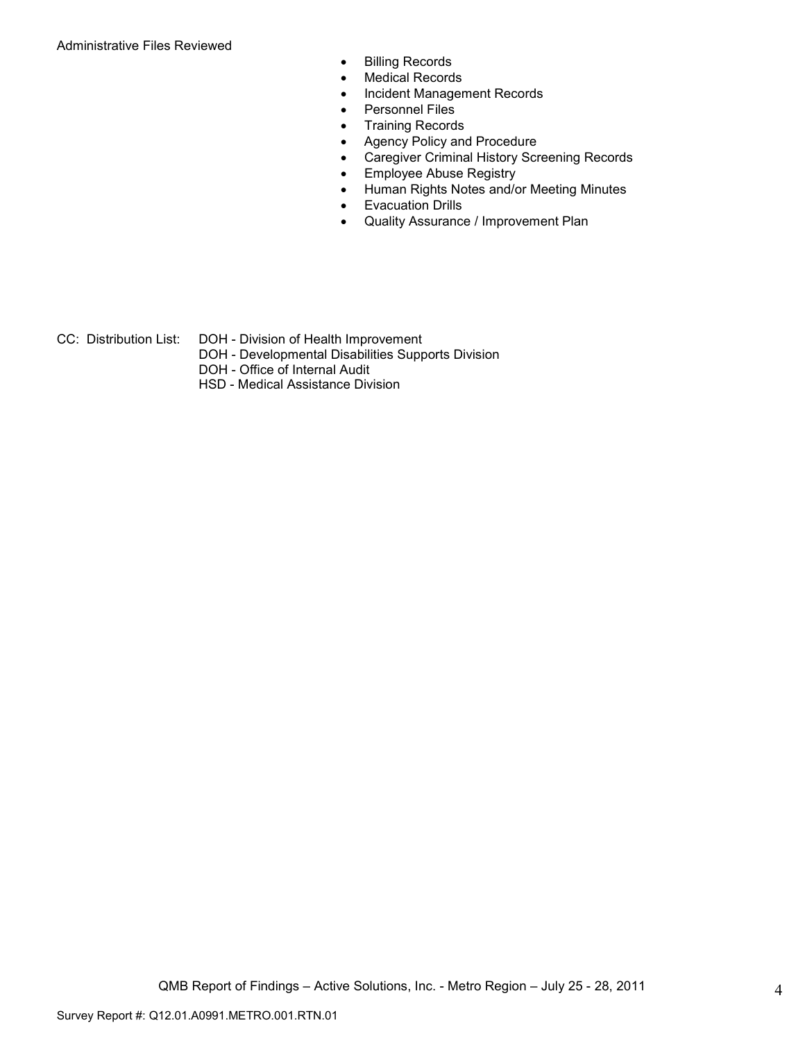Administrative Files Reviewed

- Billing Records
- Medical Records
- Incident Management Records
- Personnel Files
- Training Records
- Agency Policy and Procedure
- Caregiver Criminal History Screening Records
- Employee Abuse Registry
- Human Rights Notes and/or Meeting Minutes
- Evacuation Drills
- Quality Assurance / Improvement Plan

CC: Distribution List: DOH - Division of Health Improvement
DOH - Developmental Disabilities Supports Division
DOH - Office of Internal Audit
HSD - Medical Assistance Division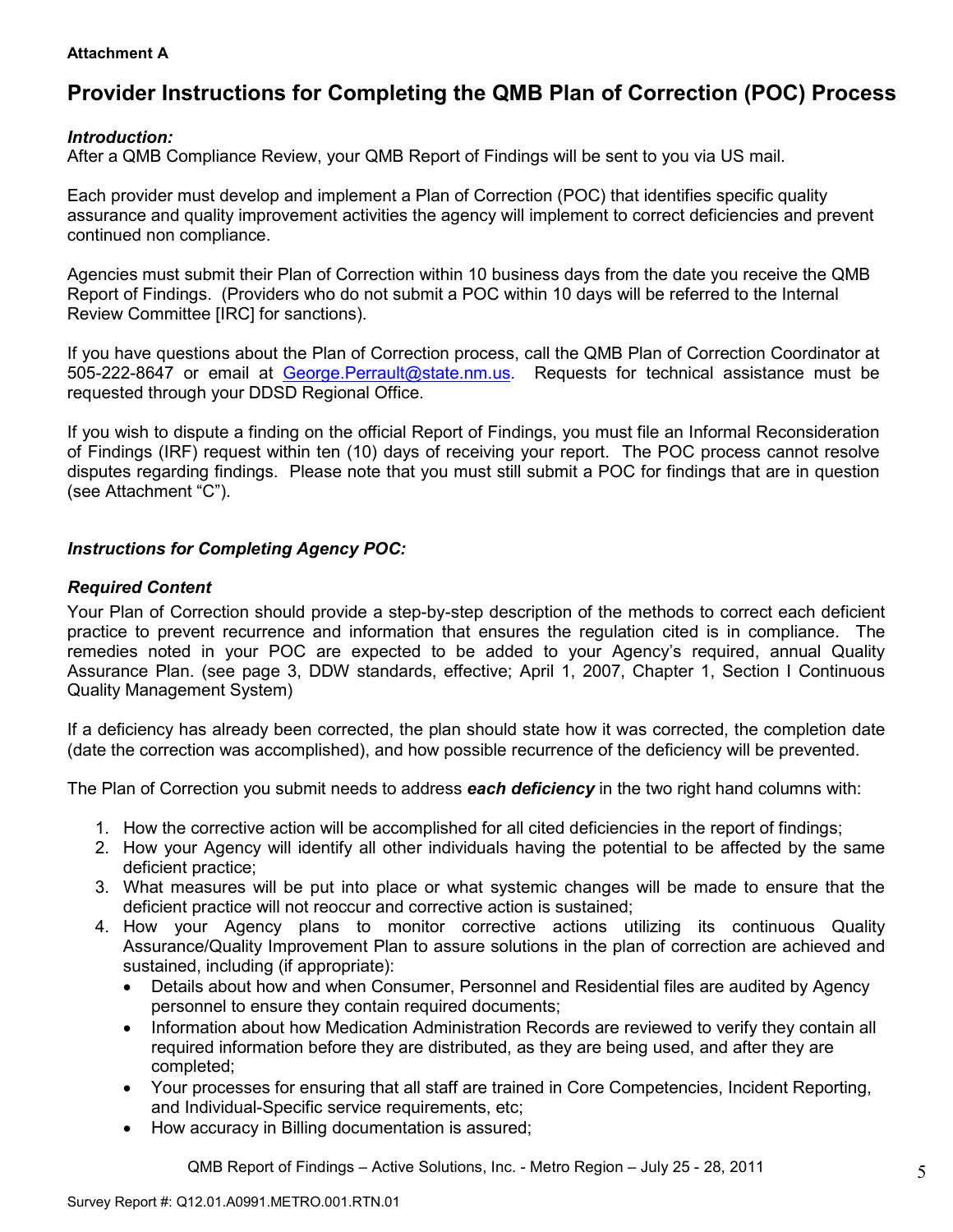**Attachment A**

# Provider Instructions for Completing the QMB Plan of Correction (POC) Process

***Introduction:***
After a QMB Compliance Review, your QMB Report of Findings will be sent to you via US mail.

Each provider must develop and implement a Plan of Correction (POC) that identifies specific quality assurance and quality improvement activities the agency will implement to correct deficiencies and prevent continued non compliance.

Agencies must submit their Plan of Correction within 10 business days from the date you receive the QMB Report of Findings. (Providers who do not submit a POC within 10 days will be referred to the Internal Review Committee [IRC] for sanctions).

If you have questions about the Plan of Correction process, call the QMB Plan of Correction Coordinator at 505-222-8647 or email at George.Perrault@state.nm.us. Requests for technical assistance must be requested through your DDSD Regional Office.

If you wish to dispute a finding on the official Report of Findings, you must file an Informal Reconsideration of Findings (IRF) request within ten (10) days of receiving your report. The POC process cannot resolve disputes regarding findings. Please note that you must still submit a POC for findings that are in question (see Attachment "C").

***Instructions for Completing Agency POC:***

***Required Content***
Your Plan of Correction should provide a step-by-step description of the methods to correct each deficient practice to prevent recurrence and information that ensures the regulation cited is in compliance. The remedies noted in your POC are expected to be added to your Agency's required, annual Quality Assurance Plan. (see page 3, DDW standards, effective; April 1, 2007, Chapter 1, Section I Continuous Quality Management System)

If a deficiency has already been corrected, the plan should state how it was corrected, the completion date (date the correction was accomplished), and how possible recurrence of the deficiency will be prevented.

The Plan of Correction you submit needs to address ***each deficiency*** in the two right hand columns with:

1. How the corrective action will be accomplished for all cited deficiencies in the report of findings;
2. How your Agency will identify all other individuals having the potential to be affected by the same deficient practice;
3. What measures will be put into place or what systemic changes will be made to ensure that the deficient practice will not reoccur and corrective action is sustained;
4. How your Agency plans to monitor corrective actions utilizing its continuous Quality Assurance/Quality Improvement Plan to assure solutions in the plan of correction are achieved and sustained, including (if appropriate):
   - Details about how and when Consumer, Personnel and Residential files are audited by Agency personnel to ensure they contain required documents;
   - Information about how Medication Administration Records are reviewed to verify they contain all required information before they are distributed, as they are being used, and after they are completed;
   - Your processes for ensuring that all staff are trained in Core Competencies, Incident Reporting, and Individual-Specific service requirements, etc;
   - How accuracy in Billing documentation is assured;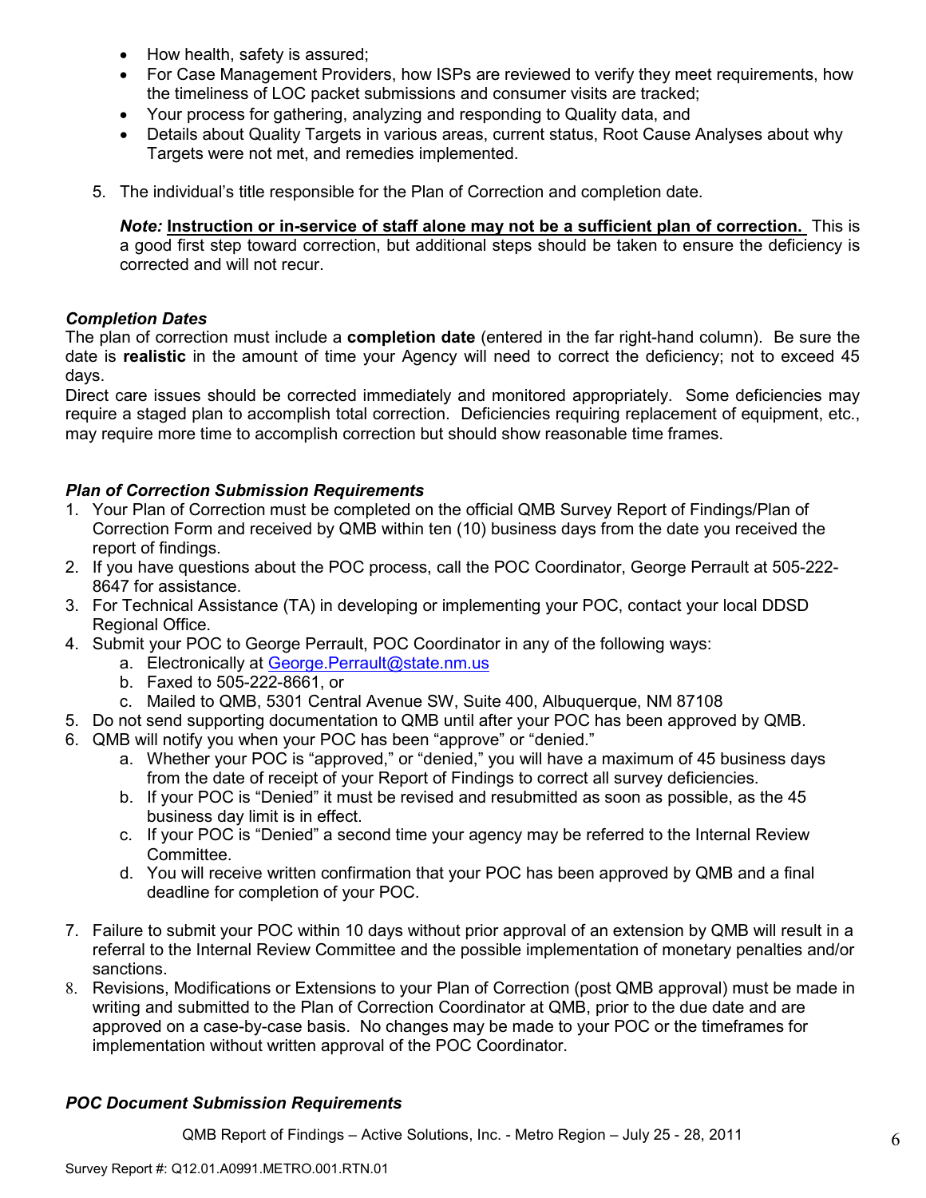- How health, safety is assured;
- For Case Management Providers, how ISPs are reviewed to verify they meet requirements, how the timeliness of LOC packet submissions and consumer visits are tracked;
- Your process for gathering, analyzing and responding to Quality data, and
- Details about Quality Targets in various areas, current status, Root Cause Analyses about why Targets were not met, and remedies implemented.

5. The individual's title responsible for the Plan of Correction and completion date.

   ***Note:*** **Instruction or in-service of staff alone may not be a sufficient plan of correction.** This is a good first step toward correction, but additional steps should be taken to ensure the deficiency is corrected and will not recur.

### *Completion Dates*

The plan of correction must include a **completion date** (entered in the far right-hand column). Be sure the date is **realistic** in the amount of time your Agency will need to correct the deficiency; not to exceed 45 days.

Direct care issues should be corrected immediately and monitored appropriately. Some deficiencies may require a staged plan to accomplish total correction. Deficiencies requiring replacement of equipment, etc., may require more time to accomplish correction but should show reasonable time frames.

### *Plan of Correction Submission Requirements*

1. Your Plan of Correction must be completed on the official QMB Survey Report of Findings/Plan of Correction Form and received by QMB within ten (10) business days from the date you received the report of findings.
2. If you have questions about the POC process, call the POC Coordinator, George Perrault at 505-222-8647 for assistance.
3. For Technical Assistance (TA) in developing or implementing your POC, contact your local DDSD Regional Office.
4. Submit your POC to George Perrault, POC Coordinator in any of the following ways:
   a. Electronically at George.Perrault@state.nm.us
   b. Faxed to 505-222-8661, or
   c. Mailed to QMB, 5301 Central Avenue SW, Suite 400, Albuquerque, NM 87108
5. Do not send supporting documentation to QMB until after your POC has been approved by QMB.
6. QMB will notify you when your POC has been "approve" or "denied."
   a. Whether your POC is "approved," or "denied," you will have a maximum of 45 business days from the date of receipt of your Report of Findings to correct all survey deficiencies.
   b. If your POC is "Denied" it must be revised and resubmitted as soon as possible, as the 45 business day limit is in effect.
   c. If your POC is "Denied" a second time your agency may be referred to the Internal Review Committee.
   d. You will receive written confirmation that your POC has been approved by QMB and a final deadline for completion of your POC.
7. Failure to submit your POC within 10 days without prior approval of an extension by QMB will result in a referral to the Internal Review Committee and the possible implementation of monetary penalties and/or sanctions.
8. Revisions, Modifications or Extensions to your Plan of Correction (post QMB approval) must be made in writing and submitted to the Plan of Correction Coordinator at QMB, prior to the due date and are approved on a case-by-case basis. No changes may be made to your POC or the timeframes for implementation without written approval of the POC Coordinator.

### *POC Document Submission Requirements*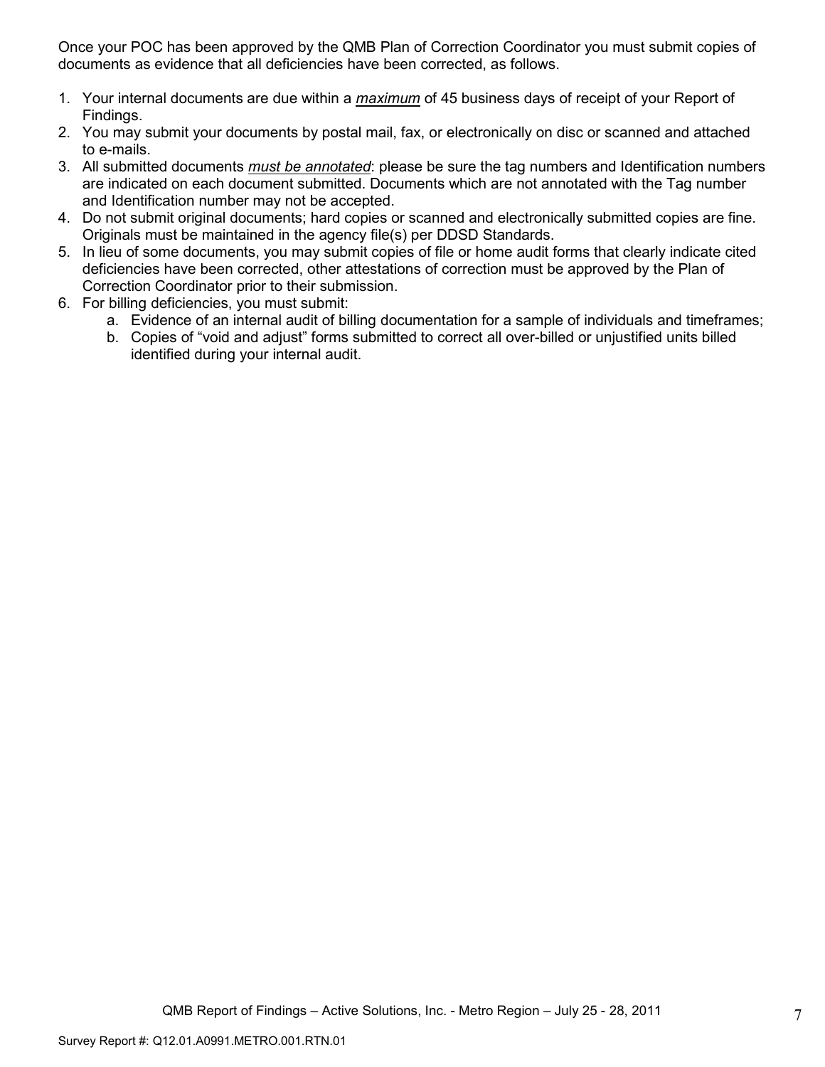Once your POC has been approved by the QMB Plan of Correction Coordinator you must submit copies of documents as evidence that all deficiencies have been corrected, as follows.

1. Your internal documents are due within a ***maximum*** of 45 business days of receipt of your Report of Findings.
2. You may submit your documents by postal mail, fax, or electronically on disc or scanned and attached to e-mails.
3. All submitted documents ***must be annotated***: please be sure the tag numbers and Identification numbers are indicated on each document submitted. Documents which are not annotated with the Tag number and Identification number may not be accepted.
4. Do not submit original documents; hard copies or scanned and electronically submitted copies are fine. Originals must be maintained in the agency file(s) per DDSD Standards.
5. In lieu of some documents, you may submit copies of file or home audit forms that clearly indicate cited deficiencies have been corrected, other attestations of correction must be approved by the Plan of Correction Coordinator prior to their submission.
6. For billing deficiencies, you must submit:
   a. Evidence of an internal audit of billing documentation for a sample of individuals and timeframes;
   b. Copies of "void and adjust" forms submitted to correct all over-billed or unjustified units billed identified during your internal audit.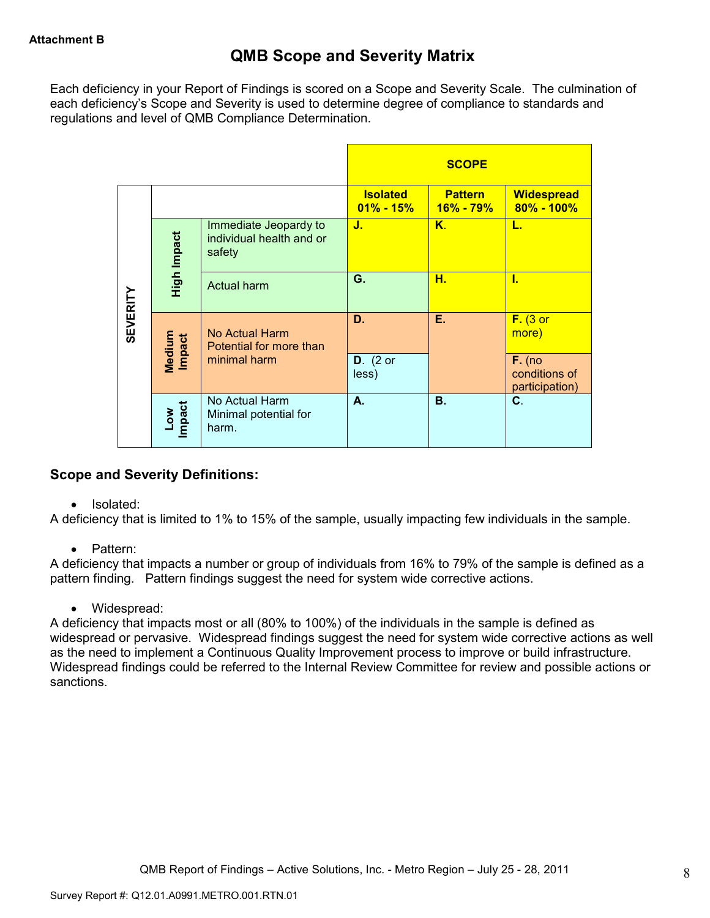**Attachment B**

# QMB Scope and Severity Matrix

Each deficiency in your Report of Findings is scored on a Scope and Severity Scale. The culmination of each deficiency's Scope and Severity is used to determine degree of compliance to standards and regulations and level of QMB Compliance Determination.

| | | | SCOPE | | |
|---|---|---|---|---|---|
| **SEVERITY** | | | **Isolated 01% - 15%** | **Pattern 16% - 79%** | **Widespread 80% - 100%** |
| | **High Impact** | Immediate Jeopardy to individual health and or safety | **J.** | **K.** | **L.** |
| | | Actual harm | **G.** | **H.** | **I.** |
| | **Medium Impact** | No Actual Harm Potential for more than minimal harm | **D.** | **E.** | **F.** (3 or more) |
| | | | **D.** (2 or less) | | **F.** (no conditions of participation) |
| | **Low Impact** | No Actual Harm Minimal potential for harm. | **A.** | **B.** | **C.** |

### Scope and Severity Definitions:

- Isolated:

A deficiency that is limited to 1% to 15% of the sample, usually impacting few individuals in the sample.

- Pattern:

A deficiency that impacts a number or group of individuals from 16% to 79% of the sample is defined as a pattern finding. Pattern findings suggest the need for system wide corrective actions.

- Widespread:

A deficiency that impacts most or all (80% to 100%) of the individuals in the sample is defined as widespread or pervasive. Widespread findings suggest the need for system wide corrective actions as well as the need to implement a Continuous Quality Improvement process to improve or build infrastructure. Widespread findings could be referred to the Internal Review Committee for review and possible actions or sanctions.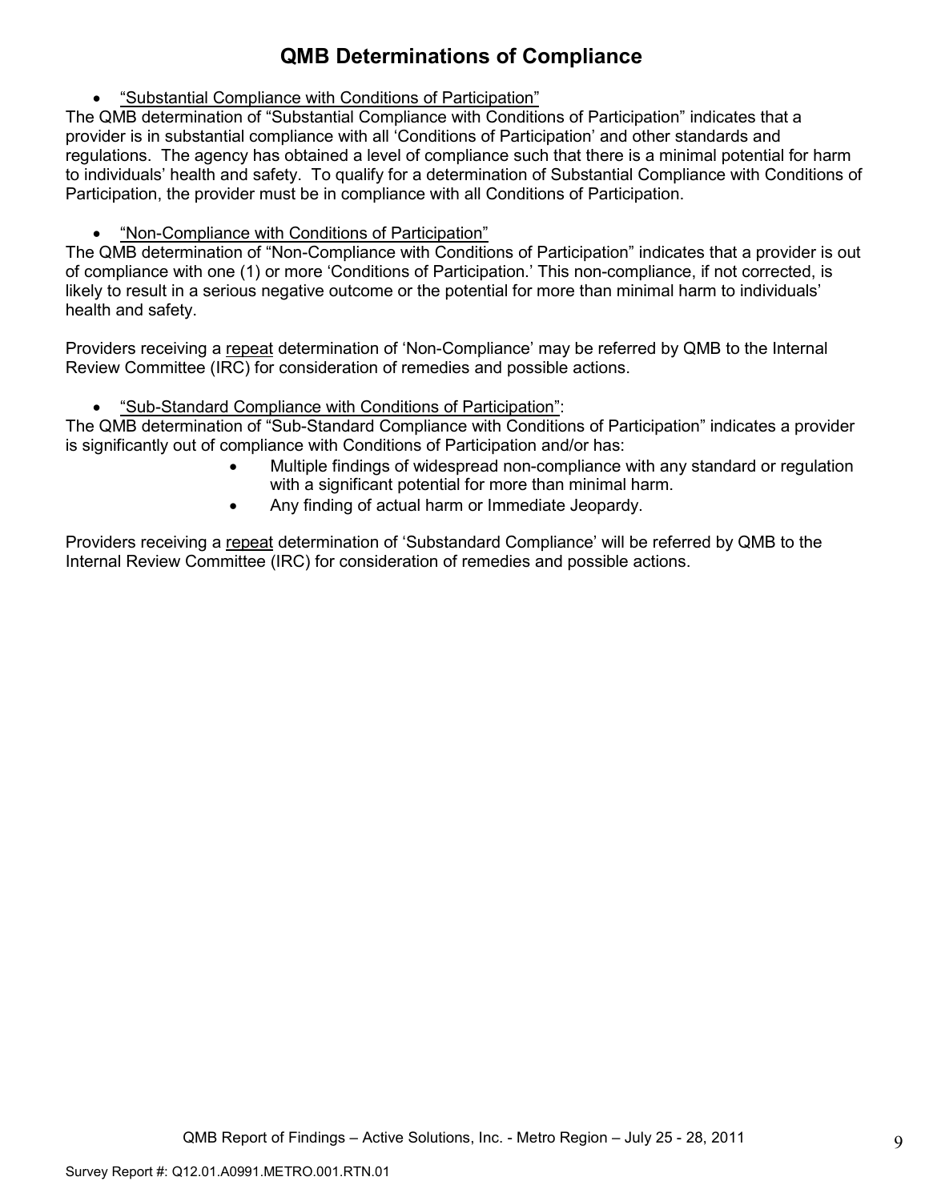# QMB Determinations of Compliance

- "Substantial Compliance with Conditions of Participation"

The QMB determination of "Substantial Compliance with Conditions of Participation" indicates that a provider is in substantial compliance with all 'Conditions of Participation' and other standards and regulations. The agency has obtained a level of compliance such that there is a minimal potential for harm to individuals' health and safety. To qualify for a determination of Substantial Compliance with Conditions of Participation, the provider must be in compliance with all Conditions of Participation.

- "Non-Compliance with Conditions of Participation"

The QMB determination of "Non-Compliance with Conditions of Participation" indicates that a provider is out of compliance with one (1) or more 'Conditions of Participation.' This non-compliance, if not corrected, is likely to result in a serious negative outcome or the potential for more than minimal harm to individuals' health and safety.

Providers receiving a repeat determination of 'Non-Compliance' may be referred by QMB to the Internal Review Committee (IRC) for consideration of remedies and possible actions.

- "Sub-Standard Compliance with Conditions of Participation":

The QMB determination of "Sub-Standard Compliance with Conditions of Participation" indicates a provider is significantly out of compliance with Conditions of Participation and/or has:

- Multiple findings of widespread non-compliance with any standard or regulation with a significant potential for more than minimal harm.
- Any finding of actual harm or Immediate Jeopardy.

Providers receiving a repeat determination of 'Substandard Compliance' will be referred by QMB to the Internal Review Committee (IRC) for consideration of remedies and possible actions.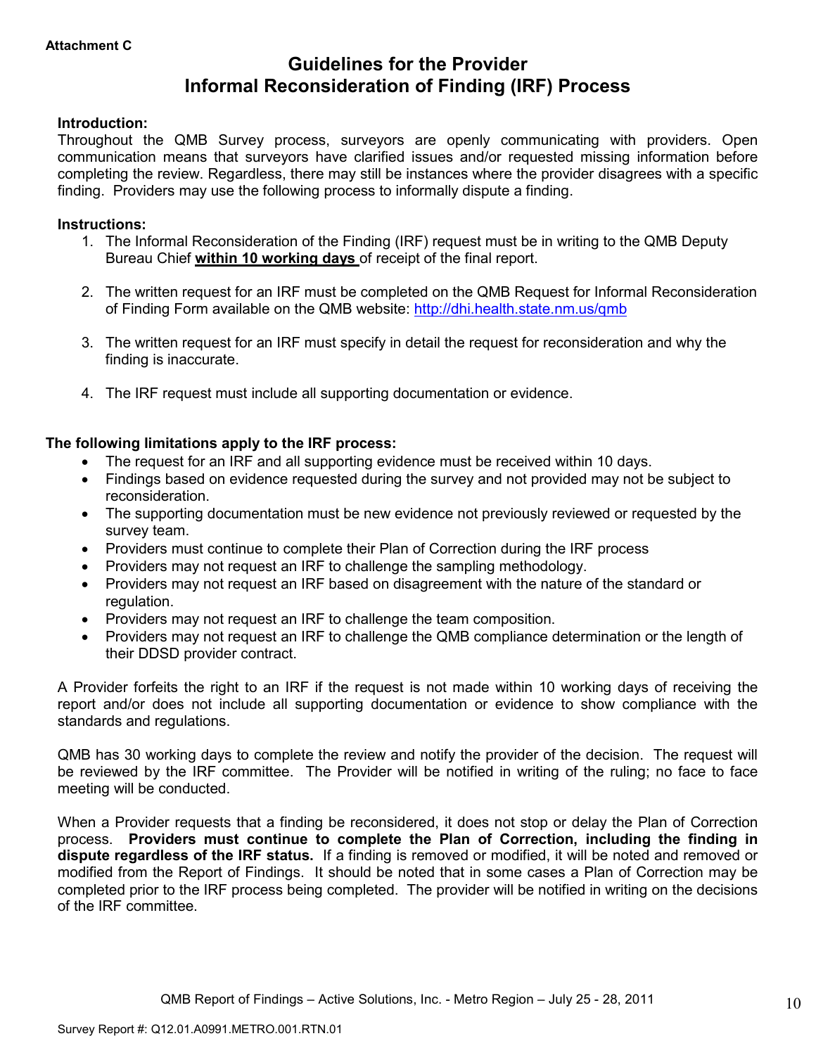**Attachment C**

# Guidelines for the Provider Informal Reconsideration of Finding (IRF) Process

**Introduction:**
Throughout the QMB Survey process, surveyors are openly communicating with providers. Open communication means that surveyors have clarified issues and/or requested missing information before completing the review. Regardless, there may still be instances where the provider disagrees with a specific finding. Providers may use the following process to informally dispute a finding.

**Instructions:**

1. The Informal Reconsideration of the Finding (IRF) request must be in writing to the QMB Deputy Bureau Chief **within 10 working days** of receipt of the final report.

2. The written request for an IRF must be completed on the QMB Request for Informal Reconsideration of Finding Form available on the QMB website: http://dhi.health.state.nm.us/qmb

3. The written request for an IRF must specify in detail the request for reconsideration and why the finding is inaccurate.

4. The IRF request must include all supporting documentation or evidence.

**The following limitations apply to the IRF process:**

- The request for an IRF and all supporting evidence must be received within 10 days.
- Findings based on evidence requested during the survey and not provided may not be subject to reconsideration.
- The supporting documentation must be new evidence not previously reviewed or requested by the survey team.
- Providers must continue to complete their Plan of Correction during the IRF process
- Providers may not request an IRF to challenge the sampling methodology.
- Providers may not request an IRF based on disagreement with the nature of the standard or regulation.
- Providers may not request an IRF to challenge the team composition.
- Providers may not request an IRF to challenge the QMB compliance determination or the length of their DDSD provider contract.

A Provider forfeits the right to an IRF if the request is not made within 10 working days of receiving the report and/or does not include all supporting documentation or evidence to show compliance with the standards and regulations.

QMB has 30 working days to complete the review and notify the provider of the decision. The request will be reviewed by the IRF committee. The Provider will be notified in writing of the ruling; no face to face meeting will be conducted.

When a Provider requests that a finding be reconsidered, it does not stop or delay the Plan of Correction process. **Providers must continue to complete the Plan of Correction, including the finding in dispute regardless of the IRF status.** If a finding is removed or modified, it will be noted and removed or modified from the Report of Findings. It should be noted that in some cases a Plan of Correction may be completed prior to the IRF process being completed. The provider will be notified in writing on the decisions of the IRF committee.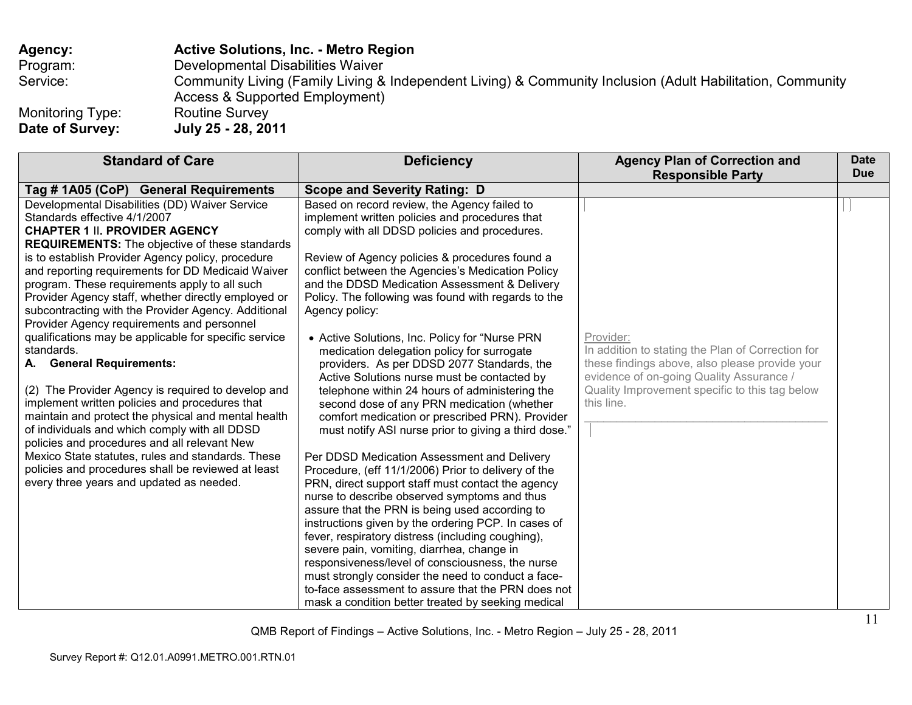**Agency:** **Active Solutions, Inc. - Metro Region**
Program: Developmental Disabilities Waiver
Service: Community Living (Family Living & Independent Living) & Community Inclusion (Adult Habilitation, Community Access & Supported Employment)
Monitoring Type: Routine Survey
**Date of Survey:** **July 25 - 28, 2011**

| Standard of Care | Deficiency | Agency Plan of Correction and Responsible Party | Date Due |
|---|---|---|---|
| **Tag # 1A05 (CoP) General Requirements** | **Scope and Severity Rating: D** | | |
| Developmental Disabilities (DD) Waiver Service Standards effective 4/1/2007<br>**CHAPTER 1** II**. PROVIDER AGENCY REQUIREMENTS:** The objective of these standards is to establish Provider Agency policy, procedure and reporting requirements for DD Medicaid Waiver program. These requirements apply to all such Provider Agency staff, whether directly employed or subcontracting with the Provider Agency. Additional Provider Agency requirements and personnel qualifications may be applicable for specific service standards.<br>**A. General Requirements:**<br><br>(2) The Provider Agency is required to develop and implement written policies and procedures that maintain and protect the physical and mental health of individuals and which comply with all DDSD policies and procedures and all relevant New Mexico State statutes, rules and standards. These policies and procedures shall be reviewed at least every three years and updated as needed. | Based on record review, the Agency failed to implement written policies and procedures that comply with all DDSD policies and procedures.<br><br>Review of Agency policies & procedures found a conflict between the Agencies's Medication Policy and the DDSD Medication Assessment & Delivery Policy. The following was found with regards to the Agency policy:<br><br>• Active Solutions, Inc. Policy for "Nurse PRN medication delegation policy for surrogate providers. As per DDSD 2077 Standards, the Active Solutions nurse must be contacted by telephone within 24 hours of administering the second dose of any PRN medication (whether comfort medication or prescribed PRN). Provider must notify ASI nurse prior to giving a third dose."<br><br>Per DDSD Medication Assessment and Delivery Procedure, (eff 11/1/2006) Prior to delivery of the PRN, direct support staff must contact the agency nurse to describe observed symptoms and thus assure that the PRN is being used according to instructions given by the ordering PCP. In cases of fever, respiratory distress (including coughing), severe pain, vomiting, diarrhea, change in responsiveness/level of consciousness, the nurse must strongly consider the need to conduct a face-to-face assessment to assure that the PRN does not mask a condition better treated by seeking medical | Provider:<br>In addition to stating the Plan of Correction for these findings above, also please provide your evidence of on-going Quality Assurance / Quality Improvement specific to this tag below this line.<br>\_\_\_\_\_\_\_\_\_\_\_\_\_\_\_\_\_\_\_\_\_\_\_\_\_\_\_\_\_\_\_\_\_\_\_\_\_\_\_\_ | |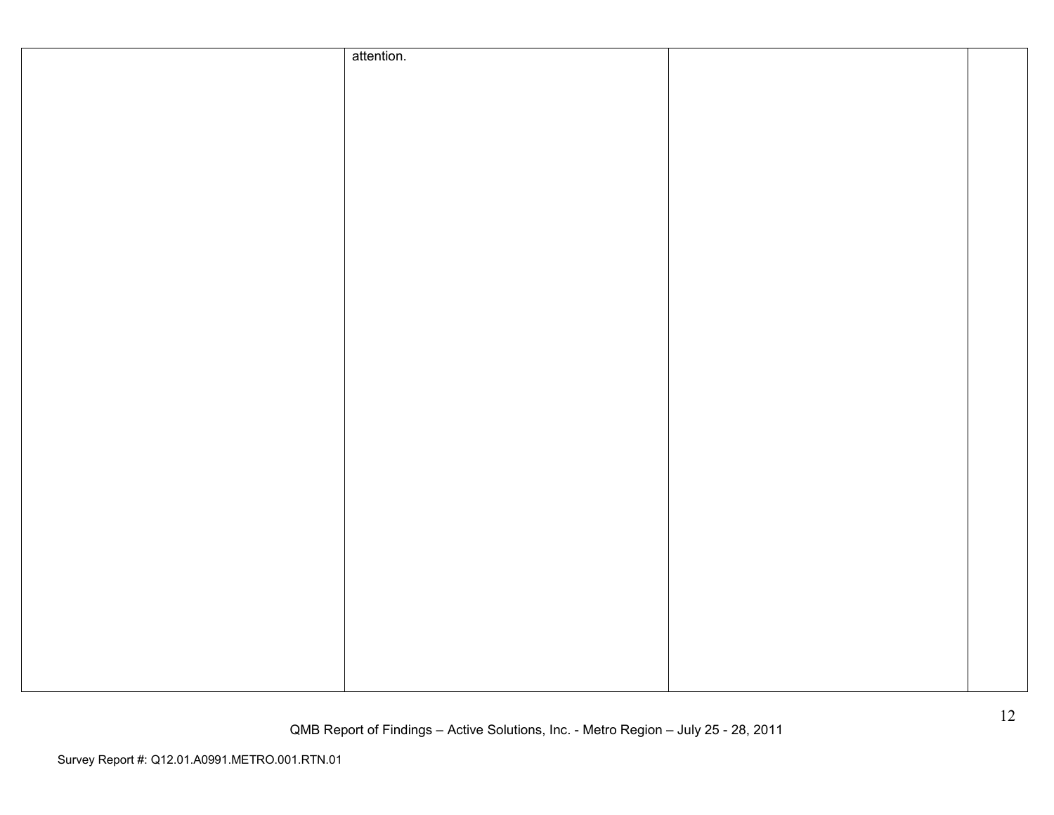| | | | |
|---|---|---|---|
| | attention. | | |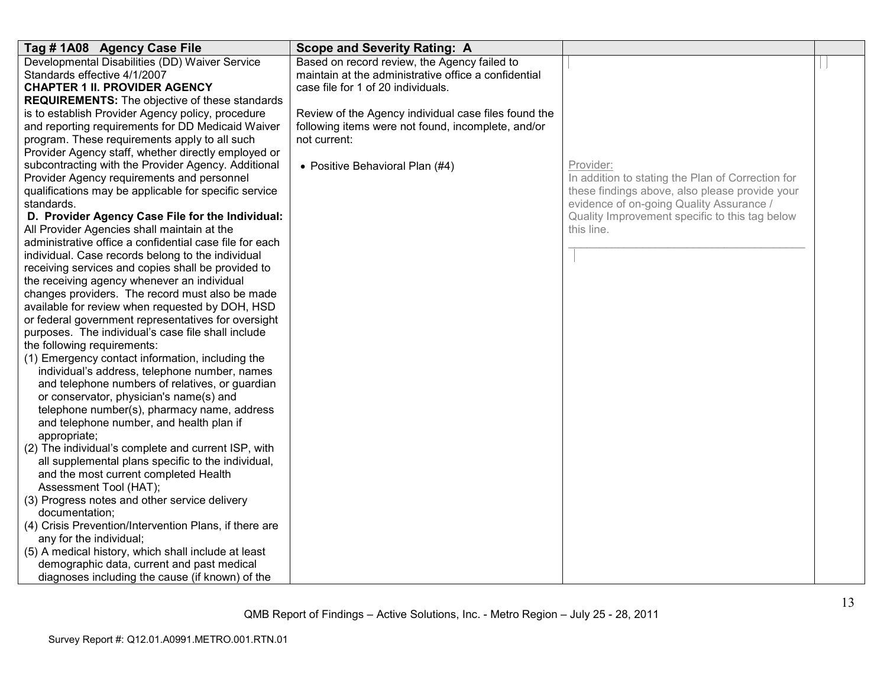| Tag # 1A08 Agency Case File | Scope and Severity Rating: A | | |
|---|---|---|---|
| Developmental Disabilities (DD) Waiver Service Standards effective 4/1/2007<br>**CHAPTER 1 II. PROVIDER AGENCY REQUIREMENTS:** The objective of these standards is to establish Provider Agency policy, procedure and reporting requirements for DD Medicaid Waiver program. These requirements apply to all such Provider Agency staff, whether directly employed or subcontracting with the Provider Agency. Additional Provider Agency requirements and personnel qualifications may be applicable for specific service standards.<br>**D. Provider Agency Case File for the Individual:** All Provider Agencies shall maintain at the administrative office a confidential case file for each individual. Case records belong to the individual receiving services and copies shall be provided to the receiving agency whenever an individual changes providers. The record must also be made available for review when requested by DOH, HSD or federal government representatives for oversight purposes. The individual's case file shall include the following requirements:<br>(1) Emergency contact information, including the individual's address, telephone number, names and telephone numbers of relatives, or guardian or conservator, physician's name(s) and telephone number(s), pharmacy name, address and telephone number, and health plan if appropriate;<br>(2) The individual's complete and current ISP, with all supplemental plans specific to the individual, and the most current completed Health Assessment Tool (HAT);<br>(3) Progress notes and other service delivery documentation;<br>(4) Crisis Prevention/Intervention Plans, if there are any for the individual;<br>(5) A medical history, which shall include at least demographic data, current and past medical diagnoses including the cause (if known) of the | Based on record review, the Agency failed to maintain at the administrative office a confidential case file for 1 of 20 individuals.<br><br>Review of the Agency individual case files found the following items were not found, incomplete, and/or not current:<br><br>• Positive Behavioral Plan (#4) | Provider:<br>In addition to stating the Plan of Correction for these findings above, also please provide your evidence of on-going Quality Assurance / Quality Improvement specific to this tag below this line.<br>\_\_\_\_\_\_\_\_\_\_\_\_\_\_\_\_\_\_\_\_\_\_\_\_\_\_\_\_\_\_\_\_\_\_\_\_\_\_\_\_ | |

QMB Report of Findings – Active Solutions, Inc. - Metro Region – July 25 - 28, 2011

Survey Report #: Q12.01.A0991.METRO.001.RTN.01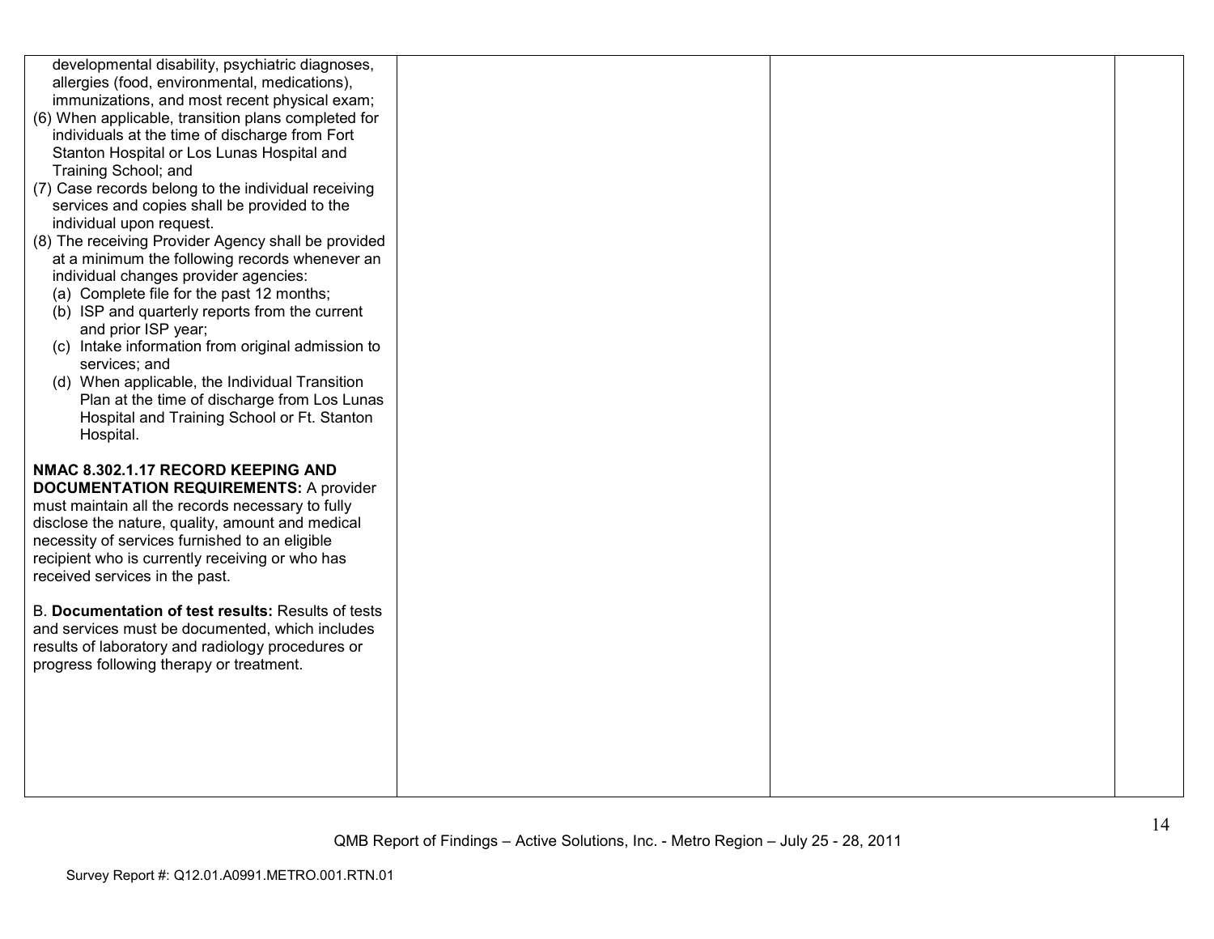| | | | |
|---|---|---|---|
| developmental disability, psychiatric diagnoses, allergies (food, environmental, medications), immunizations, and most recent physical exam;<br>(6) When applicable, transition plans completed for individuals at the time of discharge from Fort Stanton Hospital or Los Lunas Hospital and Training School; and<br>(7) Case records belong to the individual receiving services and copies shall be provided to the individual upon request.<br>(8) The receiving Provider Agency shall be provided at a minimum the following records whenever an individual changes provider agencies:<br>(a) Complete file for the past 12 months;<br>(b) ISP and quarterly reports from the current and prior ISP year;<br>(c) Intake information from original admission to services; and<br>(d) When applicable, the Individual Transition Plan at the time of discharge from Los Lunas Hospital and Training School or Ft. Stanton Hospital.<br><br>**NMAC 8.302.1.17 RECORD KEEPING AND DOCUMENTATION REQUIREMENTS:** A provider must maintain all the records necessary to fully disclose the nature, quality, amount and medical necessity of services furnished to an eligible recipient who is currently receiving or who has received services in the past.<br><br>B. **Documentation of test results:** Results of tests and services must be documented, which includes results of laboratory and radiology procedures or progress following therapy or treatment. | | | |

QMB Report of Findings – Active Solutions, Inc. - Metro Region – July 25 - 28, 2011

Survey Report #: Q12.01.A0991.METRO.001.RTN.01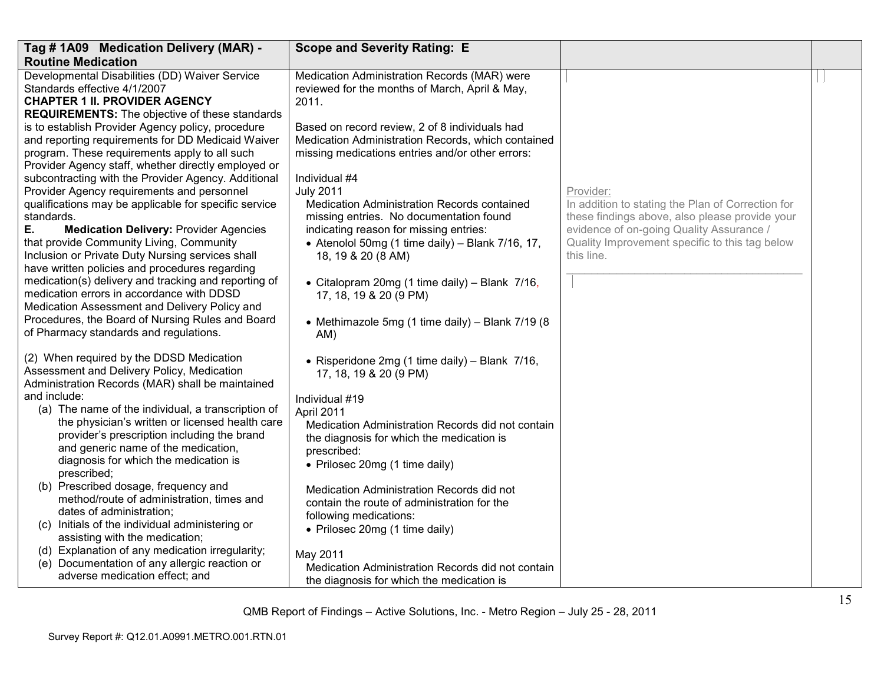| Tag # 1A09 Medication Delivery (MAR) - Routine Medication | Scope and Severity Rating: E | | |
|---|---|---|---|
| Developmental Disabilities (DD) Waiver Service Standards effective 4/1/2007<br>**CHAPTER 1 II. PROVIDER AGENCY REQUIREMENTS:** The objective of these standards is to establish Provider Agency policy, procedure and reporting requirements for DD Medicaid Waiver program. These requirements apply to all such Provider Agency staff, whether directly employed or subcontracting with the Provider Agency. Additional Provider Agency requirements and personnel qualifications may be applicable for specific service standards.<br>**E. Medication Delivery:** Provider Agencies that provide Community Living, Community Inclusion or Private Duty Nursing services shall have written policies and procedures regarding medication(s) delivery and tracking and reporting of medication errors in accordance with DDSD Medication Assessment and Delivery Policy and Procedures, the Board of Nursing Rules and Board of Pharmacy standards and regulations.<br><br>(2) When required by the DDSD Medication Assessment and Delivery Policy, Medication Administration Records (MAR) shall be maintained and include:<br>(a) The name of the individual, a transcription of the physician's written or licensed health care provider's prescription including the brand and generic name of the medication, diagnosis for which the medication is prescribed;<br>(b) Prescribed dosage, frequency and method/route of administration, times and dates of administration;<br>(c) Initials of the individual administering or assisting with the medication;<br>(d) Explanation of any medication irregularity;<br>(e) Documentation of any allergic reaction or adverse medication effect; and | Medication Administration Records (MAR) were reviewed for the months of March, April & May, 2011.<br><br>Based on record review, 2 of 8 individuals had Medication Administration Records, which contained missing medications entries and/or other errors:<br><br>Individual #4<br>July 2011<br>Medication Administration Records contained missing entries. No documentation found indicating reason for missing entries:<br>• Atenolol 50mg (1 time daily) – Blank 7/16, 17, 18, 19 & 20 (8 AM)<br><br>• Citalopram 20mg (1 time daily) – Blank 7/16, 17, 18, 19 & 20 (9 PM)<br><br>• Methimazole 5mg (1 time daily) – Blank 7/19 (8 AM)<br><br>• Risperidone 2mg (1 time daily) – Blank 7/16, 17, 18, 19 & 20 (9 PM)<br><br>Individual #19<br>April 2011<br>Medication Administration Records did not contain the diagnosis for which the medication is prescribed:<br>• Prilosec 20mg (1 time daily)<br><br>Medication Administration Records did not contain the route of administration for the following medications:<br>• Prilosec 20mg (1 time daily)<br><br>May 2011<br>Medication Administration Records did not contain the diagnosis for which the medication is | Provider:<br>In addition to stating the Plan of Correction for these findings above, also please provide your evidence of on-going Quality Assurance / Quality Improvement specific to this tag below this line.<br>_______________________________________ | |

QMB Report of Findings – Active Solutions, Inc. - Metro Region – July 25 - 28, 2011

Survey Report #: Q12.01.A0991.METRO.001.RTN.01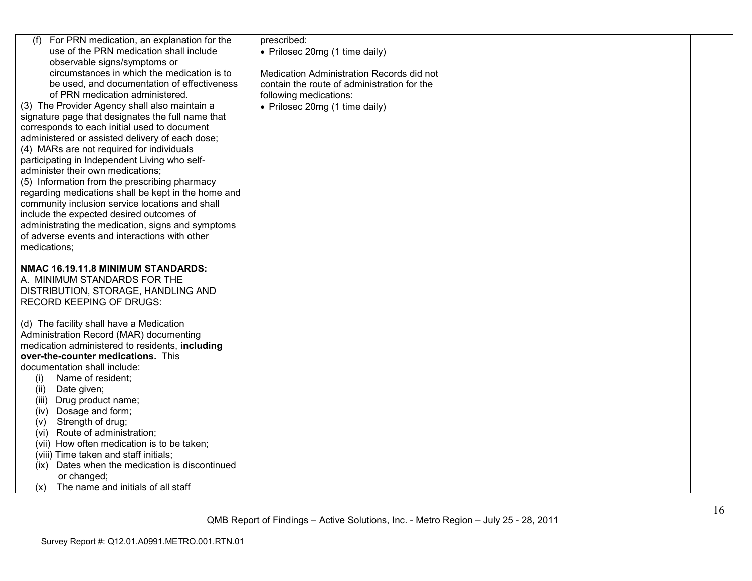| | | | |
|---|---|---|---|
| (f) For PRN medication, an explanation for the use of the PRN medication shall include observable signs/symptoms or circumstances in which the medication is to be used, and documentation of effectiveness of PRN medication administered.<br>(3) The Provider Agency shall also maintain a signature page that designates the full name that corresponds to each initial used to document administered or assisted delivery of each dose;<br>(4) MARs are not required for individuals participating in Independent Living who self-administer their own medications;<br>(5) Information from the prescribing pharmacy regarding medications shall be kept in the home and community inclusion service locations and shall include the expected desired outcomes of administrating the medication, signs and symptoms of adverse events and interactions with other medications;<br><br>**NMAC 16.19.11.8 MINIMUM STANDARDS:**<br>A. MINIMUM STANDARDS FOR THE DISTRIBUTION, STORAGE, HANDLING AND RECORD KEEPING OF DRUGS:<br><br>(d) The facility shall have a Medication Administration Record (MAR) documenting medication administered to residents, **including over-the-counter medications.** This documentation shall include:<br>(i) Name of resident;<br>(ii) Date given;<br>(iii) Drug product name;<br>(iv) Dosage and form;<br>(v) Strength of drug;<br>(vi) Route of administration;<br>(vii) How often medication is to be taken;<br>(viii) Time taken and staff initials;<br>(ix) Dates when the medication is discontinued or changed;<br>(x) The name and initials of all staff | prescribed:<br>• Prilosec 20mg (1 time daily)<br><br>Medication Administration Records did not contain the route of administration for the following medications:<br>• Prilosec 20mg (1 time daily) | | |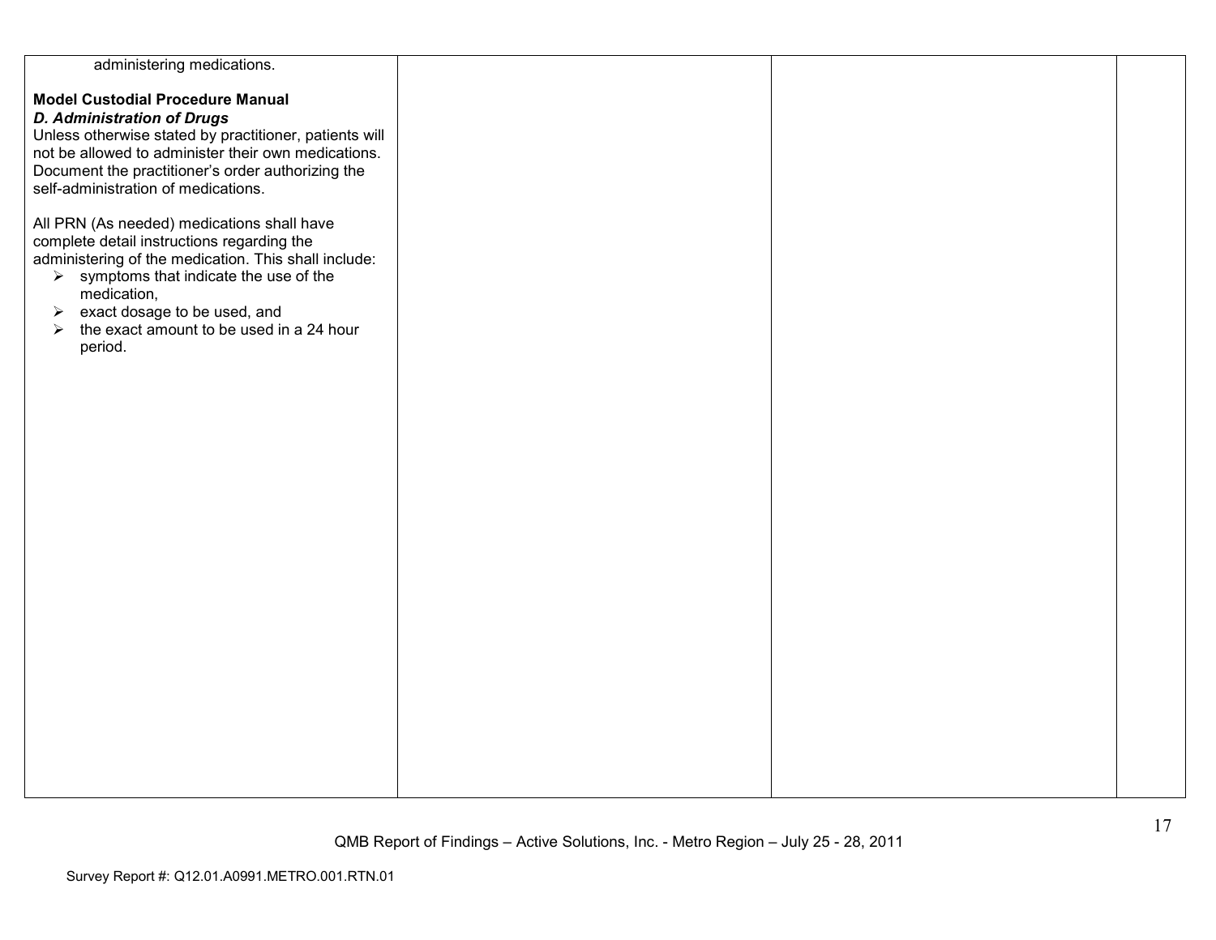| | | | |
|---|---|---|---|
| administering medications.<br><br>**Model Custodial Procedure Manual**<br>***D. Administration of Drugs***<br>Unless otherwise stated by practitioner, patients will not be allowed to administer their own medications. Document the practitioner's order authorizing the self-administration of medications.<br><br>All PRN (As needed) medications shall have complete detail instructions regarding the administering of the medication. This shall include:<br>➢ symptoms that indicate the use of the medication,<br>➢ exact dosage to be used, and<br>➢ the exact amount to be used in a 24 hour period. | | | |

QMB Report of Findings – Active Solutions, Inc. - Metro Region – July 25 - 28, 2011

Survey Report #: Q12.01.A0991.METRO.001.RTN.01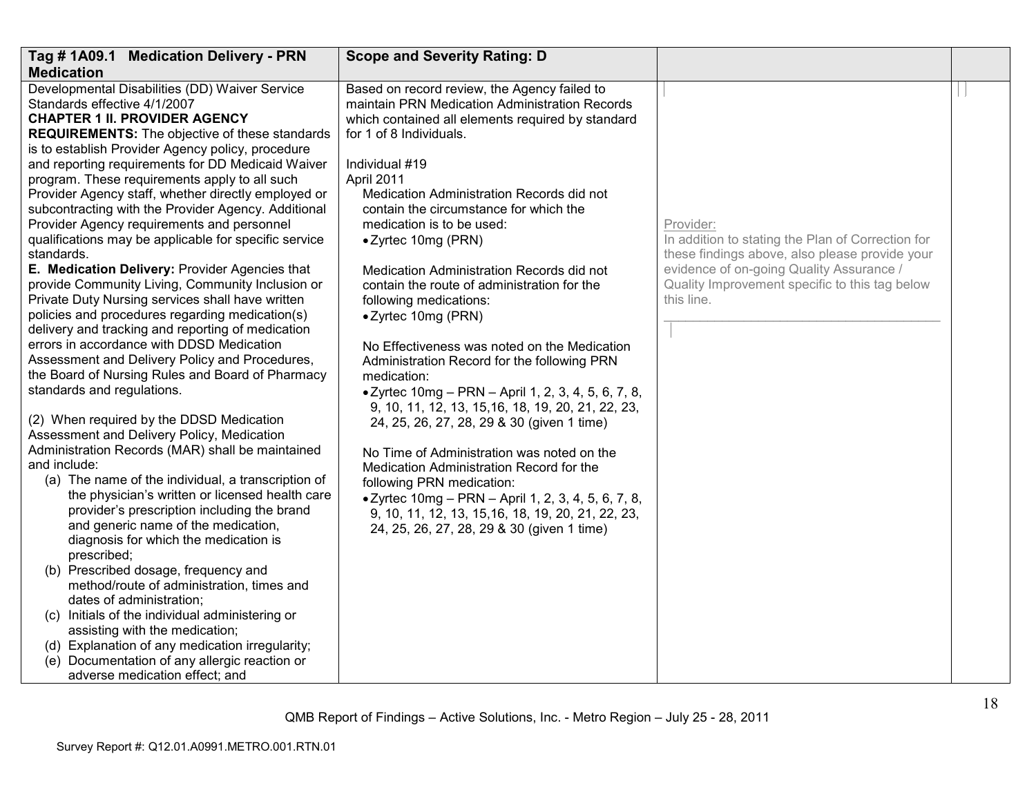| Tag # 1A09.1 Medication Delivery - PRN Medication | Scope and Severity Rating: D | | |
|---|---|---|---|
| Developmental Disabilities (DD) Waiver Service Standards effective 4/1/2007<br>**CHAPTER 1 II. PROVIDER AGENCY REQUIREMENTS:** The objective of these standards is to establish Provider Agency policy, procedure and reporting requirements for DD Medicaid Waiver program. These requirements apply to all such Provider Agency staff, whether directly employed or subcontracting with the Provider Agency. Additional Provider Agency requirements and personnel qualifications may be applicable for specific service standards.<br>**E. Medication Delivery:** Provider Agencies that provide Community Living, Community Inclusion or Private Duty Nursing services shall have written policies and procedures regarding medication(s) delivery and tracking and reporting of medication errors in accordance with DDSD Medication Assessment and Delivery Policy and Procedures, the Board of Nursing Rules and Board of Pharmacy standards and regulations.<br><br>(2) When required by the DDSD Medication Assessment and Delivery Policy, Medication Administration Records (MAR) shall be maintained and include:<br>(a) The name of the individual, a transcription of the physician's written or licensed health care provider's prescription including the brand and generic name of the medication, diagnosis for which the medication is prescribed;<br>(b) Prescribed dosage, frequency and method/route of administration, times and dates of administration;<br>(c) Initials of the individual administering or assisting with the medication;<br>(d) Explanation of any medication irregularity;<br>(e) Documentation of any allergic reaction or adverse medication effect; and | Based on record review, the Agency failed to maintain PRN Medication Administration Records which contained all elements required by standard for 1 of 8 Individuals.<br><br>Individual #19<br>April 2011<br>Medication Administration Records did not contain the circumstance for which the medication is to be used:<br>• Zyrtec 10mg (PRN)<br><br>Medication Administration Records did not contain the route of administration for the following medications:<br>• Zyrtec 10mg (PRN)<br><br>No Effectiveness was noted on the Medication Administration Record for the following PRN medication:<br>• Zyrtec 10mg – PRN – April 1, 2, 3, 4, 5, 6, 7, 8, 9, 10, 11, 12, 13, 15,16, 18, 19, 20, 21, 22, 23, 24, 25, 26, 27, 28, 29 & 30 (given 1 time)<br><br>No Time of Administration was noted on the Medication Administration Record for the following PRN medication:<br>• Zyrtec 10mg – PRN – April 1, 2, 3, 4, 5, 6, 7, 8, 9, 10, 11, 12, 13, 15,16, 18, 19, 20, 21, 22, 23, 24, 25, 26, 27, 28, 29 & 30 (given 1 time) | Provider:<br>In addition to stating the Plan of Correction for these findings above, also please provide your evidence of on-going Quality Assurance / Quality Improvement specific to this tag below this line.<br>\_\_\_\_\_\_\_\_\_\_\_\_\_\_\_\_\_\_\_\_\_\_\_\_\_\_\_\_\_\_\_\_\_\_\_\_\_\_ | |

QMB Report of Findings – Active Solutions, Inc. - Metro Region – July 25 - 28, 2011

Survey Report #: Q12.01.A0991.METRO.001.RTN.01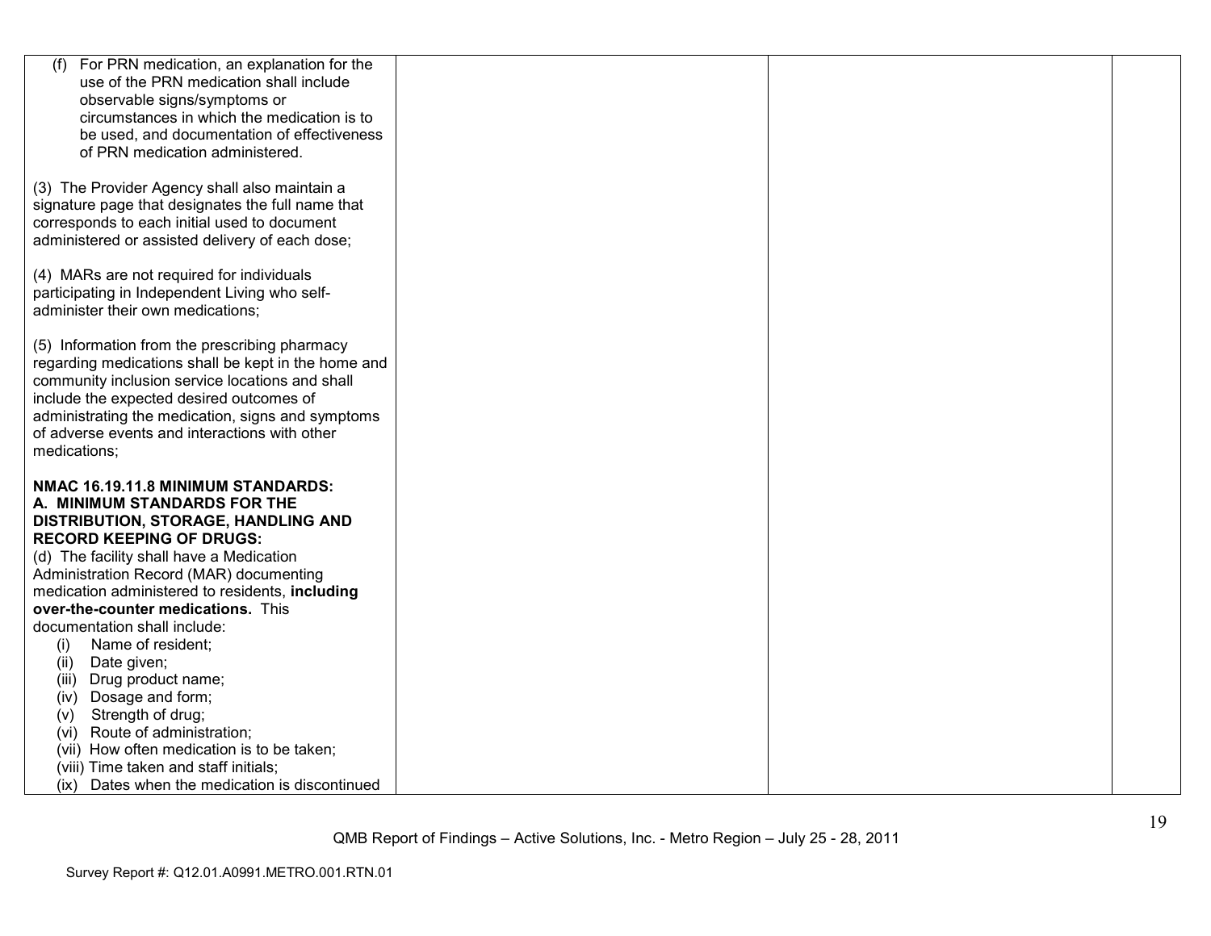| | | | |
|---|---|---|---|
| (f) For PRN medication, an explanation for the use of the PRN medication shall include observable signs/symptoms or circumstances in which the medication is to be used, and documentation of effectiveness of PRN medication administered.<br><br>(3) The Provider Agency shall also maintain a signature page that designates the full name that corresponds to each initial used to document administered or assisted delivery of each dose;<br><br>(4) MARs are not required for individuals participating in Independent Living who self-administer their own medications;<br><br>(5) Information from the prescribing pharmacy regarding medications shall be kept in the home and community inclusion service locations and shall include the expected desired outcomes of administrating the medication, signs and symptoms of adverse events and interactions with other medications;<br><br>**NMAC 16.19.11.8 MINIMUM STANDARDS: A. MINIMUM STANDARDS FOR THE DISTRIBUTION, STORAGE, HANDLING AND RECORD KEEPING OF DRUGS:**<br>(d) The facility shall have a Medication Administration Record (MAR) documenting medication administered to residents, **including over-the-counter medications.** This documentation shall include:<br>(i) Name of resident;<br>(ii) Date given;<br>(iii) Drug product name;<br>(iv) Dosage and form;<br>(v) Strength of drug;<br>(vi) Route of administration;<br>(vii) How often medication is to be taken;<br>(viii) Time taken and staff initials;<br>(ix) Dates when the medication is discontinued | | | |

QMB Report of Findings – Active Solutions, Inc. - Metro Region – July 25 - 28, 2011

Survey Report #: Q12.01.A0991.METRO.001.RTN.01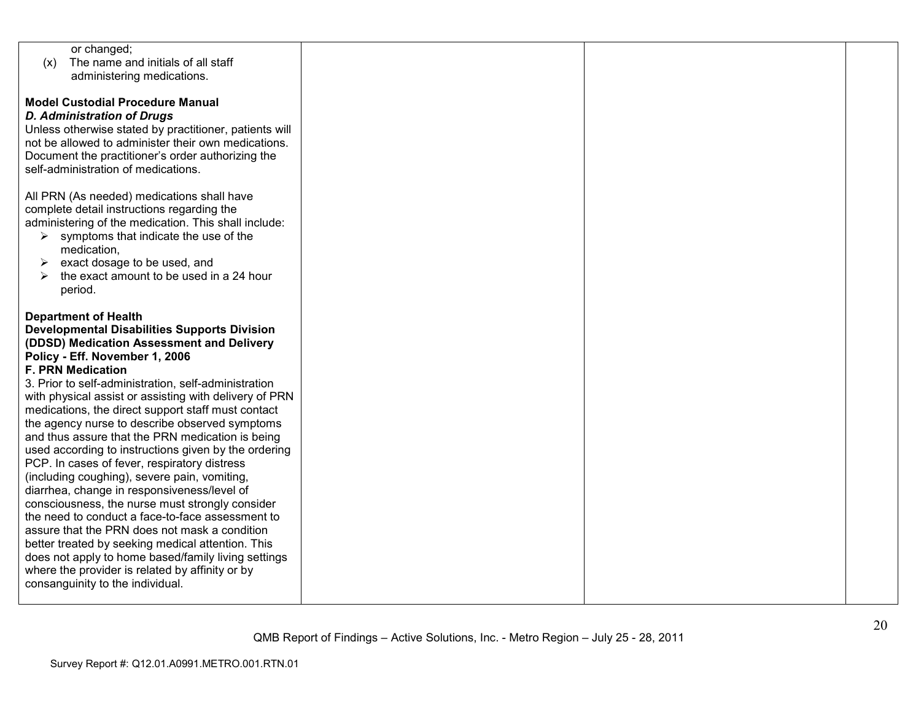| | | | |
|---|---|---|---|
| or changed;<br>(x) The name and initials of all staff administering medications.<br><br>**Model Custodial Procedure Manual**<br>***D. Administration of Drugs***<br>Unless otherwise stated by practitioner, patients will not be allowed to administer their own medications. Document the practitioner's order authorizing the self-administration of medications.<br><br>All PRN (As needed) medications shall have complete detail instructions regarding the administering of the medication. This shall include:<br>➢ symptoms that indicate the use of the medication,<br>➢ exact dosage to be used, and<br>➢ the exact amount to be used in a 24 hour period.<br><br>**Department of Health**<br>**Developmental Disabilities Supports Division (DDSD) Medication Assessment and Delivery Policy - Eff. November 1, 2006**<br>**F. PRN Medication**<br>3. Prior to self-administration, self-administration with physical assist or assisting with delivery of PRN medications, the direct support staff must contact the agency nurse to describe observed symptoms and thus assure that the PRN medication is being used according to instructions given by the ordering PCP. In cases of fever, respiratory distress (including coughing), severe pain, vomiting, diarrhea, change in responsiveness/level of consciousness, the nurse must strongly consider the need to conduct a face-to-face assessment to assure that the PRN does not mask a condition better treated by seeking medical attention. This does not apply to home based/family living settings where the provider is related by affinity or by consanguinity to the individual. | | | |

QMB Report of Findings – Active Solutions, Inc. - Metro Region – July 25 - 28, 2011

Survey Report #: Q12.01.A0991.METRO.001.RTN.01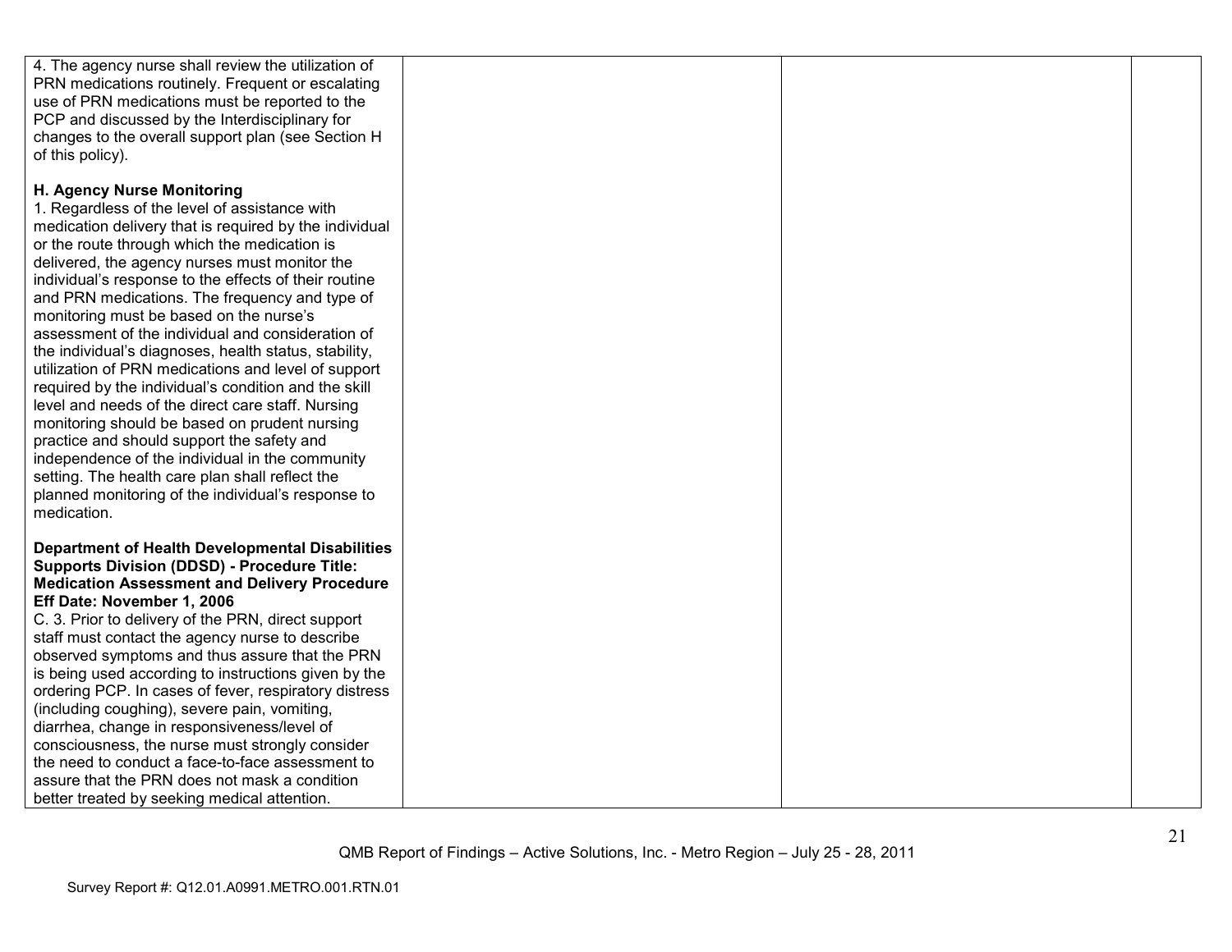| | | | |
|---|---|---|---|
| 4. The agency nurse shall review the utilization of PRN medications routinely. Frequent or escalating use of PRN medications must be reported to the PCP and discussed by the Interdisciplinary for changes to the overall support plan (see Section H of this policy).<br><br>**H. Agency Nurse Monitoring**<br>1. Regardless of the level of assistance with medication delivery that is required by the individual or the route through which the medication is delivered, the agency nurses must monitor the individual's response to the effects of their routine and PRN medications. The frequency and type of monitoring must be based on the nurse's assessment of the individual and consideration of the individual's diagnoses, health status, stability, utilization of PRN medications and level of support required by the individual's condition and the skill level and needs of the direct care staff. Nursing monitoring should be based on prudent nursing practice and should support the safety and independence of the individual in the community setting. The health care plan shall reflect the planned monitoring of the individual's response to medication.<br><br>**Department of Health Developmental Disabilities Supports Division (DDSD) - Procedure Title: Medication Assessment and Delivery Procedure Eff Date: November 1, 2006**<br>C. 3. Prior to delivery of the PRN, direct support staff must contact the agency nurse to describe observed symptoms and thus assure that the PRN is being used according to instructions given by the ordering PCP. In cases of fever, respiratory distress (including coughing), severe pain, vomiting, diarrhea, change in responsiveness/level of consciousness, the nurse must strongly consider the need to conduct a face-to-face assessment to assure that the PRN does not mask a condition better treated by seeking medical attention. | | | |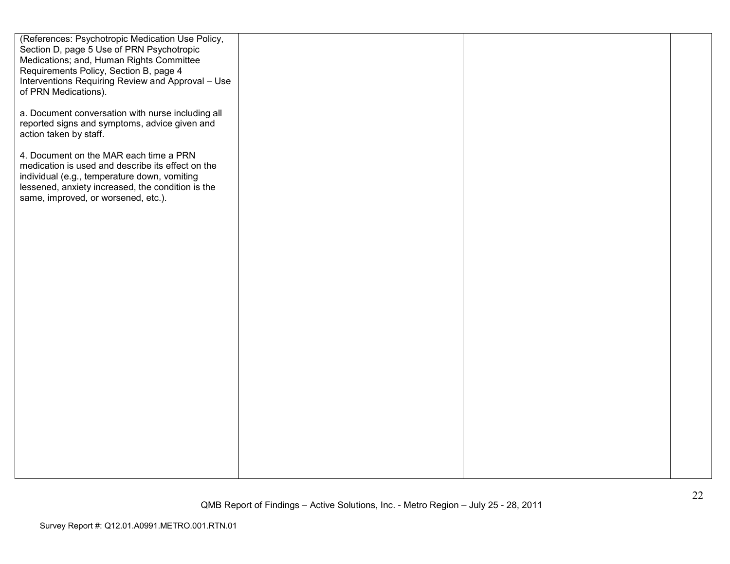| | | | |
|---|---|---|---|
| (References: Psychotropic Medication Use Policy, Section D, page 5 Use of PRN Psychotropic Medications; and, Human Rights Committee Requirements Policy, Section B, page 4 Interventions Requiring Review and Approval – Use of PRN Medications).<br><br>a. Document conversation with nurse including all reported signs and symptoms, advice given and action taken by staff.<br><br>4. Document on the MAR each time a PRN medication is used and describe its effect on the individual (e.g., temperature down, vomiting lessened, anxiety increased, the condition is the same, improved, or worsened, etc.). | | | |

Survey Report #: Q12.01.A0991.METRO.001.RTN.01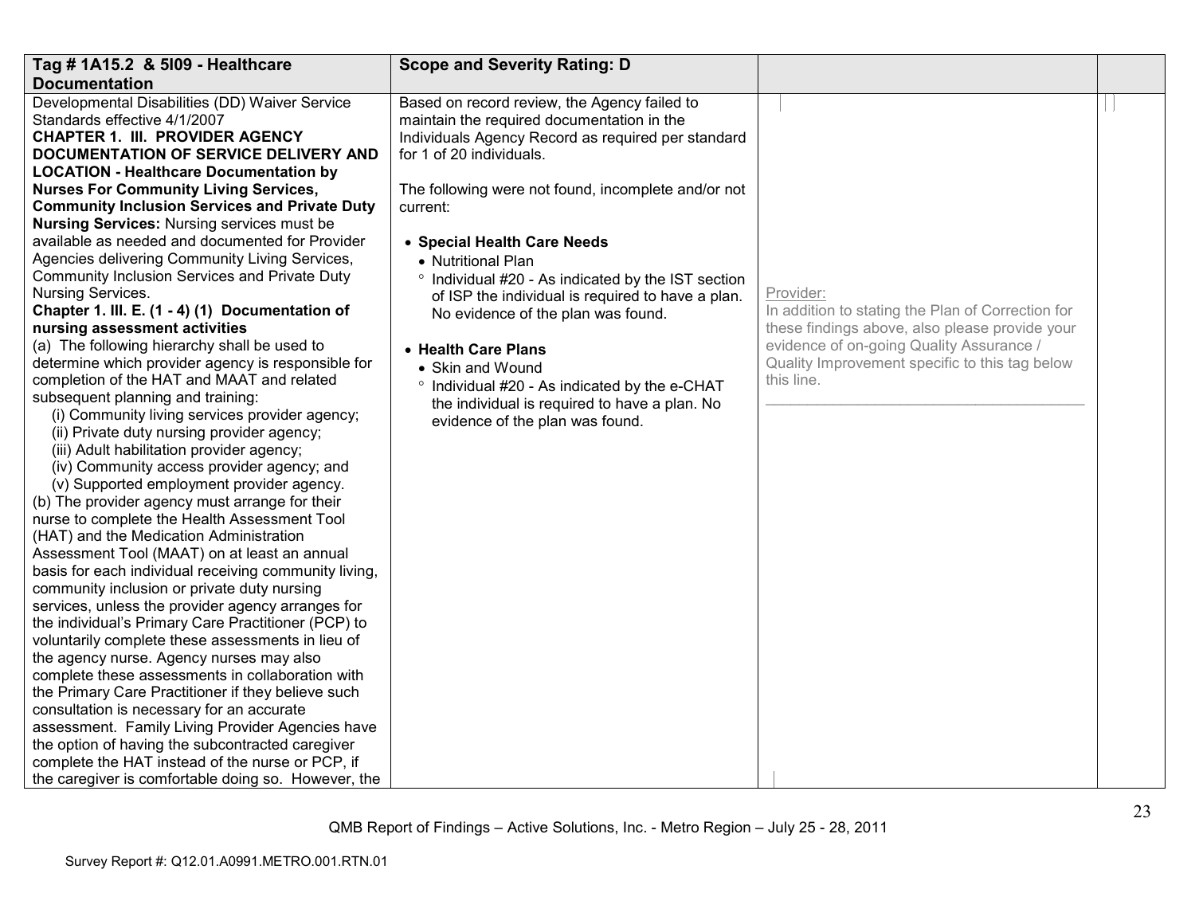| Tag # 1A15.2 & 5I09 - Healthcare Documentation | Scope and Severity Rating: D | | |
|---|---|---|---|
| Developmental Disabilities (DD) Waiver Service Standards effective 4/1/2007<br>**CHAPTER 1. III. PROVIDER AGENCY DOCUMENTATION OF SERVICE DELIVERY AND LOCATION - Healthcare Documentation by Nurses For Community Living Services, Community Inclusion Services and Private Duty Nursing Services:** Nursing services must be available as needed and documented for Provider Agencies delivering Community Living Services, Community Inclusion Services and Private Duty Nursing Services.<br>**Chapter 1. III. E. (1 - 4) (1) Documentation of nursing assessment activities**<br>(a) The following hierarchy shall be used to determine which provider agency is responsible for completion of the HAT and MAAT and related subsequent planning and training:<br>(i) Community living services provider agency;<br>(ii) Private duty nursing provider agency;<br>(iii) Adult habilitation provider agency;<br>(iv) Community access provider agency; and<br>(v) Supported employment provider agency.<br>(b) The provider agency must arrange for their nurse to complete the Health Assessment Tool (HAT) and the Medication Administration Assessment Tool (MAAT) on at least an annual basis for each individual receiving community living, community inclusion or private duty nursing services, unless the provider agency arranges for the individual's Primary Care Practitioner (PCP) to voluntarily complete these assessments in lieu of the agency nurse. Agency nurses may also complete these assessments in collaboration with the Primary Care Practitioner if they believe such consultation is necessary for an accurate assessment. Family Living Provider Agencies have the option of having the subcontracted caregiver complete the HAT instead of the nurse or PCP, if the caregiver is comfortable doing so. However, the | Based on record review, the Agency failed to maintain the required documentation in the Individuals Agency Record as required per standard for 1 of 20 individuals.<br><br>The following were not found, incomplete and/or not current:<br><br>• **Special Health Care Needs**<br>• Nutritional Plan<br>° Individual #20 - As indicated by the IST section of ISP the individual is required to have a plan. No evidence of the plan was found.<br><br>• **Health Care Plans**<br>• Skin and Wound<br>° Individual #20 - As indicated by the e-CHAT the individual is required to have a plan. No evidence of the plan was found. | Provider:<br>In addition to stating the Plan of Correction for these findings above, also please provide your evidence of on-going Quality Assurance / Quality Improvement specific to this tag below this line.<br>\_\_\_\_\_\_\_\_\_\_\_\_\_\_\_\_\_\_\_\_\_\_\_\_\_\_\_\_\_\_\_\_\_\_\_\_\_\_ | |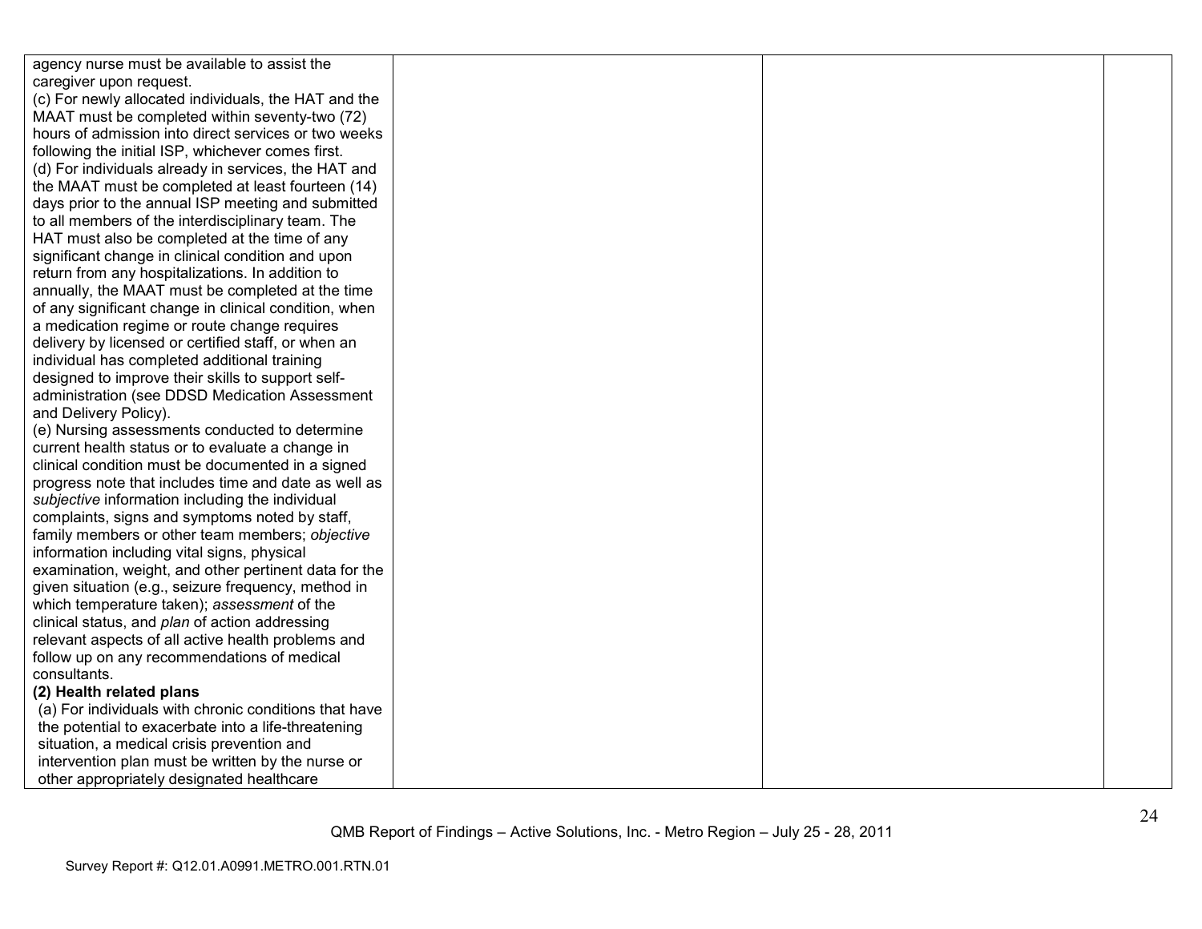| | | | |
|---|---|---|---|
| agency nurse must be available to assist the caregiver upon request.<br>(c) For newly allocated individuals, the HAT and the MAAT must be completed within seventy-two (72) hours of admission into direct services or two weeks following the initial ISP, whichever comes first.<br>(d) For individuals already in services, the HAT and the MAAT must be completed at least fourteen (14) days prior to the annual ISP meeting and submitted to all members of the interdisciplinary team. The HAT must also be completed at the time of any significant change in clinical condition and upon return from any hospitalizations. In addition to annually, the MAAT must be completed at the time of any significant change in clinical condition, when a medication regime or route change requires delivery by licensed or certified staff, or when an individual has completed additional training designed to improve their skills to support self-administration (see DDSD Medication Assessment and Delivery Policy).<br>(e) Nursing assessments conducted to determine current health status or to evaluate a change in clinical condition must be documented in a signed progress note that includes time and date as well as *subjective* information including the individual complaints, signs and symptoms noted by staff, family members or other team members; *objective* information including vital signs, physical examination, weight, and other pertinent data for the given situation (e.g., seizure frequency, method in which temperature taken); *assessment* of the clinical status, and *plan* of action addressing relevant aspects of all active health problems and follow up on any recommendations of medical consultants.<br>**(2) Health related plans**<br>(a) For individuals with chronic conditions that have the potential to exacerbate into a life-threatening situation, a medical crisis prevention and intervention plan must be written by the nurse or other appropriately designated healthcare | | | |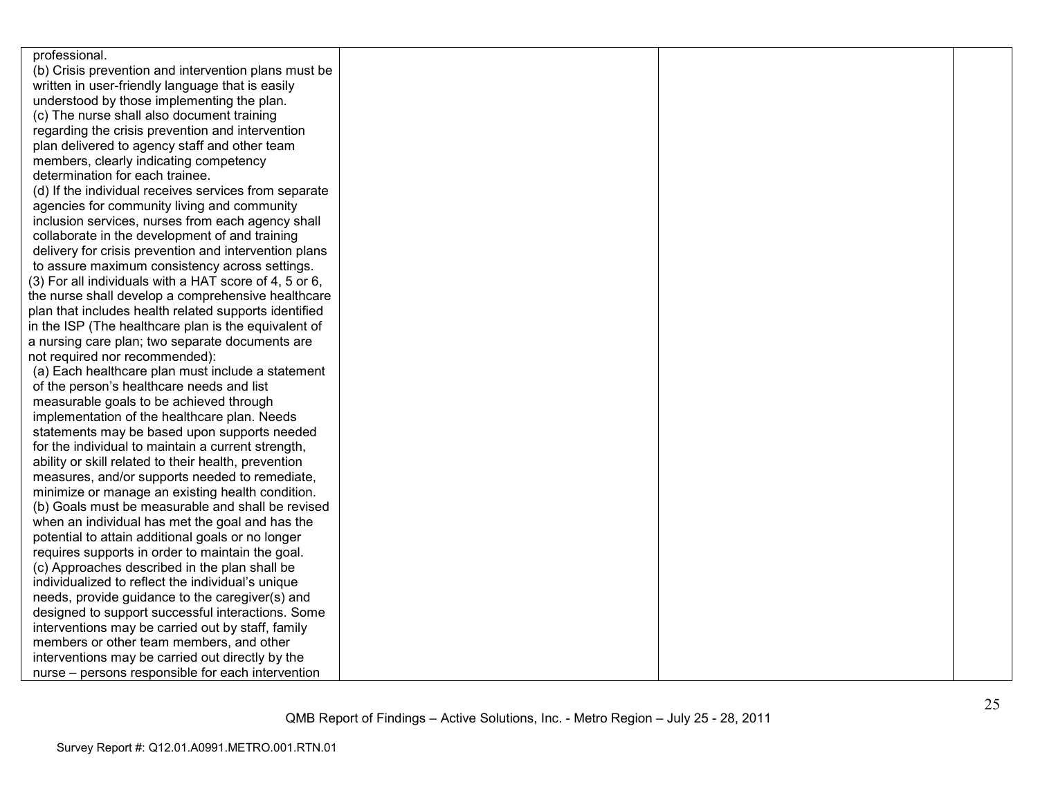| | | | |
|---|---|---|---|
| professional.<br>(b) Crisis prevention and intervention plans must be written in user-friendly language that is easily understood by those implementing the plan.<br>(c) The nurse shall also document training regarding the crisis prevention and intervention plan delivered to agency staff and other team members, clearly indicating competency determination for each trainee.<br>(d) If the individual receives services from separate agencies for community living and community inclusion services, nurses from each agency shall collaborate in the development of and training delivery for crisis prevention and intervention plans to assure maximum consistency across settings.<br>(3) For all individuals with a HAT score of 4, 5 or 6, the nurse shall develop a comprehensive healthcare plan that includes health related supports identified in the ISP (The healthcare plan is the equivalent of a nursing care plan; two separate documents are not required nor recommended):<br>(a) Each healthcare plan must include a statement of the person's healthcare needs and list measurable goals to be achieved through implementation of the healthcare plan. Needs statements may be based upon supports needed for the individual to maintain a current strength, ability or skill related to their health, prevention measures, and/or supports needed to remediate, minimize or manage an existing health condition.<br>(b) Goals must be measurable and shall be revised when an individual has met the goal and has the potential to attain additional goals or no longer requires supports in order to maintain the goal.<br>(c) Approaches described in the plan shall be individualized to reflect the individual's unique needs, provide guidance to the caregiver(s) and designed to support successful interactions. Some interventions may be carried out by staff, family members or other team members, and other interventions may be carried out directly by the nurse – persons responsible for each intervention | | | |

QMB Report of Findings – Active Solutions, Inc. - Metro Region – July 25 - 28, 2011

Survey Report #: Q12.01.A0991.METRO.001.RTN.01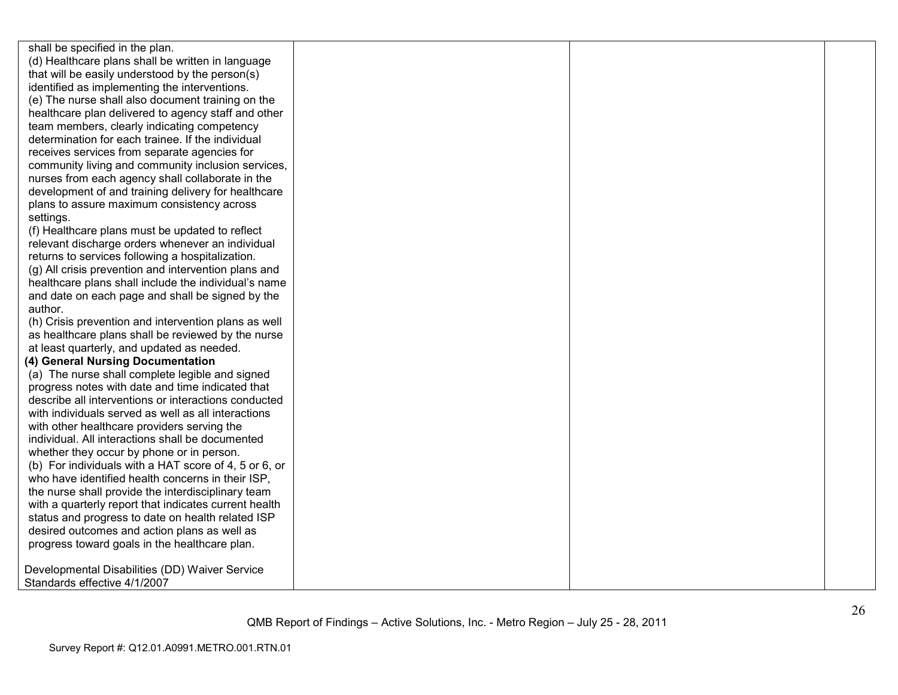| | | | |
|---|---|---|---|
| shall be specified in the plan.<br>(d) Healthcare plans shall be written in language that will be easily understood by the person(s) identified as implementing the interventions.<br>(e) The nurse shall also document training on the healthcare plan delivered to agency staff and other team members, clearly indicating competency determination for each trainee. If the individual receives services from separate agencies for community living and community inclusion services, nurses from each agency shall collaborate in the development of and training delivery for healthcare plans to assure maximum consistency across settings.<br>(f) Healthcare plans must be updated to reflect relevant discharge orders whenever an individual returns to services following a hospitalization.<br>(g) All crisis prevention and intervention plans and healthcare plans shall include the individual's name and date on each page and shall be signed by the author.<br>(h) Crisis prevention and intervention plans as well as healthcare plans shall be reviewed by the nurse at least quarterly, and updated as needed.<br>**(4) General Nursing Documentation**<br>(a) The nurse shall complete legible and signed progress notes with date and time indicated that describe all interventions or interactions conducted with individuals served as well as all interactions with other healthcare providers serving the individual. All interactions shall be documented whether they occur by phone or in person.<br>(b) For individuals with a HAT score of 4, 5 or 6, or who have identified health concerns in their ISP, the nurse shall provide the interdisciplinary team with a quarterly report that indicates current health status and progress to date on health related ISP desired outcomes and action plans as well as progress toward goals in the healthcare plan.<br><br>Developmental Disabilities (DD) Waiver Service Standards effective 4/1/2007 | | | |

QMB Report of Findings – Active Solutions, Inc. - Metro Region – July 25 - 28, 2011

Survey Report #: Q12.01.A0991.METRO.001.RTN.01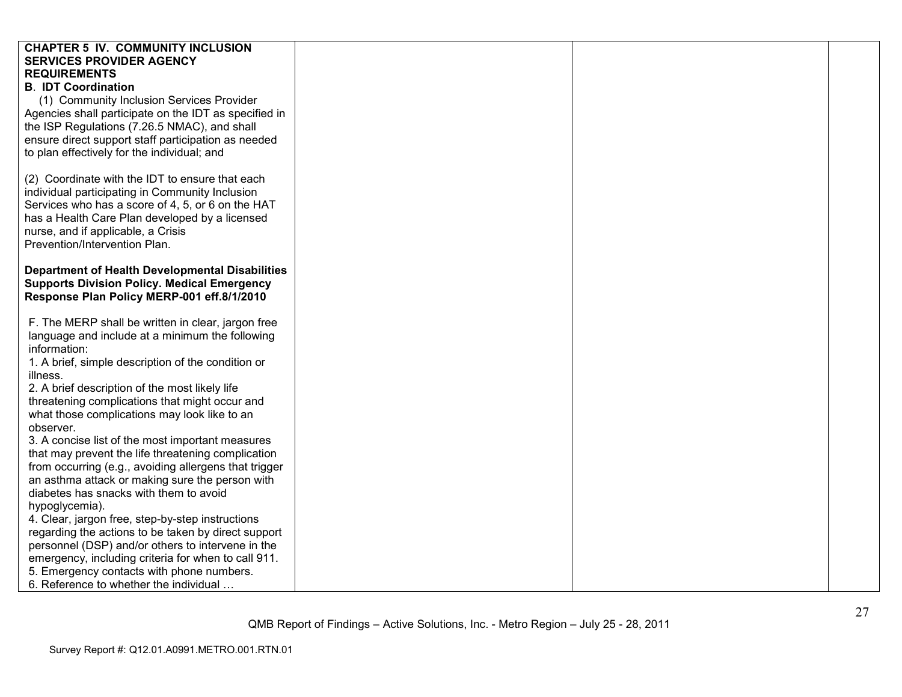| | | | |
|---|---|---|---|
| **CHAPTER 5 IV. COMMUNITY INCLUSION SERVICES PROVIDER AGENCY REQUIREMENTS**<br>**B. IDT Coordination**<br>(1) Community Inclusion Services Provider Agencies shall participate on the IDT as specified in the ISP Regulations (7.26.5 NMAC), and shall ensure direct support staff participation as needed to plan effectively for the individual; and<br><br>(2) Coordinate with the IDT to ensure that each individual participating in Community Inclusion Services who has a score of 4, 5, or 6 on the HAT has a Health Care Plan developed by a licensed nurse, and if applicable, a Crisis Prevention/Intervention Plan.<br><br>**Department of Health Developmental Disabilities Supports Division Policy. Medical Emergency Response Plan Policy MERP-001 eff.8/1/2010**<br><br>F. The MERP shall be written in clear, jargon free language and include at a minimum the following information:<br>1. A brief, simple description of the condition or illness.<br>2. A brief description of the most likely life threatening complications that might occur and what those complications may look like to an observer.<br>3. A concise list of the most important measures that may prevent the life threatening complication from occurring (e.g., avoiding allergens that trigger an asthma attack or making sure the person with diabetes has snacks with them to avoid hypoglycemia).<br>4. Clear, jargon free, step-by-step instructions regarding the actions to be taken by direct support personnel (DSP) and/or others to intervene in the emergency, including criteria for when to call 911.<br>5. Emergency contacts with phone numbers.<br>6. Reference to whether the individual … | | | |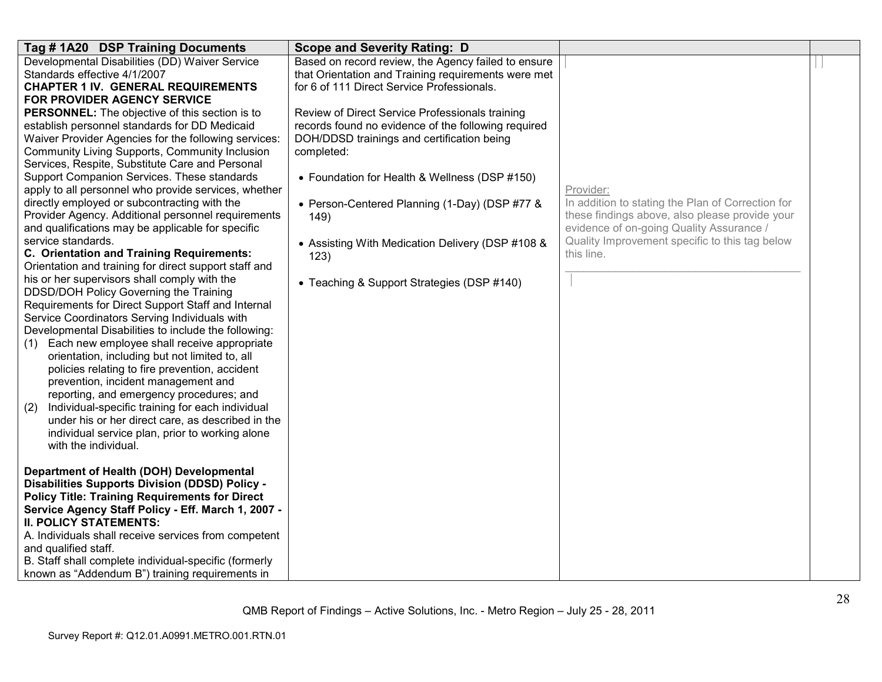| Tag # 1A20 DSP Training Documents | Scope and Severity Rating: D | | |
|---|---|---|---|
| Developmental Disabilities (DD) Waiver Service Standards effective 4/1/2007<br>**CHAPTER 1 IV. GENERAL REQUIREMENTS FOR PROVIDER AGENCY SERVICE PERSONNEL:** The objective of this section is to establish personnel standards for DD Medicaid Waiver Provider Agencies for the following services: Community Living Supports, Community Inclusion Services, Respite, Substitute Care and Personal Support Companion Services. These standards apply to all personnel who provide services, whether directly employed or subcontracting with the Provider Agency. Additional personnel requirements and qualifications may be applicable for specific service standards.<br>**C. Orientation and Training Requirements:** Orientation and training for direct support staff and his or her supervisors shall comply with the DDSD/DOH Policy Governing the Training Requirements for Direct Support Staff and Internal Service Coordinators Serving Individuals with Developmental Disabilities to include the following:<br>(1) Each new employee shall receive appropriate orientation, including but not limited to, all policies relating to fire prevention, accident prevention, incident management and reporting, and emergency procedures; and<br>(2) Individual-specific training for each individual under his or her direct care, as described in the individual service plan, prior to working alone with the individual.<br><br>**Department of Health (DOH) Developmental Disabilities Supports Division (DDSD) Policy - Policy Title: Training Requirements for Direct Service Agency Staff Policy - Eff. March 1, 2007 - II. POLICY STATEMENTS:**<br>A. Individuals shall receive services from competent and qualified staff.<br>B. Staff shall complete individual-specific (formerly known as "Addendum B") training requirements in | Based on record review, the Agency failed to ensure that Orientation and Training requirements were met for 6 of 111 Direct Service Professionals.<br><br>Review of Direct Service Professionals training records found no evidence of the following required DOH/DDSD trainings and certification being completed:<br><br>• Foundation for Health & Wellness (DSP #150)<br><br>• Person-Centered Planning (1-Day) (DSP #77 & 149)<br><br>• Assisting With Medication Delivery (DSP #108 & 123)<br><br>• Teaching & Support Strategies (DSP #140) | Provider:<br>In addition to stating the Plan of Correction for these findings above, also please provide your evidence of on-going Quality Assurance / Quality Improvement specific to this tag below this line.<br>\_\_\_\_\_\_\_\_\_\_\_\_\_\_\_\_\_\_\_\_\_\_\_\_\_\_\_\_\_\_\_\_\_\_\_\_\_\_\_\_ | |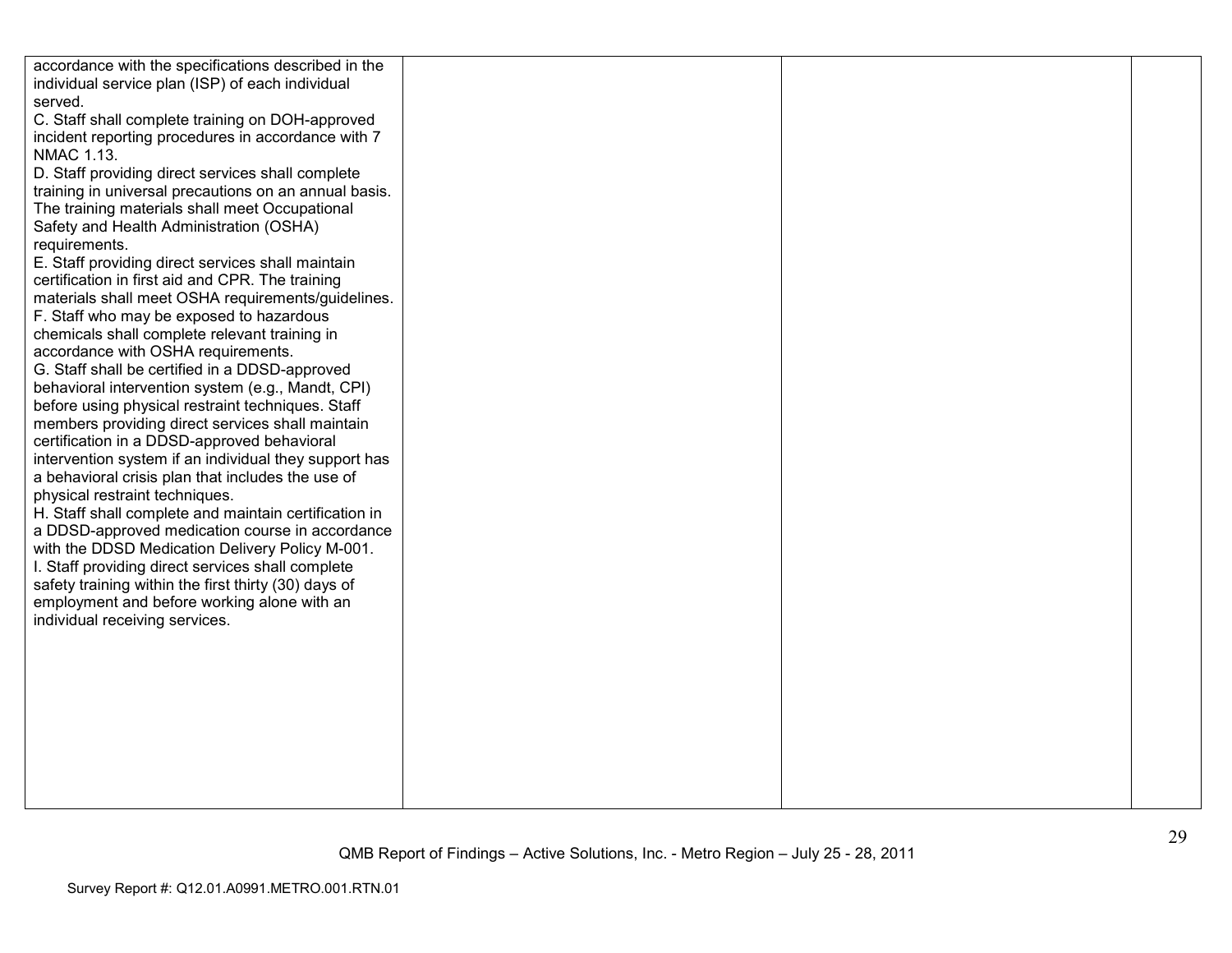| | | | |
|---|---|---|---|
| accordance with the specifications described in the individual service plan (ISP) of each individual served.<br>C. Staff shall complete training on DOH-approved incident reporting procedures in accordance with 7 NMAC 1.13.<br>D. Staff providing direct services shall complete training in universal precautions on an annual basis. The training materials shall meet Occupational Safety and Health Administration (OSHA) requirements.<br>E. Staff providing direct services shall maintain certification in first aid and CPR. The training materials shall meet OSHA requirements/guidelines.<br>F. Staff who may be exposed to hazardous chemicals shall complete relevant training in accordance with OSHA requirements.<br>G. Staff shall be certified in a DDSD-approved behavioral intervention system (e.g., Mandt, CPI) before using physical restraint techniques. Staff members providing direct services shall maintain certification in a DDSD-approved behavioral intervention system if an individual they support has a behavioral crisis plan that includes the use of physical restraint techniques.<br>H. Staff shall complete and maintain certification in a DDSD-approved medication course in accordance with the DDSD Medication Delivery Policy M-001.<br>I. Staff providing direct services shall complete safety training within the first thirty (30) days of employment and before working alone with an individual receiving services. | | | |

QMB Report of Findings – Active Solutions, Inc. - Metro Region – July 25 - 28, 2011

Survey Report #: Q12.01.A0991.METRO.001.RTN.01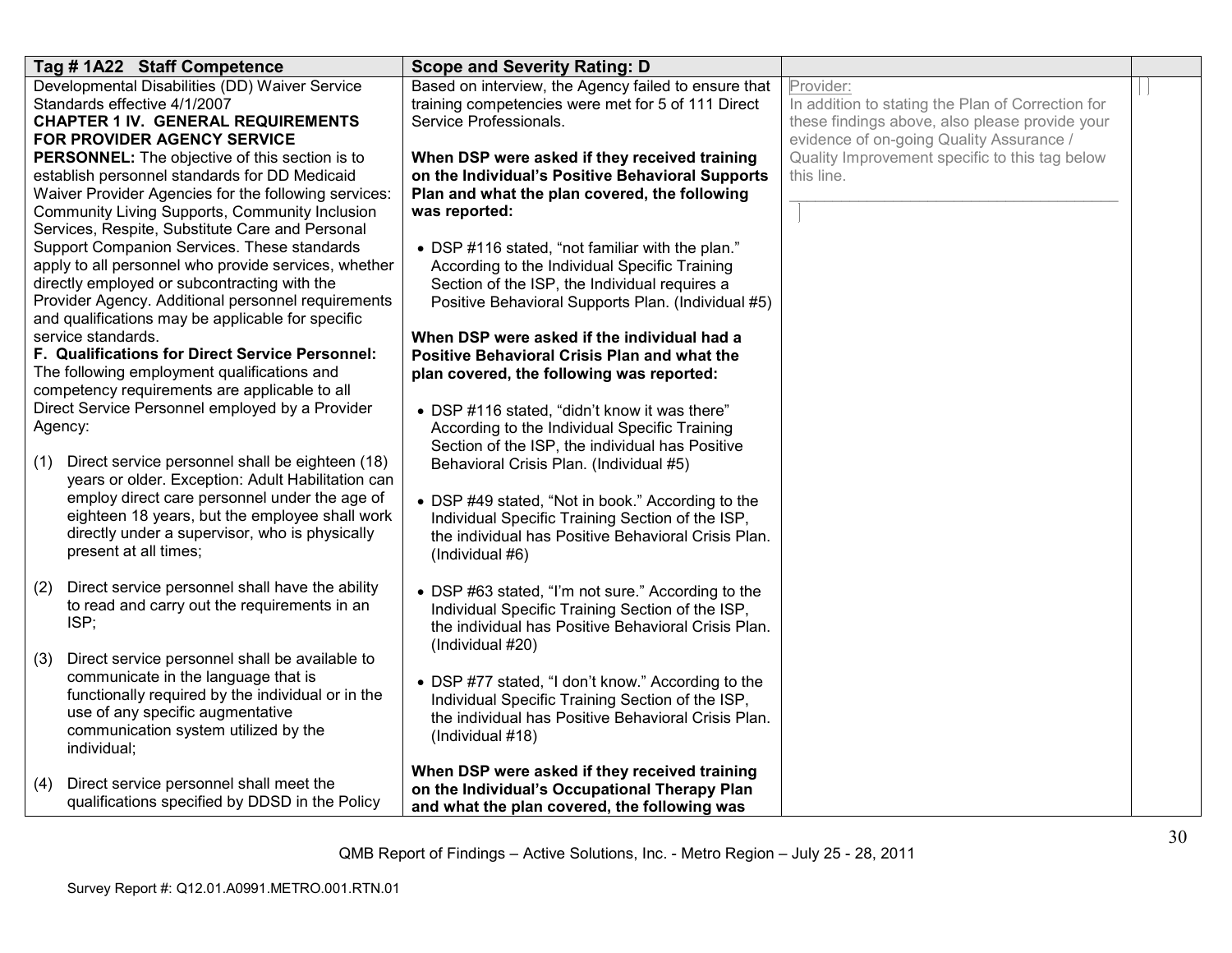| Tag # 1A22 Staff Competence | Scope and Severity Rating: D | | |
|---|---|---|---|
| Developmental Disabilities (DD) Waiver Service Standards effective 4/1/2007<br>**CHAPTER 1 IV. GENERAL REQUIREMENTS FOR PROVIDER AGENCY SERVICE PERSONNEL:** The objective of this section is to establish personnel standards for DD Medicaid Waiver Provider Agencies for the following services: Community Living Supports, Community Inclusion Services, Respite, Substitute Care and Personal Support Companion Services. These standards apply to all personnel who provide services, whether directly employed or subcontracting with the Provider Agency. Additional personnel requirements and qualifications may be applicable for specific service standards.<br>**F. Qualifications for Direct Service Personnel:** The following employment qualifications and competency requirements are applicable to all Direct Service Personnel employed by a Provider Agency:<br><br>(1) Direct service personnel shall be eighteen (18) years or older. Exception: Adult Habilitation can employ direct care personnel under the age of eighteen 18 years, but the employee shall work directly under a supervisor, who is physically present at all times;<br><br>(2) Direct service personnel shall have the ability to read and carry out the requirements in an ISP;<br><br>(3) Direct service personnel shall be available to communicate in the language that is functionally required by the individual or in the use of any specific augmentative communication system utilized by the individual;<br><br>(4) Direct service personnel shall meet the qualifications specified by DDSD in the Policy | Based on interview, the Agency failed to ensure that training competencies were met for 5 of 111 Direct Service Professionals.<br><br>**When DSP were asked if they received training on the Individual's Positive Behavioral Supports Plan and what the plan covered, the following was reported:**<br><br>• DSP #116 stated, "not familiar with the plan." According to the Individual Specific Training Section of the ISP, the Individual requires a Positive Behavioral Supports Plan. (Individual #5)<br><br>**When DSP were asked if the individual had a Positive Behavioral Crisis Plan and what the plan covered, the following was reported:**<br><br>• DSP #116 stated, "didn't know it was there" According to the Individual Specific Training Section of the ISP, the individual has Positive Behavioral Crisis Plan. (Individual #5)<br><br>• DSP #49 stated, "Not in book." According to the Individual Specific Training Section of the ISP, the individual has Positive Behavioral Crisis Plan. (Individual #6)<br><br>• DSP #63 stated, "I'm not sure." According to the Individual Specific Training Section of the ISP, the individual has Positive Behavioral Crisis Plan. (Individual #20)<br><br>• DSP #77 stated, "I don't know." According to the Individual Specific Training Section of the ISP, the individual has Positive Behavioral Crisis Plan. (Individual #18)<br><br>**When DSP were asked if they received training on the Individual's Occupational Therapy Plan and what the plan covered, the following was** | Provider:<br>In addition to stating the Plan of Correction for these findings above, also please provide your evidence of on-going Quality Assurance / Quality Improvement specific to this tag below this line.<br>________________________________________ | |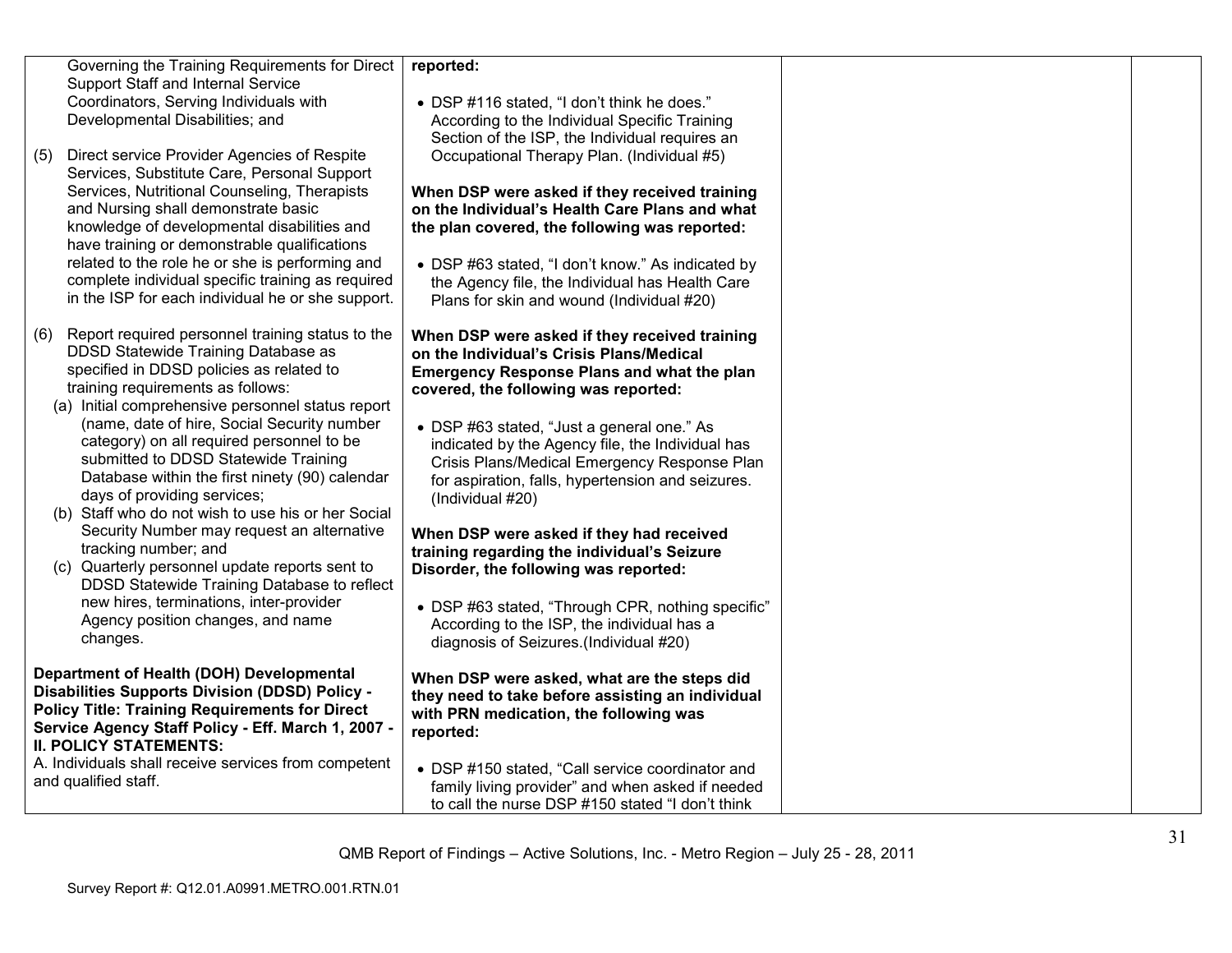| | | | |
|---|---|---|---|
| Governing the Training Requirements for Direct Support Staff and Internal Service Coordinators, Serving Individuals with Developmental Disabilities; and<br><br>(5) Direct service Provider Agencies of Respite Services, Substitute Care, Personal Support Services, Nutritional Counseling, Therapists and Nursing shall demonstrate basic knowledge of developmental disabilities and have training or demonstrable qualifications related to the role he or she is performing and complete individual specific training as required in the ISP for each individual he or she support.<br><br>(6) Report required personnel training status to the DDSD Statewide Training Database as specified in DDSD policies as related to training requirements as follows:<br>(a) Initial comprehensive personnel status report (name, date of hire, Social Security number category) on all required personnel to be submitted to DDSD Statewide Training Database within the first ninety (90) calendar days of providing services;<br>(b) Staff who do not wish to use his or her Social Security Number may request an alternative tracking number; and<br>(c) Quarterly personnel update reports sent to DDSD Statewide Training Database to reflect new hires, terminations, inter-provider Agency position changes, and name changes.<br><br>**Department of Health (DOH) Developmental Disabilities Supports Division (DDSD) Policy - Policy Title: Training Requirements for Direct Service Agency Staff Policy - Eff. March 1, 2007 - II. POLICY STATEMENTS:**<br>A. Individuals shall receive services from competent and qualified staff. | **reported:**<br><br>• DSP #116 stated, "I don't think he does." According to the Individual Specific Training Section of the ISP, the Individual requires an Occupational Therapy Plan. (Individual #5)<br><br>**When DSP were asked if they received training on the Individual's Health Care Plans and what the plan covered, the following was reported:**<br><br>• DSP #63 stated, "I don't know." As indicated by the Agency file, the Individual has Health Care Plans for skin and wound (Individual #20)<br><br>**When DSP were asked if they received training on the Individual's Crisis Plans/Medical Emergency Response Plans and what the plan covered, the following was reported:**<br><br>• DSP #63 stated, "Just a general one." As indicated by the Agency file, the Individual has Crisis Plans/Medical Emergency Response Plan for aspiration, falls, hypertension and seizures. (Individual #20)<br><br>**When DSP were asked if they had received training regarding the individual's Seizure Disorder, the following was reported:**<br><br>• DSP #63 stated, "Through CPR, nothing specific" According to the ISP, the individual has a diagnosis of Seizures.(Individual #20)<br><br>**When DSP were asked, what are the steps did they need to take before assisting an individual with PRN medication, the following was reported:**<br><br>• DSP #150 stated, "Call service coordinator and family living provider" and when asked if needed to call the nurse DSP #150 stated "I don't think | | |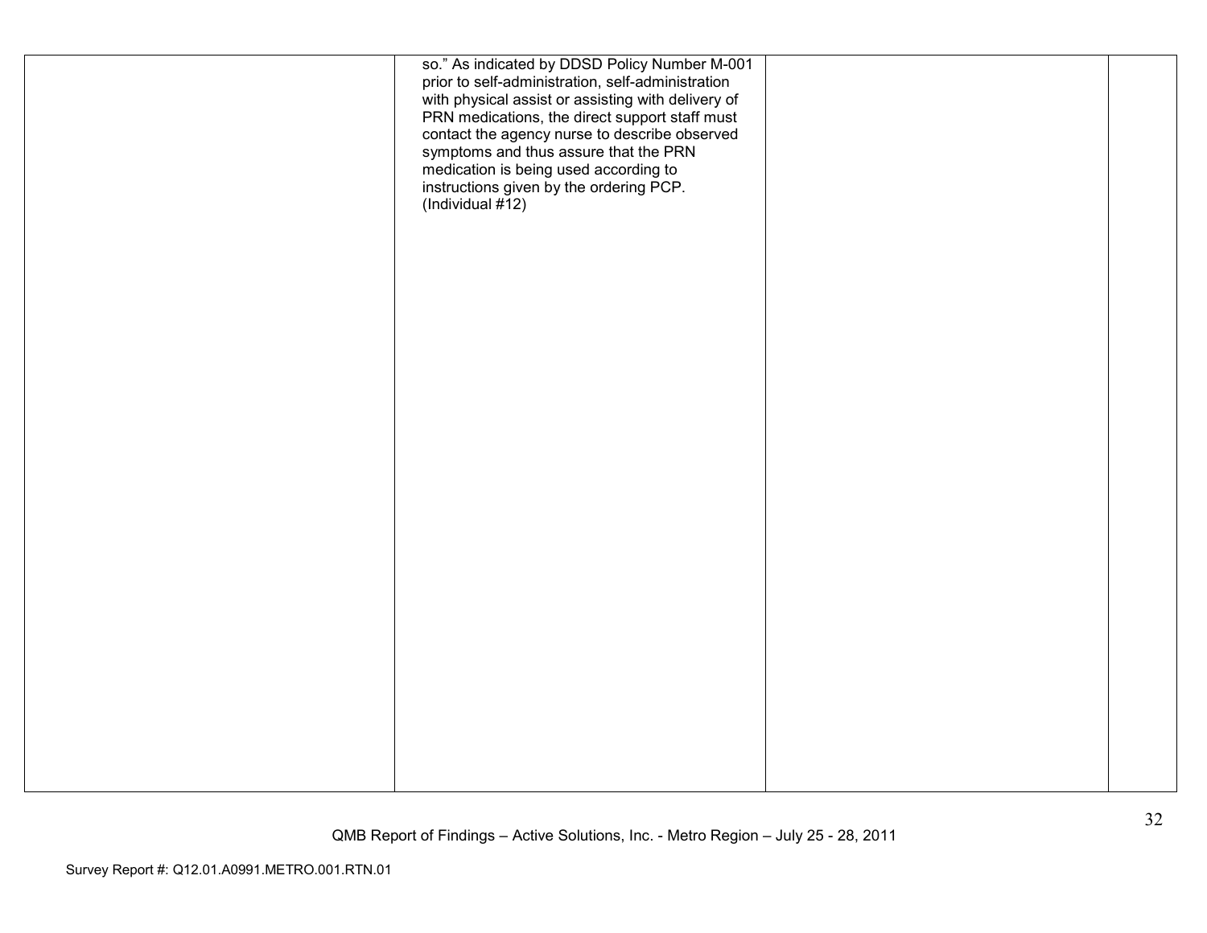| | | | |
|---|---|---|---|
| | so." As indicated by DDSD Policy Number M-001 prior to self-administration, self-administration with physical assist or assisting with delivery of PRN medications, the direct support staff must contact the agency nurse to describe observed symptoms and thus assure that the PRN medication is being used according to instructions given by the ordering PCP. (Individual #12) | | |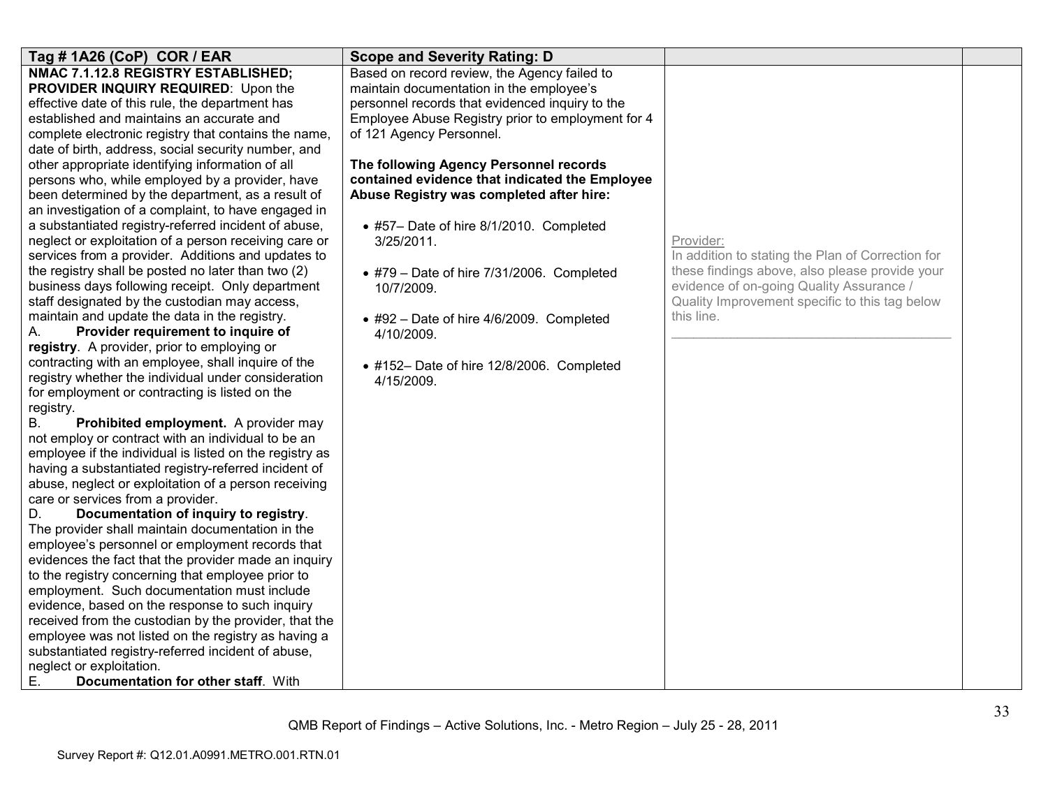| Tag # 1A26 (CoP) COR / EAR | Scope and Severity Rating: D | | |
|---|---|---|---|
| **NMAC 7.1.12.8 REGISTRY ESTABLISHED; PROVIDER INQUIRY REQUIRED**: Upon the effective date of this rule, the department has established and maintains an accurate and complete electronic registry that contains the name, date of birth, address, social security number, and other appropriate identifying information of all persons who, while employed by a provider, have been determined by the department, as a result of an investigation of a complaint, to have engaged in a substantiated registry-referred incident of abuse, neglect or exploitation of a person receiving care or services from a provider. Additions and updates to the registry shall be posted no later than two (2) business days following receipt. Only department staff designated by the custodian may access, maintain and update the data in the registry.<br>A. **Provider requirement to inquire of registry**. A provider, prior to employing or contracting with an employee, shall inquire of the registry whether the individual under consideration for employment or contracting is listed on the registry.<br>B. **Prohibited employment.** A provider may not employ or contract with an individual to be an employee if the individual is listed on the registry as having a substantiated registry-referred incident of abuse, neglect or exploitation of a person receiving care or services from a provider.<br>D. **Documentation of inquiry to registry**. The provider shall maintain documentation in the employee's personnel or employment records that evidences the fact that the provider made an inquiry to the registry concerning that employee prior to employment. Such documentation must include evidence, based on the response to such inquiry received from the custodian by the provider, that the employee was not listed on the registry as having a substantiated registry-referred incident of abuse, neglect or exploitation.<br>E. **Documentation for other staff**. With | Based on record review, the Agency failed to maintain documentation in the employee's personnel records that evidenced inquiry to the Employee Abuse Registry prior to employment for 4 of 121 Agency Personnel.<br><br>**The following Agency Personnel records contained evidence that indicated the Employee Abuse Registry was completed after hire:**<br><br>• #57– Date of hire 8/1/2010. Completed 3/25/2011.<br><br>• #79 – Date of hire 7/31/2006. Completed 10/7/2009.<br><br>• #92 – Date of hire 4/6/2009. Completed 4/10/2009.<br><br>• #152– Date of hire 12/8/2006. Completed 4/15/2009. | Provider:<br>In addition to stating the Plan of Correction for these findings above, also please provide your evidence of on-going Quality Assurance / Quality Improvement specific to this tag below this line.<br>_______________________________________ | |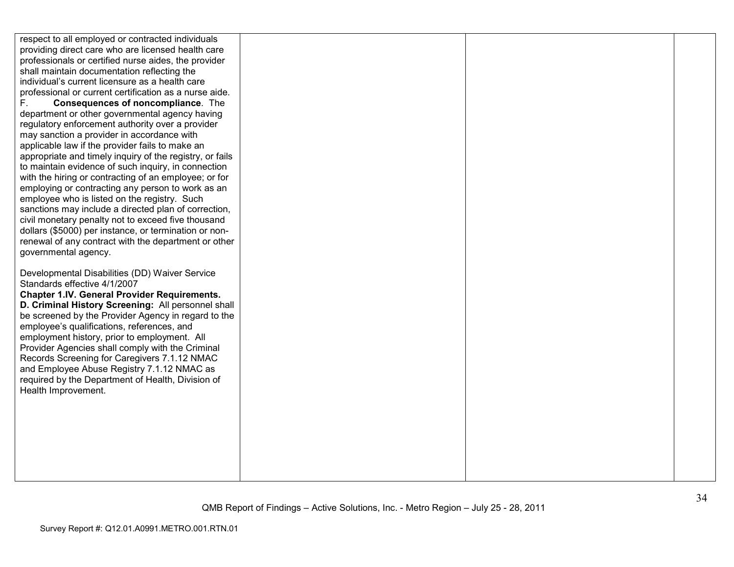| | | | |
|---|---|---|---|
| respect to all employed or contracted individuals providing direct care who are licensed health care professionals or certified nurse aides, the provider shall maintain documentation reflecting the individual's current licensure as a health care professional or current certification as a nurse aide.<br>F. **Consequences of noncompliance**. The department or other governmental agency having regulatory enforcement authority over a provider may sanction a provider in accordance with applicable law if the provider fails to make an appropriate and timely inquiry of the registry, or fails to maintain evidence of such inquiry, in connection with the hiring or contracting of an employee; or for employing or contracting any person to work as an employee who is listed on the registry. Such sanctions may include a directed plan of correction, civil monetary penalty not to exceed five thousand dollars ($5000) per instance, or termination or non-renewal of any contract with the department or other governmental agency.<br><br>Developmental Disabilities (DD) Waiver Service Standards effective 4/1/2007<br>**Chapter 1.IV. General Provider Requirements.**<br>**D. Criminal History Screening:** All personnel shall be screened by the Provider Agency in regard to the employee's qualifications, references, and employment history, prior to employment. All Provider Agencies shall comply with the Criminal Records Screening for Caregivers 7.1.12 NMAC and Employee Abuse Registry 7.1.12 NMAC as required by the Department of Health, Division of Health Improvement. | | | |

QMB Report of Findings – Active Solutions, Inc. - Metro Region – July 25 - 28, 2011

Survey Report #: Q12.01.A0991.METRO.001.RTN.01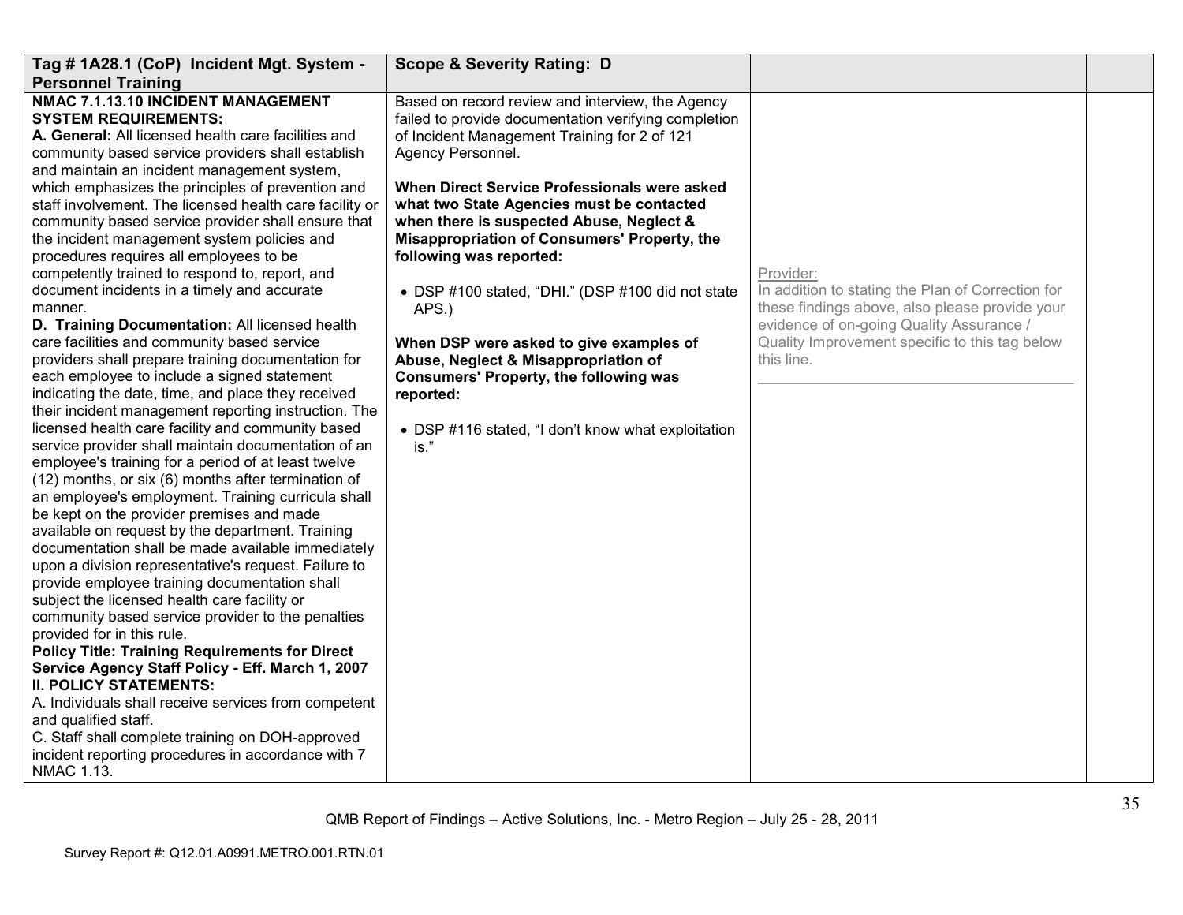| **Tag # 1A28.1 (CoP) Incident Mgt. System - Personnel Training** | **Scope & Severity Rating: D** | | |
|---|---|---|---|
| **NMAC 7.1.13.10 INCIDENT MANAGEMENT SYSTEM REQUIREMENTS:**<br>**A. General:** All licensed health care facilities and community based service providers shall establish and maintain an incident management system, which emphasizes the principles of prevention and staff involvement. The licensed health care facility or community based service provider shall ensure that the incident management system policies and procedures requires all employees to be competently trained to respond to, report, and document incidents in a timely and accurate manner.<br>**D. Training Documentation:** All licensed health care facilities and community based service providers shall prepare training documentation for each employee to include a signed statement indicating the date, time, and place they received their incident management reporting instruction. The licensed health care facility and community based service provider shall maintain documentation of an employee's training for a period of at least twelve (12) months, or six (6) months after termination of an employee's employment. Training curricula shall be kept on the provider premises and made available on request by the department. Training documentation shall be made available immediately upon a division representative's request. Failure to provide employee training documentation shall subject the licensed health care facility or community based service provider to the penalties provided for in this rule.<br>**Policy Title: Training Requirements for Direct Service Agency Staff Policy - Eff. March 1, 2007**<br>**II. POLICY STATEMENTS:**<br>A. Individuals shall receive services from competent and qualified staff.<br>C. Staff shall complete training on DOH-approved incident reporting procedures in accordance with 7 NMAC 1.13. | Based on record review and interview, the Agency failed to provide documentation verifying completion of Incident Management Training for 2 of 121 Agency Personnel.<br><br>**When Direct Service Professionals were asked what two State Agencies must be contacted when there is suspected Abuse, Neglect & Misappropriation of Consumers' Property, the following was reported:**<br><br>• DSP #100 stated, "DHI." (DSP #100 did not state APS.)<br><br>**When DSP were asked to give examples of Abuse, Neglect & Misappropriation of Consumers' Property, the following was reported:**<br><br>• DSP #116 stated, "I don't know what exploitation is." | Provider:<br>In addition to stating the Plan of Correction for these findings above, also please provide your evidence of on-going Quality Assurance / Quality Improvement specific to this tag below this line.<br>\_\_\_\_\_\_\_\_\_\_\_\_\_\_\_\_\_\_\_\_\_\_\_\_\_\_\_\_\_\_\_\_\_\_\_\_\_\_ | |

QMB Report of Findings – Active Solutions, Inc. - Metro Region – July 25 - 28, 2011

Survey Report #: Q12.01.A0991.METRO.001.RTN.01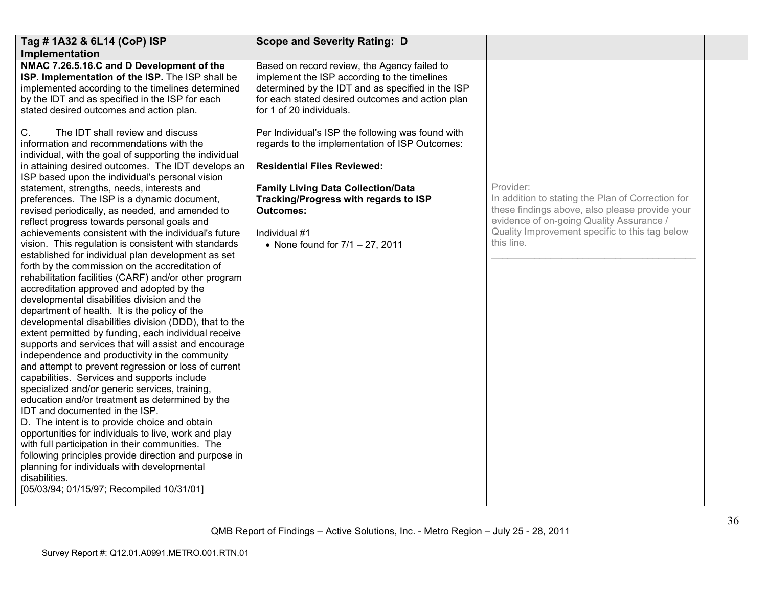| Tag # 1A32 & 6L14 (CoP) ISP Implementation | Scope and Severity Rating: D | | |
|---|---|---|---|
| **NMAC 7.26.5.16.C and D Development of the ISP. Implementation of the ISP.** The ISP shall be implemented according to the timelines determined by the IDT and as specified in the ISP for each stated desired outcomes and action plan.<br><br>C. The IDT shall review and discuss information and recommendations with the individual, with the goal of supporting the individual in attaining desired outcomes. The IDT develops an ISP based upon the individual's personal vision statement, strengths, needs, interests and preferences. The ISP is a dynamic document, revised periodically, as needed, and amended to reflect progress towards personal goals and achievements consistent with the individual's future vision. This regulation is consistent with standards established for individual plan development as set forth by the commission on the accreditation of rehabilitation facilities (CARF) and/or other program accreditation approved and adopted by the developmental disabilities division and the department of health. It is the policy of the developmental disabilities division (DDD), that to the extent permitted by funding, each individual receive supports and services that will assist and encourage independence and productivity in the community and attempt to prevent regression or loss of current capabilities. Services and supports include specialized and/or generic services, training, education and/or treatment as determined by the IDT and documented in the ISP.<br>D. The intent is to provide choice and obtain opportunities for individuals to live, work and play with full participation in their communities. The following principles provide direction and purpose in planning for individuals with developmental disabilities.<br>[05/03/94; 01/15/97; Recompiled 10/31/01] | Based on record review, the Agency failed to implement the ISP according to the timelines determined by the IDT and as specified in the ISP for each stated desired outcomes and action plan for 1 of 20 individuals.<br><br>Per Individual's ISP the following was found with regards to the implementation of ISP Outcomes:<br><br>**Residential Files Reviewed:**<br><br>**Family Living Data Collection/Data Tracking/Progress with regards to ISP Outcomes:**<br><br>Individual #1<br>• None found for 7/1 – 27, 2011 | Provider:<br>In addition to stating the Plan of Correction for these findings above, also please provide your evidence of on-going Quality Assurance / Quality Improvement specific to this tag below this line.<br>\_\_\_\_\_\_\_\_\_\_\_\_\_\_\_\_\_\_\_\_\_\_\_\_\_\_\_\_\_\_\_\_\_\_\_\_\_\_\_\_ | |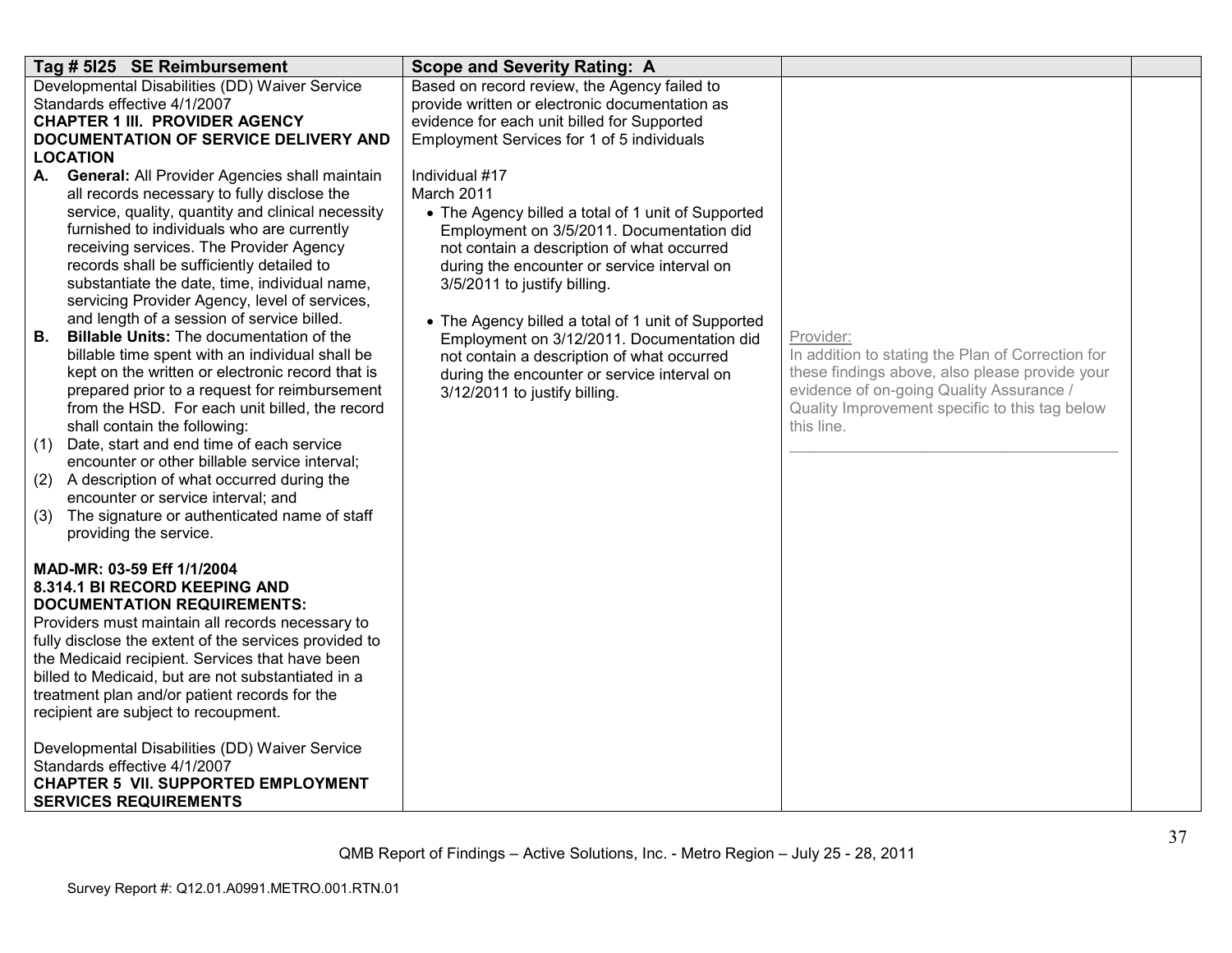| Tag # 5I25 SE Reimbursement | Scope and Severity Rating: A | | |
|---|---|---|---|
| Developmental Disabilities (DD) Waiver Service Standards effective 4/1/2007<br>**CHAPTER 1 III. PROVIDER AGENCY DOCUMENTATION OF SERVICE DELIVERY AND LOCATION**<br>**A. General:** All Provider Agencies shall maintain all records necessary to fully disclose the service, quality, quantity and clinical necessity furnished to individuals who are currently receiving services. The Provider Agency records shall be sufficiently detailed to substantiate the date, time, individual name, servicing Provider Agency, level of services, and length of a session of service billed.<br>**B. Billable Units:** The documentation of the billable time spent with an individual shall be kept on the written or electronic record that is prepared prior to a request for reimbursement from the HSD. For each unit billed, the record shall contain the following:<br>(1) Date, start and end time of each service encounter or other billable service interval;<br>(2) A description of what occurred during the encounter or service interval; and<br>(3) The signature or authenticated name of staff providing the service.<br><br>**MAD-MR: 03-59 Eff 1/1/2004**<br>**8.314.1 BI RECORD KEEPING AND DOCUMENTATION REQUIREMENTS:**<br>Providers must maintain all records necessary to fully disclose the extent of the services provided to the Medicaid recipient. Services that have been billed to Medicaid, but are not substantiated in a treatment plan and/or patient records for the recipient are subject to recoupment.<br><br>Developmental Disabilities (DD) Waiver Service Standards effective 4/1/2007<br>**CHAPTER 5 VII. SUPPORTED EMPLOYMENT SERVICES REQUIREMENTS** | Based on record review, the Agency failed to provide written or electronic documentation as evidence for each unit billed for Supported Employment Services for 1 of 5 individuals<br><br>Individual #17<br>March 2011<br>• The Agency billed a total of 1 unit of Supported Employment on 3/5/2011. Documentation did not contain a description of what occurred during the encounter or service interval on 3/5/2011 to justify billing.<br><br>• The Agency billed a total of 1 unit of Supported Employment on 3/12/2011. Documentation did not contain a description of what occurred during the encounter or service interval on 3/12/2011 to justify billing. | Provider:<br>In addition to stating the Plan of Correction for these findings above, also please provide your evidence of on-going Quality Assurance / Quality Improvement specific to this tag below this line.<br>\_\_\_\_\_\_\_\_\_\_\_\_\_\_\_\_\_\_\_\_\_\_\_\_\_\_\_\_\_\_\_\_\_\_\_\_\_\_\_\_ | |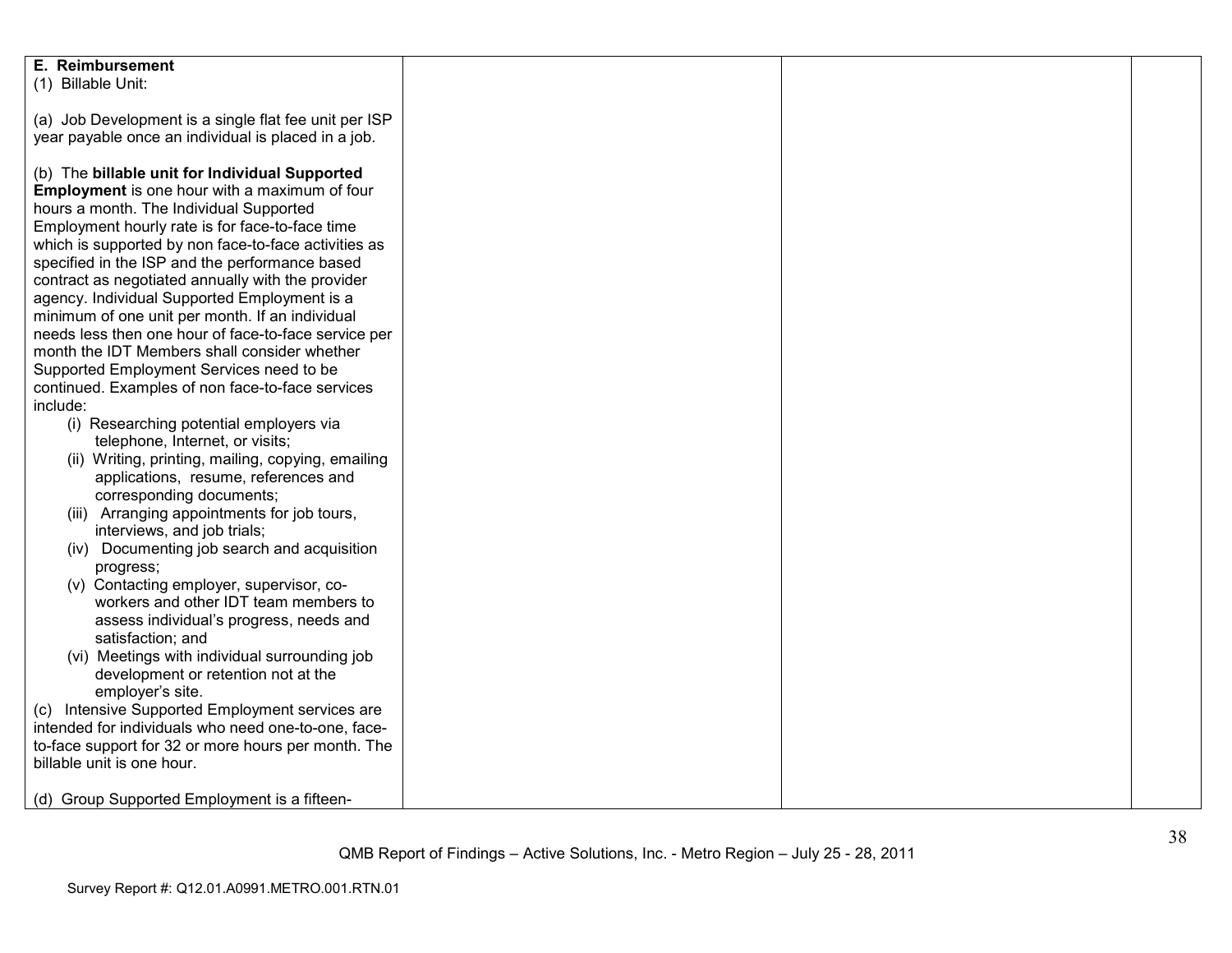| | | | |
|---|---|---|---|
| **E. Reimbursement**<br>(1) Billable Unit:<br><br>(a) Job Development is a single flat fee unit per ISP year payable once an individual is placed in a job.<br><br>(b) The **billable unit for Individual Supported Employment** is one hour with a maximum of four hours a month. The Individual Supported Employment hourly rate is for face-to-face time which is supported by non face-to-face activities as specified in the ISP and the performance based contract as negotiated annually with the provider agency. Individual Supported Employment is a minimum of one unit per month. If an individual needs less then one hour of face-to-face service per month the IDT Members shall consider whether Supported Employment Services need to be continued. Examples of non face-to-face services include:<br>(i) Researching potential employers via telephone, Internet, or visits;<br>(ii) Writing, printing, mailing, copying, emailing applications, resume, references and corresponding documents;<br>(iii) Arranging appointments for job tours, interviews, and job trials;<br>(iv) Documenting job search and acquisition progress;<br>(v) Contacting employer, supervisor, co-workers and other IDT team members to assess individual's progress, needs and satisfaction; and<br>(vi) Meetings with individual surrounding job development or retention not at the employer's site.<br>(c) Intensive Supported Employment services are intended for individuals who need one-to-one, face-to-face support for 32 or more hours per month. The billable unit is one hour.<br><br>(d) Group Supported Employment is a fifteen- | | | |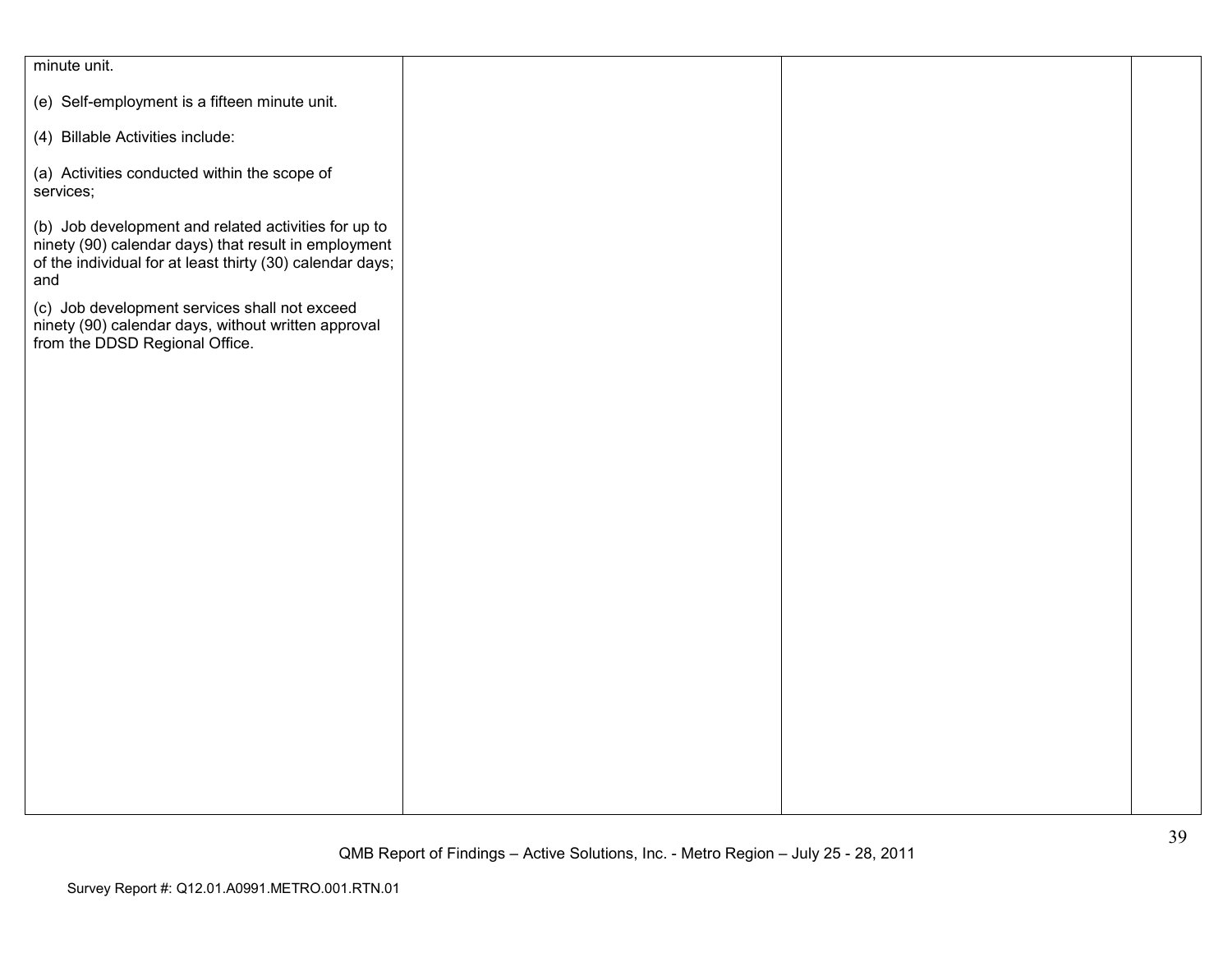| | | | |
|---|---|---|---|
| minute unit.<br><br>(e) Self-employment is a fifteen minute unit.<br><br>(4) Billable Activities include:<br><br>(a) Activities conducted within the scope of services;<br><br>(b) Job development and related activities for up to ninety (90) calendar days) that result in employment of the individual for at least thirty (30) calendar days; and<br><br>(c) Job development services shall not exceed ninety (90) calendar days, without written approval from the DDSD Regional Office. | | | |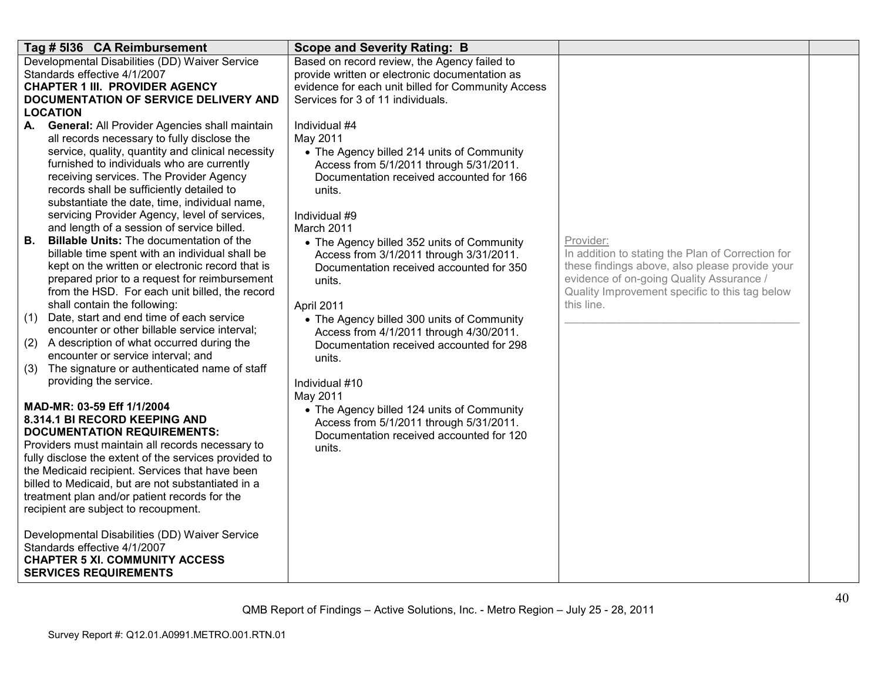| Tag # 5I36 CA Reimbursement | Scope and Severity Rating: B | | |
|---|---|---|---|
| Developmental Disabilities (DD) Waiver Service Standards effective 4/1/2007<br>**CHAPTER 1 III. PROVIDER AGENCY DOCUMENTATION OF SERVICE DELIVERY AND LOCATION**<br>**A. General:** All Provider Agencies shall maintain all records necessary to fully disclose the service, quality, quantity and clinical necessity furnished to individuals who are currently receiving services. The Provider Agency records shall be sufficiently detailed to substantiate the date, time, individual name, servicing Provider Agency, level of services, and length of a session of service billed.<br>**B. Billable Units:** The documentation of the billable time spent with an individual shall be kept on the written or electronic record that is prepared prior to a request for reimbursement from the HSD. For each unit billed, the record shall contain the following:<br>(1) Date, start and end time of each service encounter or other billable service interval;<br>(2) A description of what occurred during the encounter or service interval; and<br>(3) The signature or authenticated name of staff providing the service.<br><br>**MAD-MR: 03-59 Eff 1/1/2004**<br>**8.314.1 BI RECORD KEEPING AND DOCUMENTATION REQUIREMENTS:**<br>Providers must maintain all records necessary to fully disclose the extent of the services provided to the Medicaid recipient. Services that have been billed to Medicaid, but are not substantiated in a treatment plan and/or patient records for the recipient are subject to recoupment.<br><br>Developmental Disabilities (DD) Waiver Service Standards effective 4/1/2007<br>**CHAPTER 5 XI. COMMUNITY ACCESS SERVICES REQUIREMENTS** | Based on record review, the Agency failed to provide written or electronic documentation as evidence for each unit billed for Community Access Services for 3 of 11 individuals.<br><br>Individual #4<br>May 2011<br>• The Agency billed 214 units of Community Access from 5/1/2011 through 5/31/2011. Documentation received accounted for 166 units.<br><br>Individual #9<br>March 2011<br>• The Agency billed 352 units of Community Access from 3/1/2011 through 3/31/2011. Documentation received accounted for 350 units.<br><br>April 2011<br>• The Agency billed 300 units of Community Access from 4/1/2011 through 4/30/2011. Documentation received accounted for 298 units.<br><br>Individual #10<br>May 2011<br>• The Agency billed 124 units of Community Access from 5/1/2011 through 5/31/2011. Documentation received accounted for 120 units. | Provider:<br>In addition to stating the Plan of Correction for these findings above, also please provide your evidence of on-going Quality Assurance / Quality Improvement specific to this tag below this line.<br>______________________________________ | |

QMB Report of Findings – Active Solutions, Inc. - Metro Region – July 25 - 28, 2011

Survey Report #: Q12.01.A0991.METRO.001.RTN.01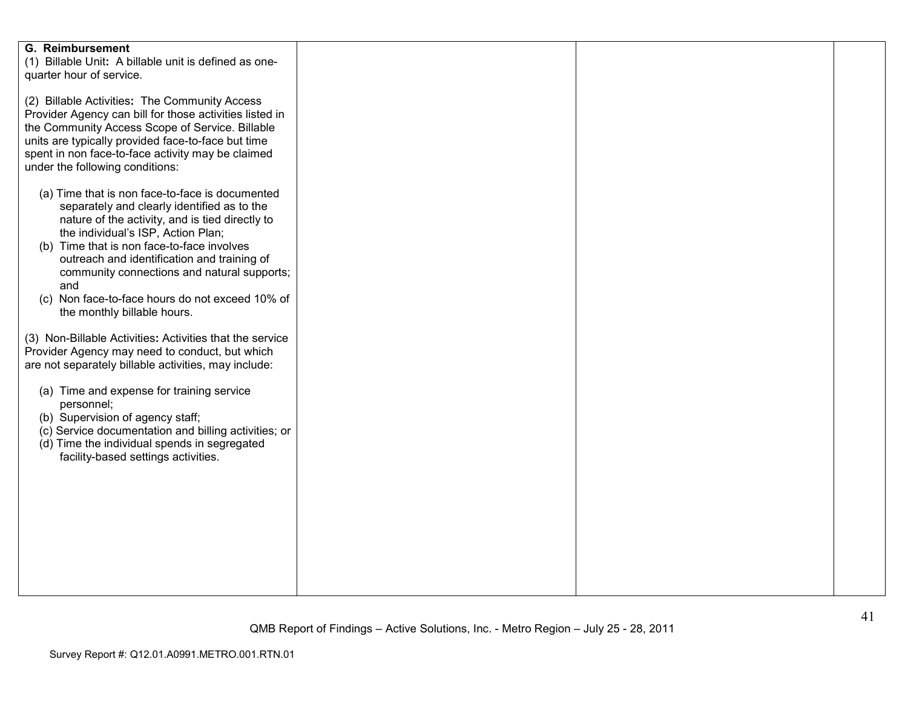| | | | |
|---|---|---|---|
| **G. Reimbursement**<br>(1) Billable Unit**:** A billable unit is defined as one-quarter hour of service.<br><br>(2) Billable Activities**:** The Community Access Provider Agency can bill for those activities listed in the Community Access Scope of Service. Billable units are typically provided face-to-face but time spent in non face-to-face activity may be claimed under the following conditions:<br><br>(a) Time that is non face-to-face is documented separately and clearly identified as to the nature of the activity, and is tied directly to the individual's ISP, Action Plan;<br>(b) Time that is non face-to-face involves outreach and identification and training of community connections and natural supports; and<br>(c) Non face-to-face hours do not exceed 10% of the monthly billable hours.<br><br>(3) Non-Billable Activities**:** Activities that the service Provider Agency may need to conduct, but which are not separately billable activities, may include:<br><br>(a) Time and expense for training service personnel;<br>(b) Supervision of agency staff;<br>(c) Service documentation and billing activities; or<br>(d) Time the individual spends in segregated facility-based settings activities. | | | |

QMB Report of Findings – Active Solutions, Inc. - Metro Region – July 25 - 28, 2011

Survey Report #: Q12.01.A0991.METRO.001.RTN.01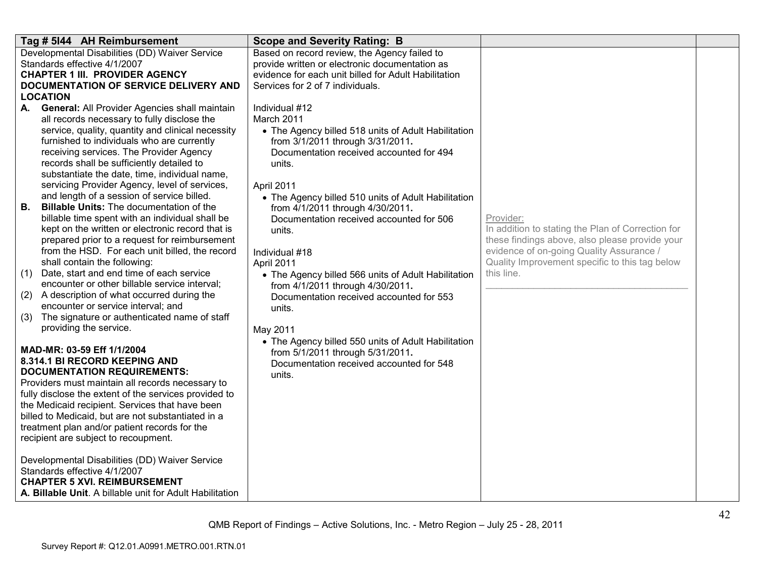| Tag # 5I44 AH Reimbursement | Scope and Severity Rating: B | | |
|---|---|---|---|
| Developmental Disabilities (DD) Waiver Service Standards effective 4/1/2007<br>**CHAPTER 1 III. PROVIDER AGENCY DOCUMENTATION OF SERVICE DELIVERY AND LOCATION**<br>**A. General:** All Provider Agencies shall maintain all records necessary to fully disclose the service, quality, quantity and clinical necessity furnished to individuals who are currently receiving services. The Provider Agency records shall be sufficiently detailed to substantiate the date, time, individual name, servicing Provider Agency, level of services, and length of a session of service billed.<br>**B. Billable Units:** The documentation of the billable time spent with an individual shall be kept on the written or electronic record that is prepared prior to a request for reimbursement from the HSD. For each unit billed, the record shall contain the following:<br>(1) Date, start and end time of each service encounter or other billable service interval;<br>(2) A description of what occurred during the encounter or service interval; and<br>(3) The signature or authenticated name of staff providing the service.<br><br>**MAD-MR: 03-59 Eff 1/1/2004**<br>**8.314.1 BI RECORD KEEPING AND DOCUMENTATION REQUIREMENTS:**<br>Providers must maintain all records necessary to fully disclose the extent of the services provided to the Medicaid recipient. Services that have been billed to Medicaid, but are not substantiated in a treatment plan and/or patient records for the recipient are subject to recoupment.<br><br>Developmental Disabilities (DD) Waiver Service Standards effective 4/1/2007<br>**CHAPTER 5 XVI. REIMBURSEMENT**<br>**A. Billable Unit**. A billable unit for Adult Habilitation | Based on record review, the Agency failed to provide written or electronic documentation as evidence for each unit billed for Adult Habilitation Services for 2 of 7 individuals.<br><br>Individual #12<br>March 2011<br>• The Agency billed 518 units of Adult Habilitation from 3/1/2011 through 3/31/2011. Documentation received accounted for 494 units.<br><br>April 2011<br>• The Agency billed 510 units of Adult Habilitation from 4/1/2011 through 4/30/2011. Documentation received accounted for 506 units.<br><br>Individual #18<br>April 2011<br>• The Agency billed 566 units of Adult Habilitation from 4/1/2011 through 4/30/2011. Documentation received accounted for 553 units.<br><br>May 2011<br>• The Agency billed 550 units of Adult Habilitation from 5/1/2011 through 5/31/2011. Documentation received accounted for 548 units. | Provider:<br>In addition to stating the Plan of Correction for these findings above, also please provide your evidence of on-going Quality Assurance / Quality Improvement specific to this tag below this line.<br>\_\_\_\_\_\_\_\_\_\_\_\_\_\_\_\_\_\_\_\_\_\_\_\_\_\_\_\_\_\_\_\_\_\_\_\_\_\_ | |

QMB Report of Findings – Active Solutions, Inc. - Metro Region – July 25 - 28, 2011

Survey Report #: Q12.01.A0991.METRO.001.RTN.01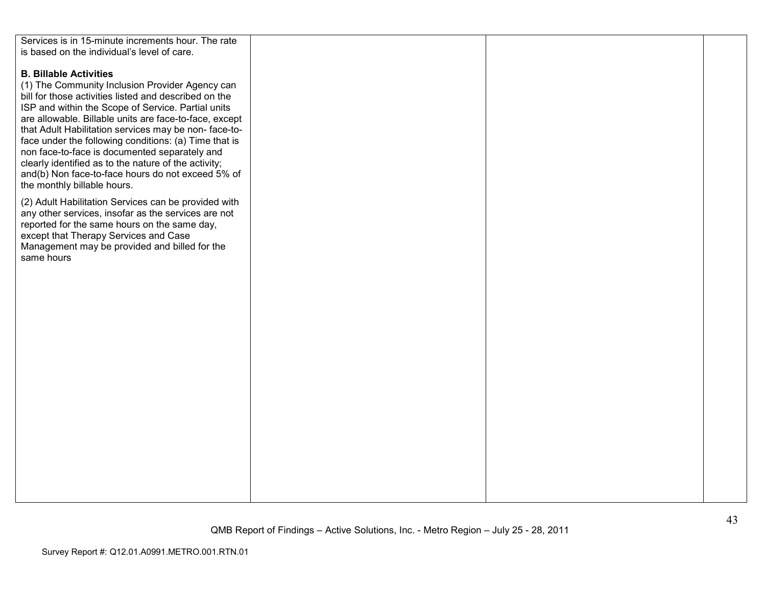| | | | |
|---|---|---|---|
| Services is in 15-minute increments hour. The rate is based on the individual's level of care.<br><br>**B. Billable Activities**<br>(1) The Community Inclusion Provider Agency can bill for those activities listed and described on the ISP and within the Scope of Service. Partial units are allowable. Billable units are face-to-face, except that Adult Habilitation services may be non- face-to-face under the following conditions: (a) Time that is non face-to-face is documented separately and clearly identified as to the nature of the activity; and(b) Non face-to-face hours do not exceed 5% of the monthly billable hours.<br><br>(2) Adult Habilitation Services can be provided with any other services, insofar as the services are not reported for the same hours on the same day, except that Therapy Services and Case Management may be provided and billed for the same hours | | | |

QMB Report of Findings – Active Solutions, Inc. - Metro Region – July 25 - 28, 2011

Survey Report #: Q12.01.A0991.METRO.001.RTN.01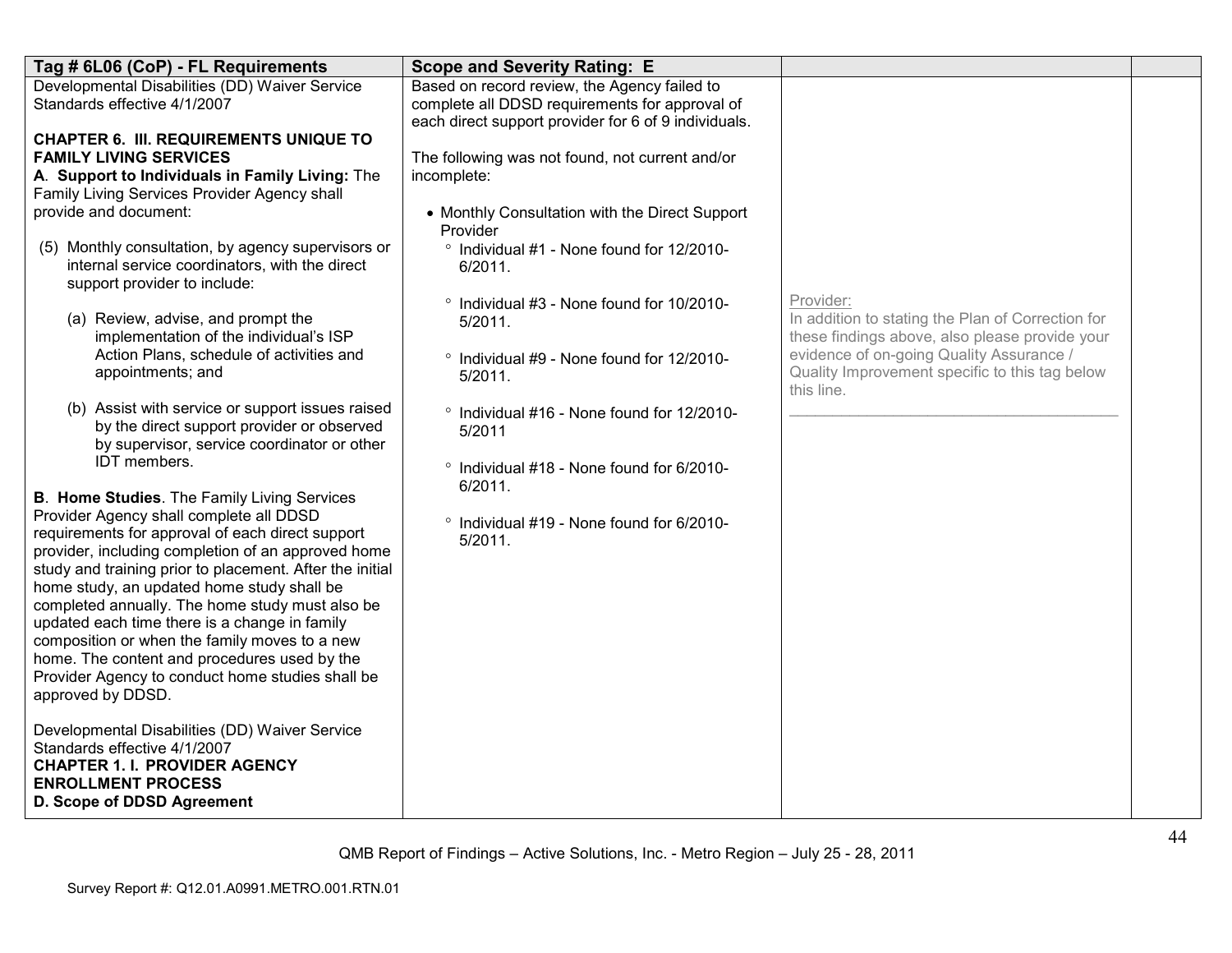| Tag # 6L06 (CoP) - FL Requirements | Scope and Severity Rating: E | | |
|---|---|---|---|
| Developmental Disabilities (DD) Waiver Service Standards effective 4/1/2007<br><br>**CHAPTER 6. III. REQUIREMENTS UNIQUE TO FAMILY LIVING SERVICES**<br>**A. Support to Individuals in Family Living:** The Family Living Services Provider Agency shall provide and document:<br><br>(5) Monthly consultation, by agency supervisors or internal service coordinators, with the direct support provider to include:<br><br>(a) Review, advise, and prompt the implementation of the individual's ISP Action Plans, schedule of activities and appointments; and<br><br>(b) Assist with service or support issues raised by the direct support provider or observed by supervisor, service coordinator or other IDT members.<br><br>**B. Home Studies**. The Family Living Services Provider Agency shall complete all DDSD requirements for approval of each direct support provider, including completion of an approved home study and training prior to placement. After the initial home study, an updated home study shall be completed annually. The home study must also be updated each time there is a change in family composition or when the family moves to a new home. The content and procedures used by the Provider Agency to conduct home studies shall be approved by DDSD.<br><br>Developmental Disabilities (DD) Waiver Service Standards effective 4/1/2007<br>**CHAPTER 1. I. PROVIDER AGENCY ENROLLMENT PROCESS**<br>**D. Scope of DDSD Agreement** | Based on record review, the Agency failed to complete all DDSD requirements for approval of each direct support provider for 6 of 9 individuals.<br><br>The following was not found, not current and/or incomplete:<br><br>• Monthly Consultation with the Direct Support Provider<br>° Individual #1 - None found for 12/2010-6/2011.<br><br>° Individual #3 - None found for 10/2010-5/2011.<br><br>° Individual #9 - None found for 12/2010-5/2011.<br><br>° Individual #16 - None found for 12/2010-5/2011<br><br>° Individual #18 - None found for 6/2010-6/2011.<br><br>° Individual #19 - None found for 6/2010-5/2011. | Provider:<br>In addition to stating the Plan of Correction for these findings above, also please provide your evidence of on-going Quality Assurance / Quality Improvement specific to this tag below this line.<br>\_\_\_\_\_\_\_\_\_\_\_\_\_\_\_\_\_\_\_\_\_\_\_\_\_\_\_\_\_\_\_\_\_\_\_\_\_\_\_\_ | |

QMB Report of Findings – Active Solutions, Inc. - Metro Region – July 25 - 28, 2011

Survey Report #: Q12.01.A0991.METRO.001.RTN.01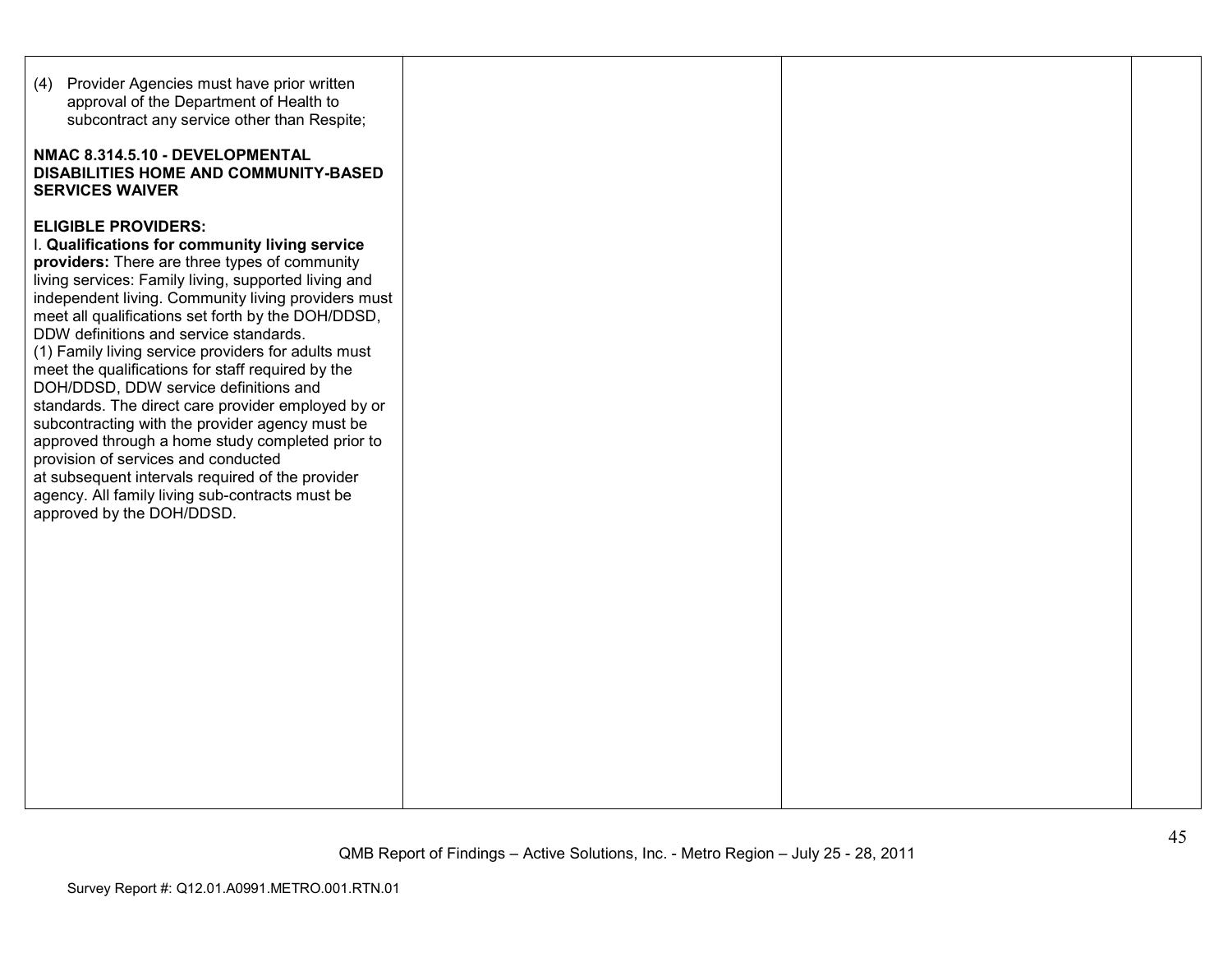| | | | |
|---|---|---|---|
| (4) Provider Agencies must have prior written approval of the Department of Health to subcontract any service other than Respite;<br><br>**NMAC 8.314.5.10 - DEVELOPMENTAL DISABILITIES HOME AND COMMUNITY-BASED SERVICES WAIVER**<br><br>**ELIGIBLE PROVIDERS:**<br>I. **Qualifications for community living service providers:** There are three types of community living services: Family living, supported living and independent living. Community living providers must meet all qualifications set forth by the DOH/DDSD, DDW definitions and service standards.<br>(1) Family living service providers for adults must meet the qualifications for staff required by the DOH/DDSD, DDW service definitions and standards. The direct care provider employed by or subcontracting with the provider agency must be approved through a home study completed prior to provision of services and conducted at subsequent intervals required of the provider agency. All family living sub-contracts must be approved by the DOH/DDSD. | | | |

QMB Report of Findings – Active Solutions, Inc. - Metro Region – July 25 - 28, 2011

Survey Report #: Q12.01.A0991.METRO.001.RTN.01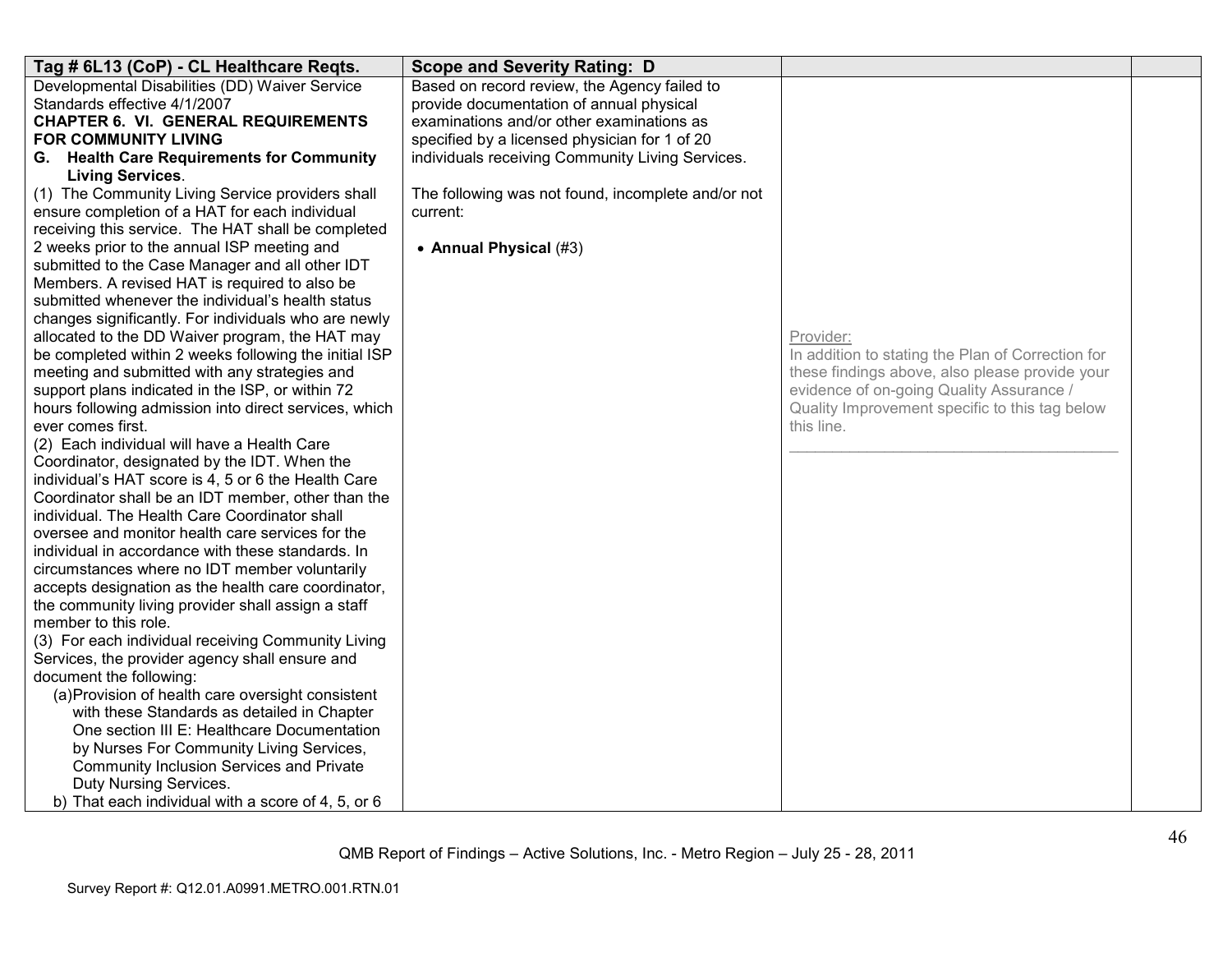| Tag # 6L13 (CoP) - CL Healthcare Reqts. | Scope and Severity Rating: D | | |
|---|---|---|---|
| Developmental Disabilities (DD) Waiver Service Standards effective 4/1/2007<br>**CHAPTER 6. VI. GENERAL REQUIREMENTS FOR COMMUNITY LIVING**<br>**G. Health Care Requirements for Community Living Services**.<br>(1) The Community Living Service providers shall ensure completion of a HAT for each individual receiving this service. The HAT shall be completed 2 weeks prior to the annual ISP meeting and submitted to the Case Manager and all other IDT Members. A revised HAT is required to also be submitted whenever the individual's health status changes significantly. For individuals who are newly allocated to the DD Waiver program, the HAT may be completed within 2 weeks following the initial ISP meeting and submitted with any strategies and support plans indicated in the ISP, or within 72 hours following admission into direct services, which ever comes first.<br>(2) Each individual will have a Health Care Coordinator, designated by the IDT. When the individual's HAT score is 4, 5 or 6 the Health Care Coordinator shall be an IDT member, other than the individual. The Health Care Coordinator shall oversee and monitor health care services for the individual in accordance with these standards. In circumstances where no IDT member voluntarily accepts designation as the health care coordinator, the community living provider shall assign a staff member to this role.<br>(3) For each individual receiving Community Living Services, the provider agency shall ensure and document the following:<br>(a)Provision of health care oversight consistent with these Standards as detailed in Chapter One section III E: Healthcare Documentation by Nurses For Community Living Services, Community Inclusion Services and Private Duty Nursing Services.<br>b) That each individual with a score of 4, 5, or 6 | Based on record review, the Agency failed to provide documentation of annual physical examinations and/or other examinations as specified by a licensed physician for 1 of 20 individuals receiving Community Living Services.<br><br>The following was not found, incomplete and/or not current:<br><br>• **Annual Physical** (#3) | Provider:<br>In addition to stating the Plan of Correction for these findings above, also please provide your evidence of on-going Quality Assurance / Quality Improvement specific to this tag below this line.<br>______________________________________ | |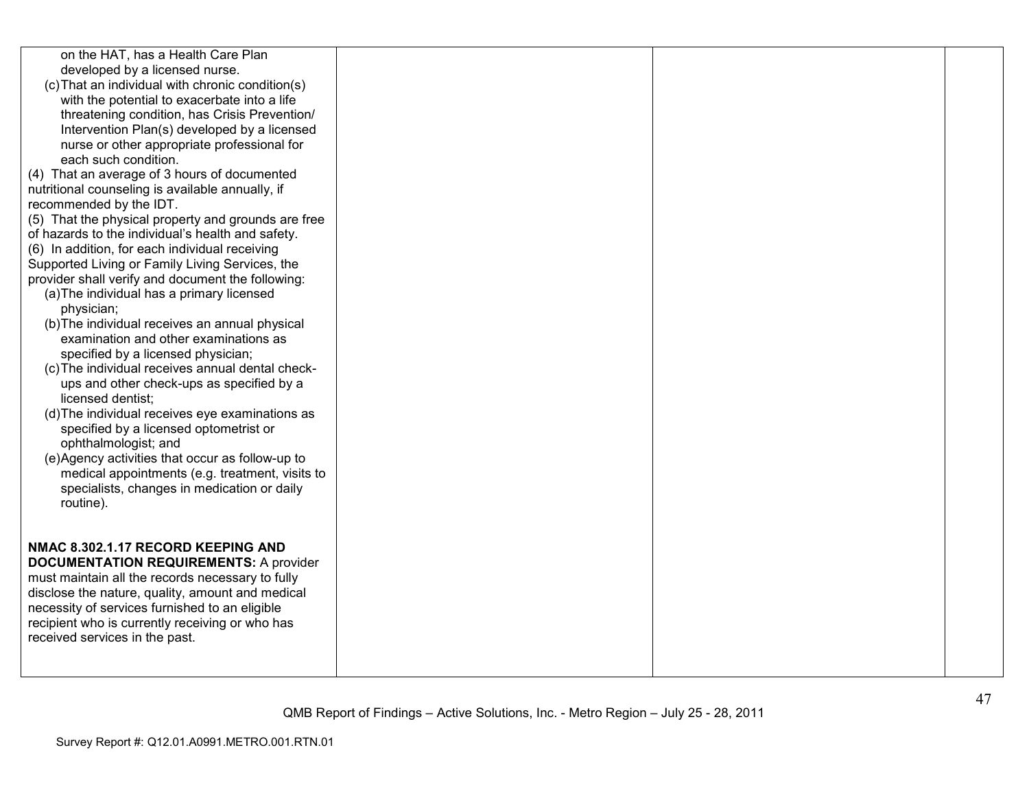| | | | |
|---|---|---|---|
| on the HAT, has a Health Care Plan developed by a licensed nurse.<br>(c) That an individual with chronic condition(s) with the potential to exacerbate into a life threatening condition, has Crisis Prevention/ Intervention Plan(s) developed by a licensed nurse or other appropriate professional for each such condition.<br>(4) That an average of 3 hours of documented nutritional counseling is available annually, if recommended by the IDT.<br>(5) That the physical property and grounds are free of hazards to the individual's health and safety.<br>(6) In addition, for each individual receiving Supported Living or Family Living Services, the provider shall verify and document the following:<br>(a) The individual has a primary licensed physician;<br>(b) The individual receives an annual physical examination and other examinations as specified by a licensed physician;<br>(c) The individual receives annual dental check-ups and other check-ups as specified by a licensed dentist;<br>(d) The individual receives eye examinations as specified by a licensed optometrist or ophthalmologist; and<br>(e) Agency activities that occur as follow-up to medical appointments (e.g. treatment, visits to specialists, changes in medication or daily routine).<br><br>**NMAC 8.302.1.17 RECORD KEEPING AND DOCUMENTATION REQUIREMENTS:** A provider must maintain all the records necessary to fully disclose the nature, quality, amount and medical necessity of services furnished to an eligible recipient who is currently receiving or who has received services in the past. | | | |

QMB Report of Findings – Active Solutions, Inc. - Metro Region – July 25 - 28, 2011

Survey Report #: Q12.01.A0991.METRO.001.RTN.01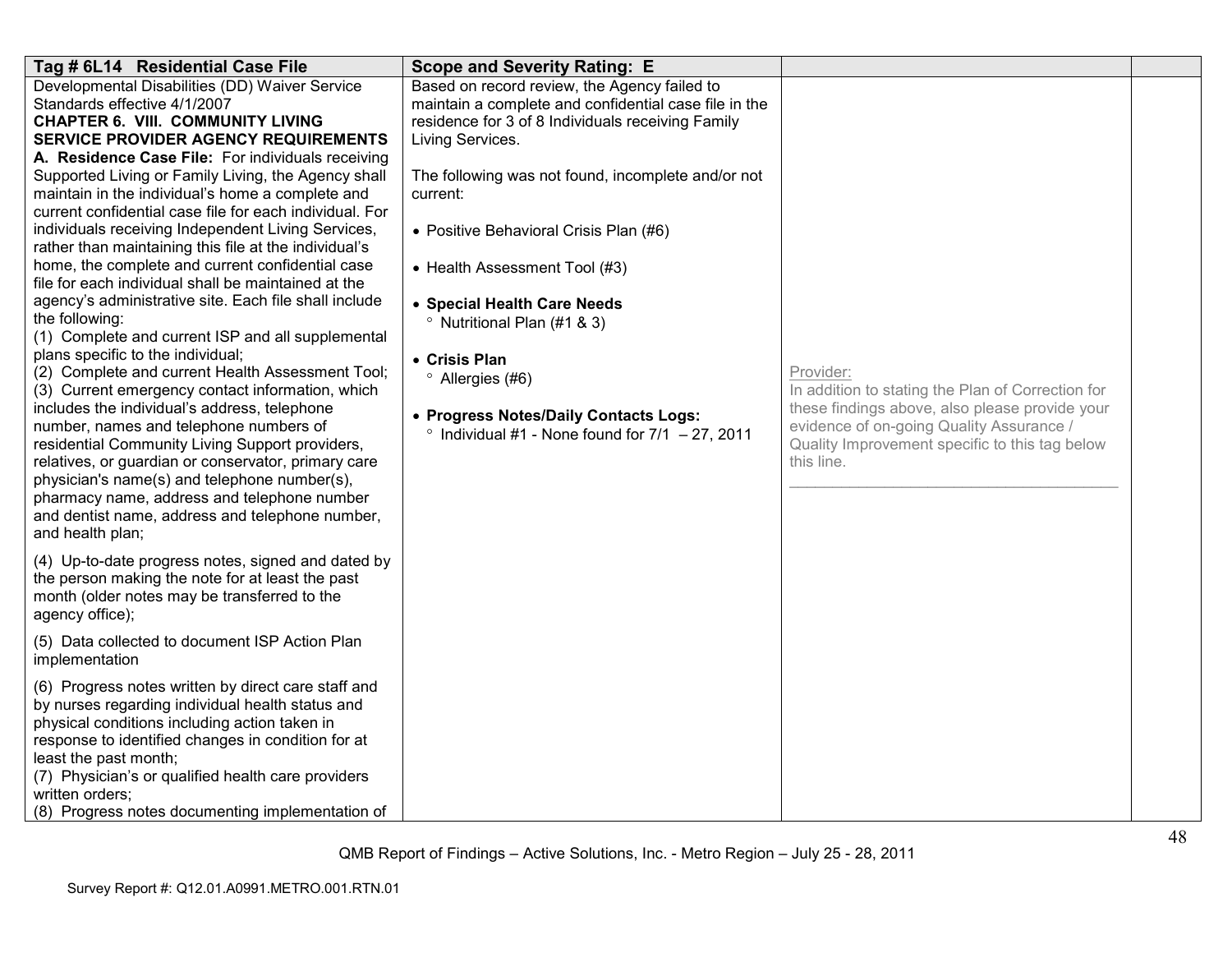| Tag # 6L14 Residential Case File | Scope and Severity Rating: E | | |
|---|---|---|---|
| Developmental Disabilities (DD) Waiver Service Standards effective 4/1/2007<br>**CHAPTER 6. VIII. COMMUNITY LIVING SERVICE PROVIDER AGENCY REQUIREMENTS**<br>**A. Residence Case File:** For individuals receiving Supported Living or Family Living, the Agency shall maintain in the individual's home a complete and current confidential case file for each individual. For individuals receiving Independent Living Services, rather than maintaining this file at the individual's home, the complete and current confidential case file for each individual shall be maintained at the agency's administrative site. Each file shall include the following:<br>(1) Complete and current ISP and all supplemental plans specific to the individual;<br>(2) Complete and current Health Assessment Tool;<br>(3) Current emergency contact information, which includes the individual's address, telephone number, names and telephone numbers of residential Community Living Support providers, relatives, or guardian or conservator, primary care physician's name(s) and telephone number(s), pharmacy name, address and telephone number and dentist name, address and telephone number, and health plan;<br><br>(4) Up-to-date progress notes, signed and dated by the person making the note for at least the past month (older notes may be transferred to the agency office);<br><br>(5) Data collected to document ISP Action Plan implementation<br><br>(6) Progress notes written by direct care staff and by nurses regarding individual health status and physical conditions including action taken in response to identified changes in condition for at least the past month;<br>(7) Physician's or qualified health care providers written orders;<br>(8) Progress notes documenting implementation of | Based on record review, the Agency failed to maintain a complete and confidential case file in the residence for 3 of 8 Individuals receiving Family Living Services.<br><br>The following was not found, incomplete and/or not current:<br><br>• Positive Behavioral Crisis Plan (#6)<br><br>• Health Assessment Tool (#3)<br><br>• **Special Health Care Needs**<br>° Nutritional Plan (#1 & 3)<br><br>• **Crisis Plan**<br>° Allergies (#6)<br><br>• **Progress Notes/Daily Contacts Logs:**<br>° Individual #1 - None found for 7/1 – 27, 2011 | Provider:<br>In addition to stating the Plan of Correction for these findings above, also please provide your evidence of on-going Quality Assurance / Quality Improvement specific to this tag below this line.<br>\_\_\_\_\_\_\_\_\_\_\_\_\_\_\_\_\_\_\_\_\_\_\_\_\_\_\_\_\_\_\_\_\_\_\_\_\_\_\_\_ | |

QMB Report of Findings – Active Solutions, Inc. - Metro Region – July 25 - 28, 2011

Survey Report #: Q12.01.A0991.METRO.001.RTN.01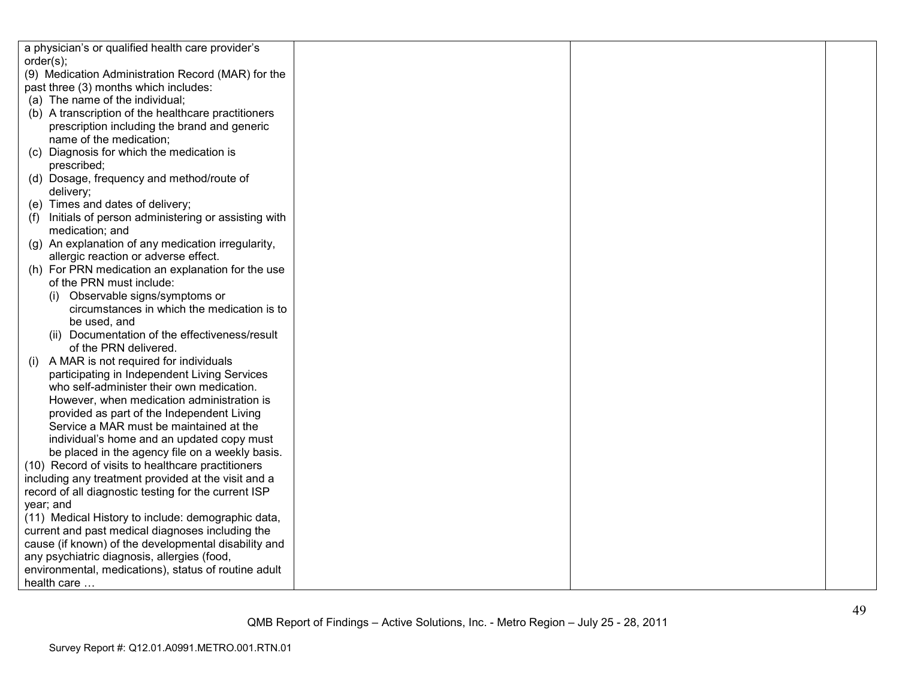| | | | |
|---|---|---|---|
| a physician's or qualified health care provider's order(s);<br>(9) Medication Administration Record (MAR) for the past three (3) months which includes:<br>(a) The name of the individual;<br>(b) A transcription of the healthcare practitioners prescription including the brand and generic name of the medication;<br>(c) Diagnosis for which the medication is prescribed;<br>(d) Dosage, frequency and method/route of delivery;<br>(e) Times and dates of delivery;<br>(f) Initials of person administering or assisting with medication; and<br>(g) An explanation of any medication irregularity, allergic reaction or adverse effect.<br>(h) For PRN medication an explanation for the use of the PRN must include:<br>(i) Observable signs/symptoms or circumstances in which the medication is to be used, and<br>(ii) Documentation of the effectiveness/result of the PRN delivered.<br>(i) A MAR is not required for individuals participating in Independent Living Services who self-administer their own medication. However, when medication administration is provided as part of the Independent Living Service a MAR must be maintained at the individual's home and an updated copy must be placed in the agency file on a weekly basis.<br>(10) Record of visits to healthcare practitioners including any treatment provided at the visit and a record of all diagnostic testing for the current ISP year; and<br>(11) Medical History to include: demographic data, current and past medical diagnoses including the cause (if known) of the developmental disability and any psychiatric diagnosis, allergies (food, environmental, medications), status of routine adult health care … | | | |

QMB Report of Findings – Active Solutions, Inc. - Metro Region – July 25 - 28, 2011

Survey Report #: Q12.01.A0991.METRO.001.RTN.01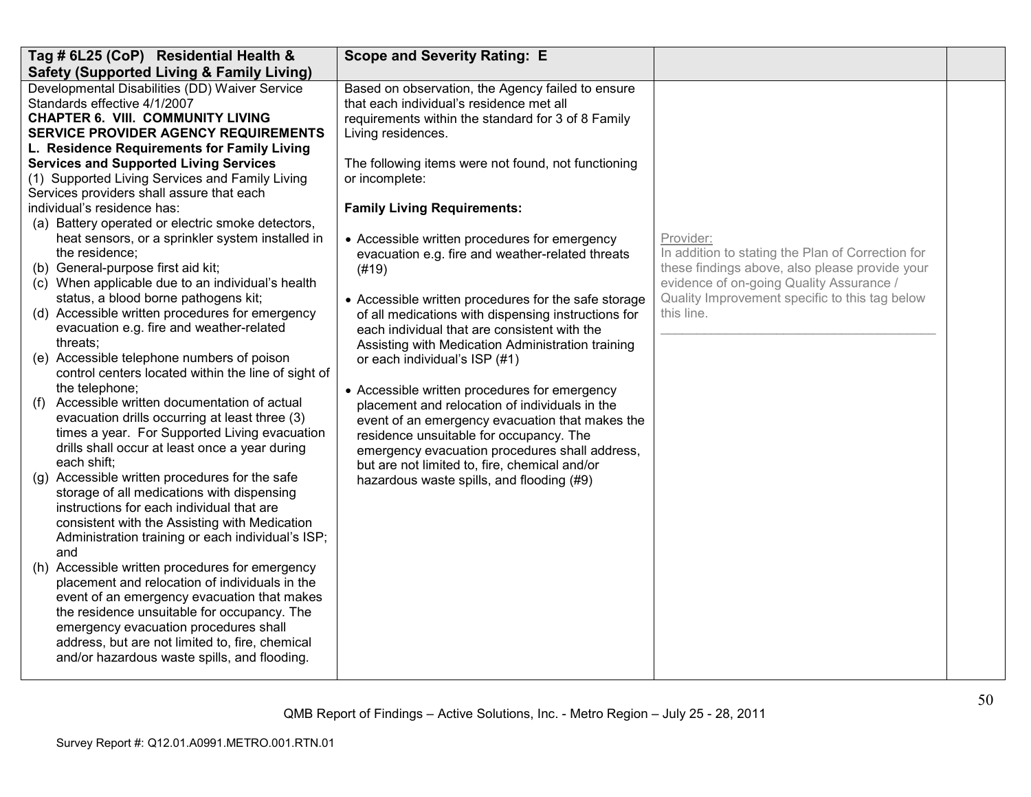| Tag # 6L25 (CoP) Residential Health & Safety (Supported Living & Family Living) | Scope and Severity Rating: E | | |
|---|---|---|---|
| Developmental Disabilities (DD) Waiver Service Standards effective 4/1/2007<br>**CHAPTER 6. VIII. COMMUNITY LIVING SERVICE PROVIDER AGENCY REQUIREMENTS**<br>**L. Residence Requirements for Family Living Services and Supported Living Services**<br>(1) Supported Living Services and Family Living Services providers shall assure that each individual's residence has:<br>(a) Battery operated or electric smoke detectors, heat sensors, or a sprinkler system installed in the residence;<br>(b) General-purpose first aid kit;<br>(c) When applicable due to an individual's health status, a blood borne pathogens kit;<br>(d) Accessible written procedures for emergency evacuation e.g. fire and weather-related threats;<br>(e) Accessible telephone numbers of poison control centers located within the line of sight of the telephone;<br>(f) Accessible written documentation of actual evacuation drills occurring at least three (3) times a year. For Supported Living evacuation drills shall occur at least once a year during each shift;<br>(g) Accessible written procedures for the safe storage of all medications with dispensing instructions for each individual that are consistent with the Assisting with Medication Administration training or each individual's ISP; and<br>(h) Accessible written procedures for emergency placement and relocation of individuals in the event of an emergency evacuation that makes the residence unsuitable for occupancy. The emergency evacuation procedures shall address, but are not limited to, fire, chemical and/or hazardous waste spills, and flooding. | Based on observation, the Agency failed to ensure that each individual's residence met all requirements within the standard for 3 of 8 Family Living residences.<br><br>The following items were not found, not functioning or incomplete:<br><br>**Family Living Requirements:**<br><br>• Accessible written procedures for emergency evacuation e.g. fire and weather-related threats (#19)<br><br>• Accessible written procedures for the safe storage of all medications with dispensing instructions for each individual that are consistent with the Assisting with Medication Administration training or each individual's ISP (#1)<br><br>• Accessible written procedures for emergency placement and relocation of individuals in the event of an emergency evacuation that makes the residence unsuitable for occupancy. The emergency evacuation procedures shall address, but are not limited to, fire, chemical and/or hazardous waste spills, and flooding (#9) | Provider:<br>In addition to stating the Plan of Correction for these findings above, also please provide your evidence of on-going Quality Assurance / Quality Improvement specific to this tag below this line.<br>\_\_\_\_\_\_\_\_\_\_\_\_\_\_\_\_\_\_\_\_\_\_\_\_\_\_\_\_\_\_\_\_\_\_\_\_\_\_\_\_ | |

QMB Report of Findings – Active Solutions, Inc. - Metro Region – July 25 - 28, 2011

Survey Report #: Q12.01.A0991.METRO.001.RTN.01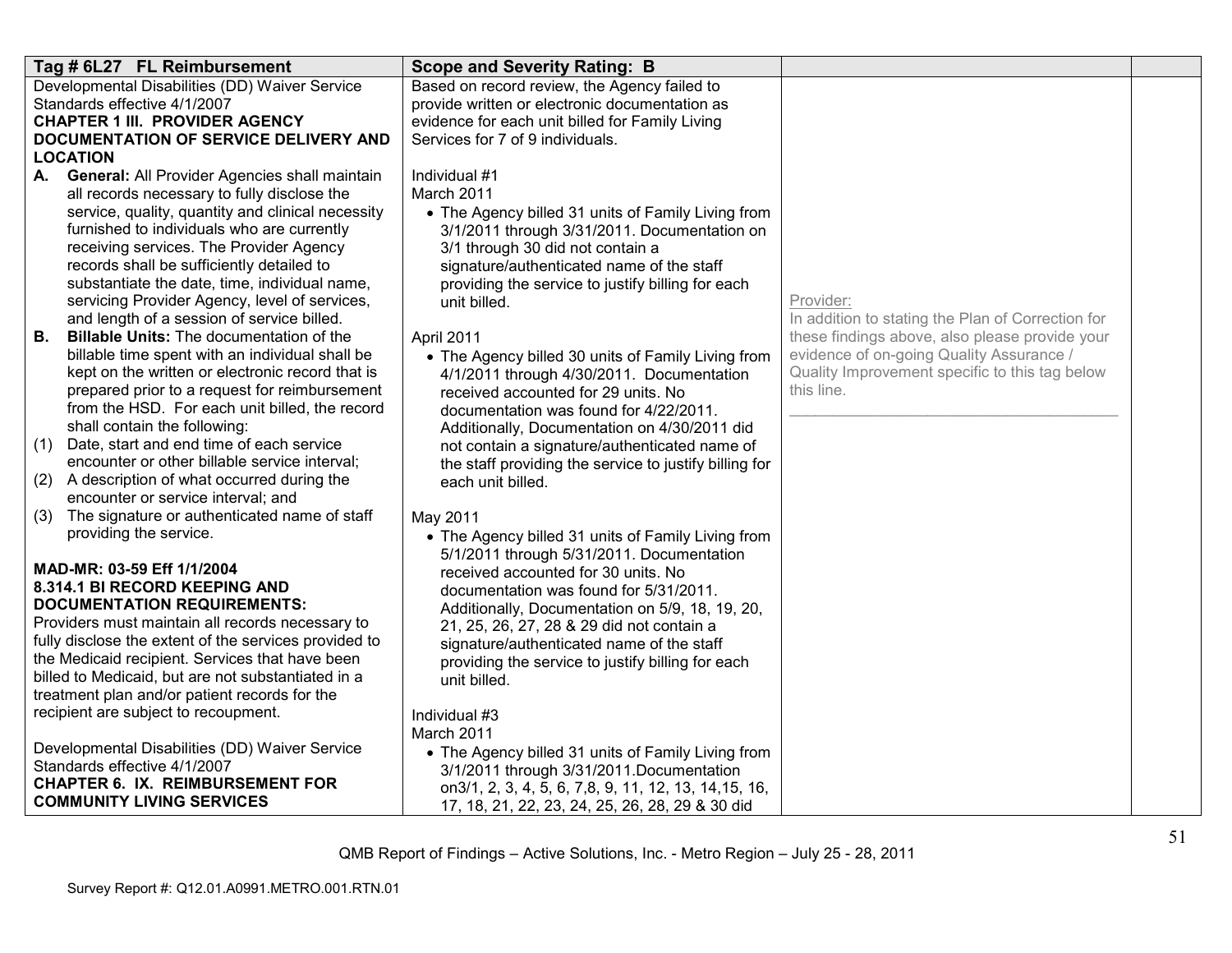| Tag # 6L27 FL Reimbursement | Scope and Severity Rating: B | | |
|---|---|---|---|
| Developmental Disabilities (DD) Waiver Service Standards effective 4/1/2007<br>**CHAPTER 1 III. PROVIDER AGENCY DOCUMENTATION OF SERVICE DELIVERY AND LOCATION**<br>**A. General:** All Provider Agencies shall maintain all records necessary to fully disclose the service, quality, quantity and clinical necessity furnished to individuals who are currently receiving services. The Provider Agency records shall be sufficiently detailed to substantiate the date, time, individual name, servicing Provider Agency, level of services, and length of a session of service billed.<br>**B. Billable Units:** The documentation of the billable time spent with an individual shall be kept on the written or electronic record that is prepared prior to a request for reimbursement from the HSD. For each unit billed, the record shall contain the following:<br>(1) Date, start and end time of each service encounter or other billable service interval;<br>(2) A description of what occurred during the encounter or service interval; and<br>(3) The signature or authenticated name of staff providing the service.<br><br>**MAD-MR: 03-59 Eff 1/1/2004**<br>**8.314.1 BI RECORD KEEPING AND DOCUMENTATION REQUIREMENTS:**<br>Providers must maintain all records necessary to fully disclose the extent of the services provided to the Medicaid recipient. Services that have been billed to Medicaid, but are not substantiated in a treatment plan and/or patient records for the recipient are subject to recoupment.<br><br>Developmental Disabilities (DD) Waiver Service Standards effective 4/1/2007<br>**CHAPTER 6. IX. REIMBURSEMENT FOR COMMUNITY LIVING SERVICES** | Based on record review, the Agency failed to provide written or electronic documentation as evidence for each unit billed for Family Living Services for 7 of 9 individuals.<br><br>Individual #1<br>March 2011<br>• The Agency billed 31 units of Family Living from 3/1/2011 through 3/31/2011. Documentation on 3/1 through 30 did not contain a signature/authenticated name of the staff providing the service to justify billing for each unit billed.<br><br>April 2011<br>• The Agency billed 30 units of Family Living from 4/1/2011 through 4/30/2011. Documentation received accounted for 29 units. No documentation was found for 4/22/2011. Additionally, Documentation on 4/30/2011 did not contain a signature/authenticated name of the staff providing the service to justify billing for each unit billed.<br><br>May 2011<br>• The Agency billed 31 units of Family Living from 5/1/2011 through 5/31/2011. Documentation received accounted for 30 units. No documentation was found for 5/31/2011. Additionally, Documentation on 5/9, 18, 19, 20, 21, 25, 26, 27, 28 & 29 did not contain a signature/authenticated name of the staff providing the service to justify billing for each unit billed.<br><br>Individual #3<br>March 2011<br>• The Agency billed 31 units of Family Living from 3/1/2011 through 3/31/2011.Documentation on3/1, 2, 3, 4, 5, 6, 7,8, 9, 11, 12, 13, 14,15, 16, 17, 18, 21, 22, 23, 24, 25, 26, 28, 29 & 30 did | Provider:<br>In addition to stating the Plan of Correction for these findings above, also please provide your evidence of on-going Quality Assurance / Quality Improvement specific to this tag below this line.<br>\_\_\_\_\_\_\_\_\_\_\_\_\_\_\_\_\_\_\_\_\_\_\_\_\_\_\_\_\_\_\_\_\_\_\_\_\_\_ | |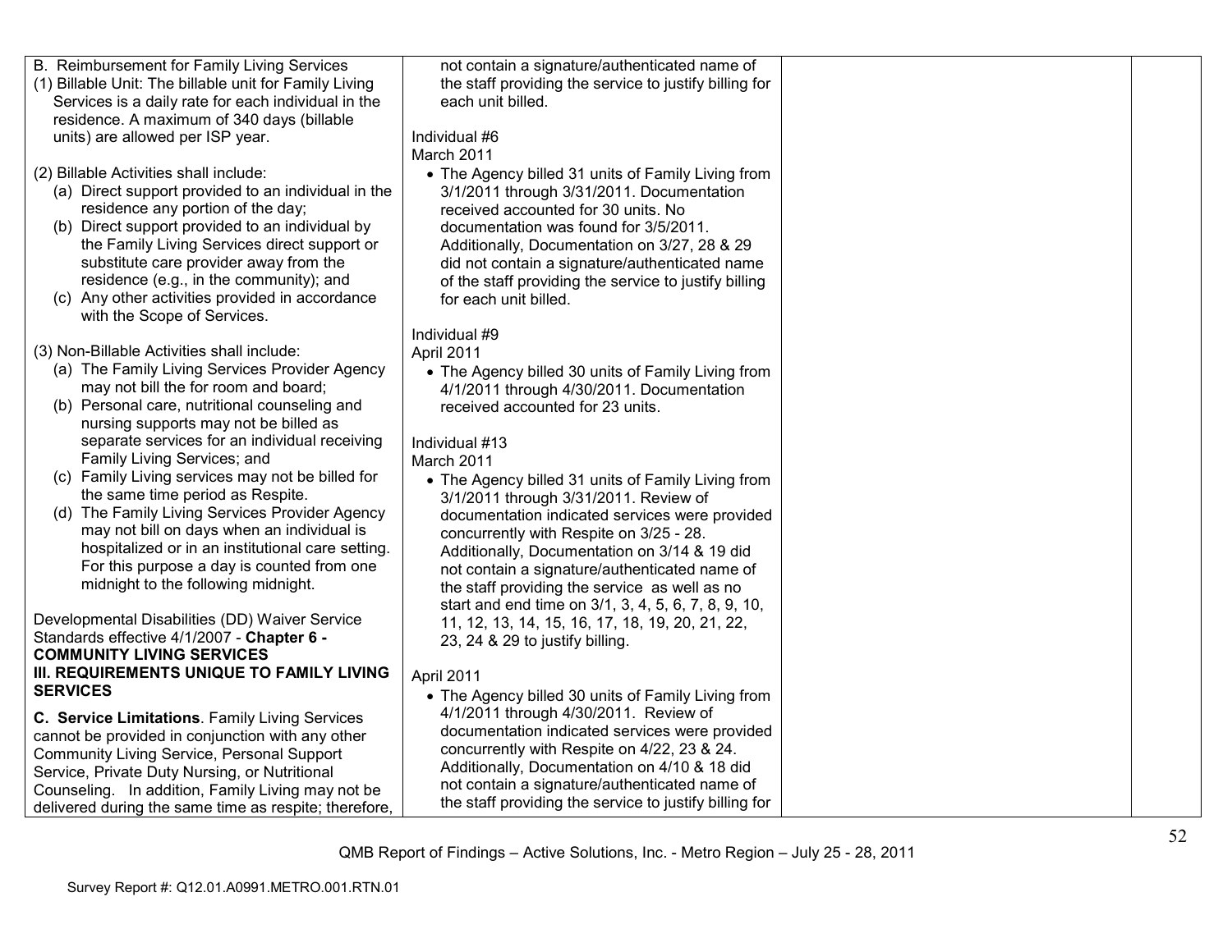| | | | |
|---|---|---|---|
| B. Reimbursement for Family Living Services<br>(1) Billable Unit: The billable unit for Family Living Services is a daily rate for each individual in the residence. A maximum of 340 days (billable units) are allowed per ISP year.<br><br>(2) Billable Activities shall include:<br>(a) Direct support provided to an individual in the residence any portion of the day;<br>(b) Direct support provided to an individual by the Family Living Services direct support or substitute care provider away from the residence (e.g., in the community); and<br>(c) Any other activities provided in accordance with the Scope of Services.<br><br>(3) Non-Billable Activities shall include:<br>(a) The Family Living Services Provider Agency may not bill the for room and board;<br>(b) Personal care, nutritional counseling and nursing supports may not be billed as separate services for an individual receiving Family Living Services; and<br>(c) Family Living services may not be billed for the same time period as Respite.<br>(d) The Family Living Services Provider Agency may not bill on days when an individual is hospitalized or in an institutional care setting. For this purpose a day is counted from one midnight to the following midnight.<br><br>Developmental Disabilities (DD) Waiver Service Standards effective 4/1/2007 - **Chapter 6 - COMMUNITY LIVING SERVICES III. REQUIREMENTS UNIQUE TO FAMILY LIVING SERVICES**<br><br>**C. Service Limitations**. Family Living Services cannot be provided in conjunction with any other Community Living Service, Personal Support Service, Private Duty Nursing, or Nutritional Counseling. In addition, Family Living may not be delivered during the same time as respite; therefore, | not contain a signature/authenticated name of the staff providing the service to justify billing for each unit billed.<br><br>Individual #6<br>March 2011<br>• The Agency billed 31 units of Family Living from 3/1/2011 through 3/31/2011. Documentation received accounted for 30 units. No documentation was found for 3/5/2011. Additionally, Documentation on 3/27, 28 & 29 did not contain a signature/authenticated name of the staff providing the service to justify billing for each unit billed.<br><br>Individual #9<br>April 2011<br>• The Agency billed 30 units of Family Living from 4/1/2011 through 4/30/2011. Documentation received accounted for 23 units.<br><br>Individual #13<br>March 2011<br>• The Agency billed 31 units of Family Living from 3/1/2011 through 3/31/2011. Review of documentation indicated services were provided concurrently with Respite on 3/25 - 28. Additionally, Documentation on 3/14 & 19 did not contain a signature/authenticated name of the staff providing the service as well as no start and end time on 3/1, 3, 4, 5, 6, 7, 8, 9, 10, 11, 12, 13, 14, 15, 16, 17, 18, 19, 20, 21, 22, 23, 24 & 29 to justify billing.<br><br>April 2011<br>• The Agency billed 30 units of Family Living from 4/1/2011 through 4/30/2011. Review of documentation indicated services were provided concurrently with Respite on 4/22, 23 & 24. Additionally, Documentation on 4/10 & 18 did not contain a signature/authenticated name of the staff providing the service to justify billing for | | |

QMB Report of Findings – Active Solutions, Inc. - Metro Region – July 25 - 28, 2011

Survey Report #: Q12.01.A0991.METRO.001.RTN.01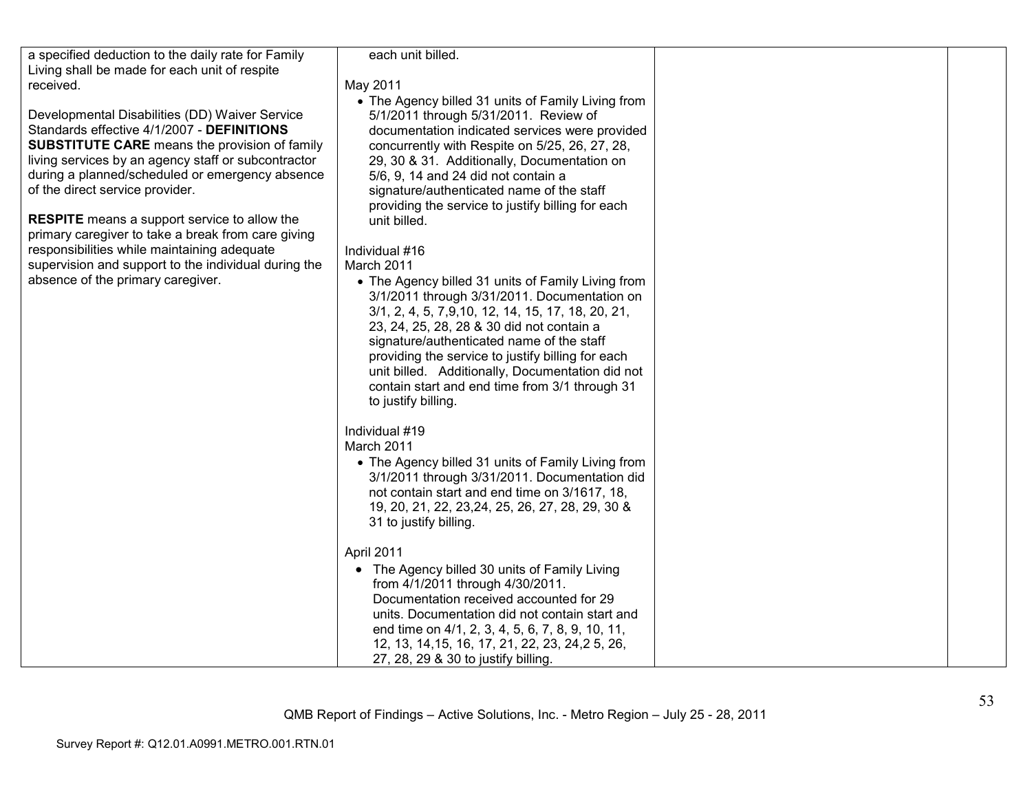| | | | |
|---|---|---|---|
| a specified deduction to the daily rate for Family Living shall be made for each unit of respite received.<br><br>Developmental Disabilities (DD) Waiver Service Standards effective 4/1/2007 - **DEFINITIONS** **SUBSTITUTE CARE** means the provision of family living services by an agency staff or subcontractor during a planned/scheduled or emergency absence of the direct service provider.<br><br>**RESPITE** means a support service to allow the primary caregiver to take a break from care giving responsibilities while maintaining adequate supervision and support to the individual during the absence of the primary caregiver. | each unit billed.<br><br>May 2011<br>• The Agency billed 31 units of Family Living from 5/1/2011 through 5/31/2011. Review of documentation indicated services were provided concurrently with Respite on 5/25, 26, 27, 28, 29, 30 & 31. Additionally, Documentation on 5/6, 9, 14 and 24 did not contain a signature/authenticated name of the staff providing the service to justify billing for each unit billed.<br><br>Individual #16<br>March 2011<br>• The Agency billed 31 units of Family Living from 3/1/2011 through 3/31/2011. Documentation on 3/1, 2, 4, 5, 7,9,10, 12, 14, 15, 17, 18, 20, 21, 23, 24, 25, 28, 28 & 30 did not contain a signature/authenticated name of the staff providing the service to justify billing for each unit billed. Additionally, Documentation did not contain start and end time from 3/1 through 31 to justify billing.<br><br>Individual #19<br>March 2011<br>• The Agency billed 31 units of Family Living from 3/1/2011 through 3/31/2011. Documentation did not contain start and end time on 3/1617, 18, 19, 20, 21, 22, 23,24, 25, 26, 27, 28, 29, 30 & 31 to justify billing.<br><br>April 2011<br>• The Agency billed 30 units of Family Living from 4/1/2011 through 4/30/2011. Documentation received accounted for 29 units. Documentation did not contain start and end time on 4/1, 2, 3, 4, 5, 6, 7, 8, 9, 10, 11, 12, 13, 14,15, 16, 17, 21, 22, 23, 24,2 5, 26, 27, 28, 29 & 30 to justify billing. | | |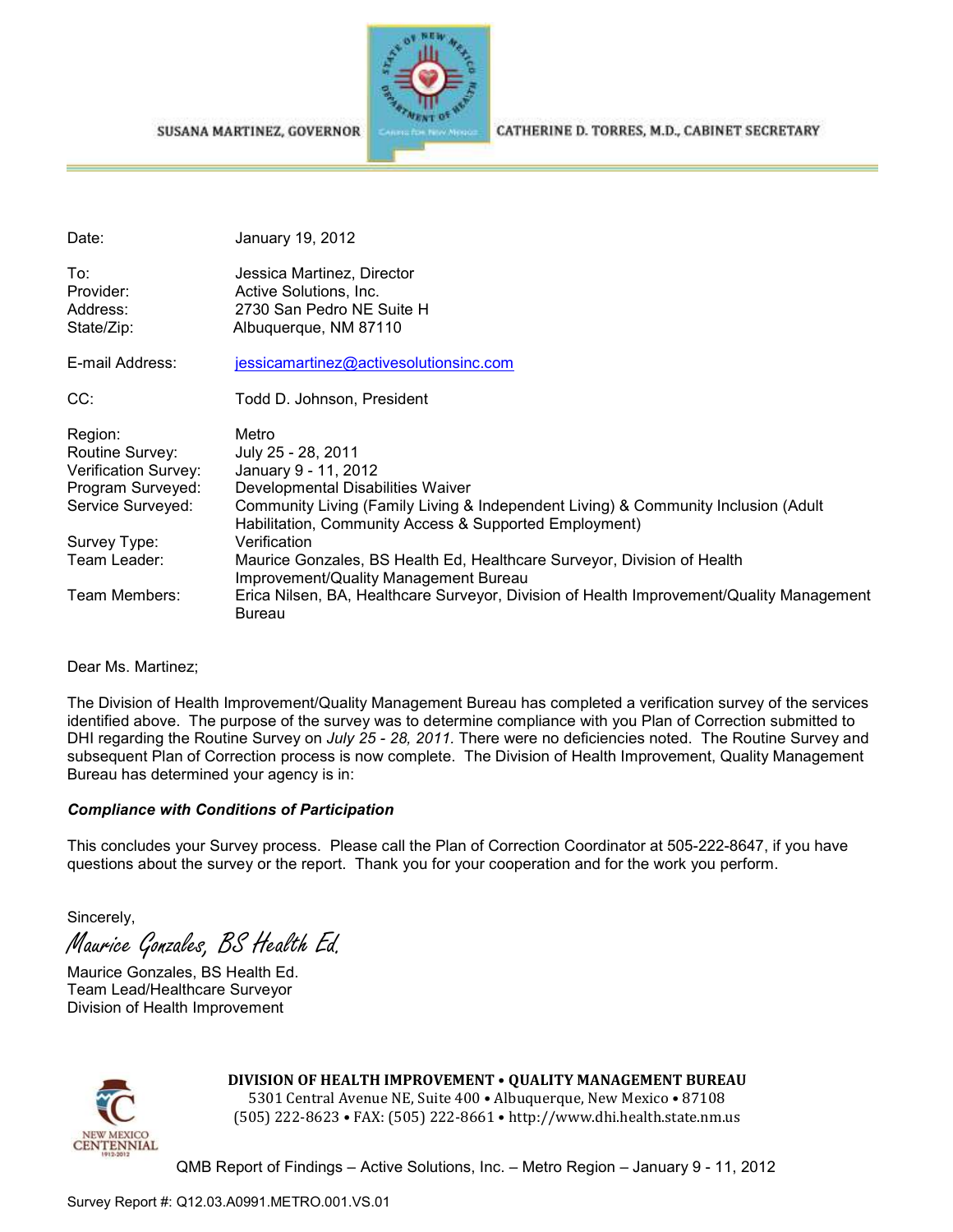SUSANA MARTINEZ, GOVERNOR

CATHERINE D. TORRES, M.D., CABINET SECRETARY

| | |
|---|---|
| Date: | January 19, 2012 |
| To: | Jessica Martinez, Director |
| Provider: | Active Solutions, Inc. |
| Address: | 2730 San Pedro NE Suite H |
| State/Zip: | Albuquerque, NM 87110 |
| E-mail Address: | jessicamartinez@activesolutionsinc.com |
| CC: | Todd D. Johnson, President |
| Region: | Metro |
| Routine Survey: | July 25 - 28, 2011 |
| Verification Survey: | January 9 - 11, 2012 |
| Program Surveyed: | Developmental Disabilities Waiver |
| Service Surveyed: | Community Living (Family Living & Independent Living) & Community Inclusion (Adult Habilitation, Community Access & Supported Employment) |
| Survey Type: | Verification |
| Team Leader: | Maurice Gonzales, BS Health Ed, Healthcare Surveyor, Division of Health Improvement/Quality Management Bureau |
| Team Members: | Erica Nilsen, BA, Healthcare Surveyor, Division of Health Improvement/Quality Management Bureau |

Dear Ms. Martinez;

The Division of Health Improvement/Quality Management Bureau has completed a verification survey of the services identified above. The purpose of the survey was to determine compliance with you Plan of Correction submitted to DHI regarding the Routine Survey on *July 25 - 28, 2011.* There were no deficiencies noted. The Routine Survey and subsequent Plan of Correction process is now complete. The Division of Health Improvement, Quality Management Bureau has determined your agency is in:

***Compliance with Conditions of Participation***

This concludes your Survey process. Please call the Plan of Correction Coordinator at 505-222-8647, if you have questions about the survey or the report. Thank you for your cooperation and for the work you perform.

Sincerely,

*Maurice Gonzales, BS Health Ed.*

Maurice Gonzales, BS Health Ed.
Team Lead/Healthcare Surveyor
Division of Health Improvement

**DIVISION OF HEALTH IMPROVEMENT • QUALITY MANAGEMENT BUREAU**
5301 Central Avenue NE, Suite 400 • Albuquerque, New Mexico • 87108
(505) 222-8623 • FAX: (505) 222-8661 • http://www.dhi.health.state.nm.us

Survey Report #: Q12.03.A0991.METRO.001.VS.01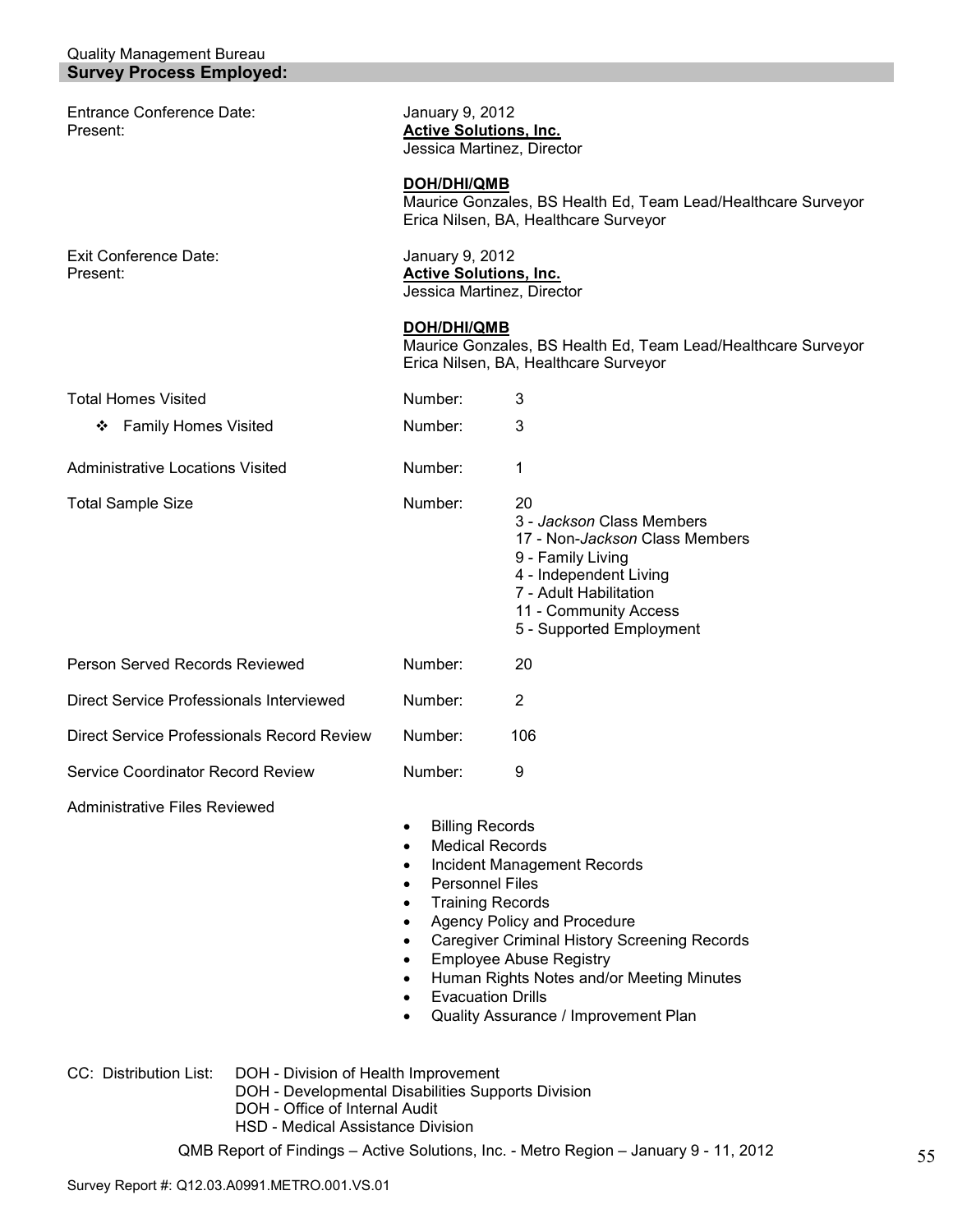## Survey Process Employed:

| | | |
|---|---|---|
| Entrance Conference Date: | January 9, 2012 | |
| Present: | **Active Solutions, Inc.**<br>Jessica Martinez, Director<br><br>**DOH/DHI/QMB**<br>Maurice Gonzales, BS Health Ed, Team Lead/Healthcare Surveyor<br>Erica Nilsen, BA, Healthcare Surveyor | |
| Exit Conference Date: | January 9, 2012 | |
| Present: | **Active Solutions, Inc.**<br>Jessica Martinez, Director<br><br>**DOH/DHI/QMB**<br>Maurice Gonzales, BS Health Ed, Team Lead/Healthcare Surveyor<br>Erica Nilsen, BA, Healthcare Surveyor | |
| Total Homes Visited | Number: | 3 |
| ❖ Family Homes Visited | Number: | 3 |
| Administrative Locations Visited | Number: | 1 |
| Total Sample Size | Number: | 20<br>3 - *Jackson* Class Members<br>17 - Non-*Jackson* Class Members<br>9 - Family Living<br>4 - Independent Living<br>7 - Adult Habilitation<br>11 - Community Access<br>5 - Supported Employment |
| Person Served Records Reviewed | Number: | 20 |
| Direct Service Professionals Interviewed | Number: | 2 |
| Direct Service Professionals Record Review | Number: | 106 |
| Service Coordinator Record Review | Number: | 9 |

Administrative Files Reviewed

- Billing Records
- Medical Records
- Incident Management Records
- Personnel Files
- Training Records
- Agency Policy and Procedure
- Caregiver Criminal History Screening Records
- Employee Abuse Registry
- Human Rights Notes and/or Meeting Minutes
- Evacuation Drills
- Quality Assurance / Improvement Plan

CC: Distribution List:
- DOH - Division of Health Improvement
- DOH - Developmental Disabilities Supports Division
- DOH - Office of Internal Audit
- HSD - Medical Assistance Division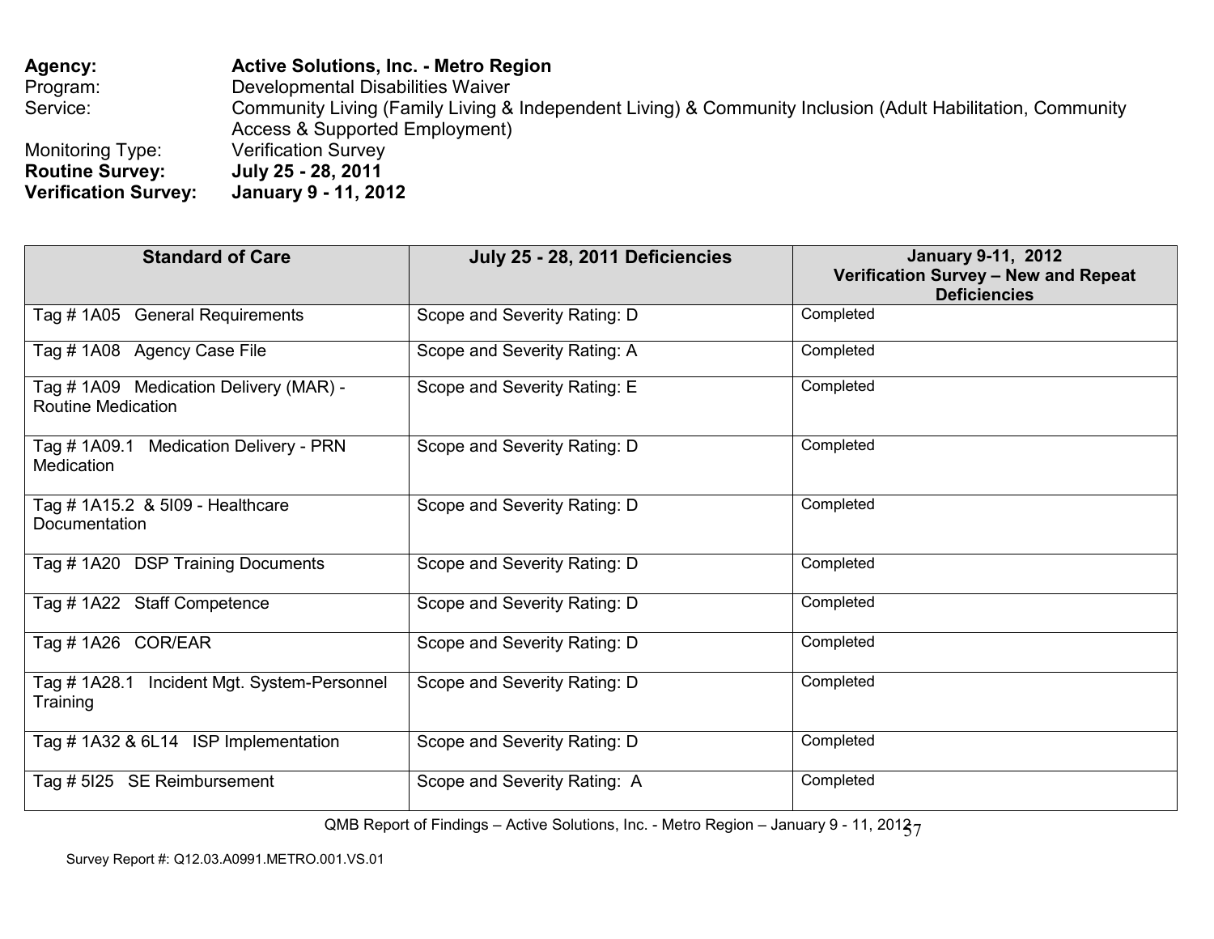**Agency:** **Active Solutions, Inc. - Metro Region**
Program: Developmental Disabilities Waiver
Service: Community Living (Family Living & Independent Living) & Community Inclusion (Adult Habilitation, Community Access & Supported Employment)
Monitoring Type: Verification Survey
**Routine Survey:** **July 25 - 28, 2011**
**Verification Survey:** **January 9 - 11, 2012**

| Standard of Care | July 25 - 28, 2011 Deficiencies | January 9-11, 2012 Verification Survey – New and Repeat Deficiencies |
|---|---|---|
| Tag # 1A05 General Requirements | Scope and Severity Rating: D | Completed |
| Tag # 1A08 Agency Case File | Scope and Severity Rating: A | Completed |
| Tag # 1A09 Medication Delivery (MAR) - Routine Medication | Scope and Severity Rating: E | Completed |
| Tag # 1A09.1 Medication Delivery - PRN Medication | Scope and Severity Rating: D | Completed |
| Tag # 1A15.2 & 5I09 - Healthcare Documentation | Scope and Severity Rating: D | Completed |
| Tag # 1A20 DSP Training Documents | Scope and Severity Rating: D | Completed |
| Tag # 1A22 Staff Competence | Scope and Severity Rating: D | Completed |
| Tag # 1A26 COR/EAR | Scope and Severity Rating: D | Completed |
| Tag # 1A28.1 Incident Mgt. System-Personnel Training | Scope and Severity Rating: D | Completed |
| Tag # 1A32 & 6L14 ISP Implementation | Scope and Severity Rating: D | Completed |
| Tag # 5I25 SE Reimbursement | Scope and Severity Rating: A | Completed |

Survey Report #: Q12.03.A0991.METRO.001.VS.01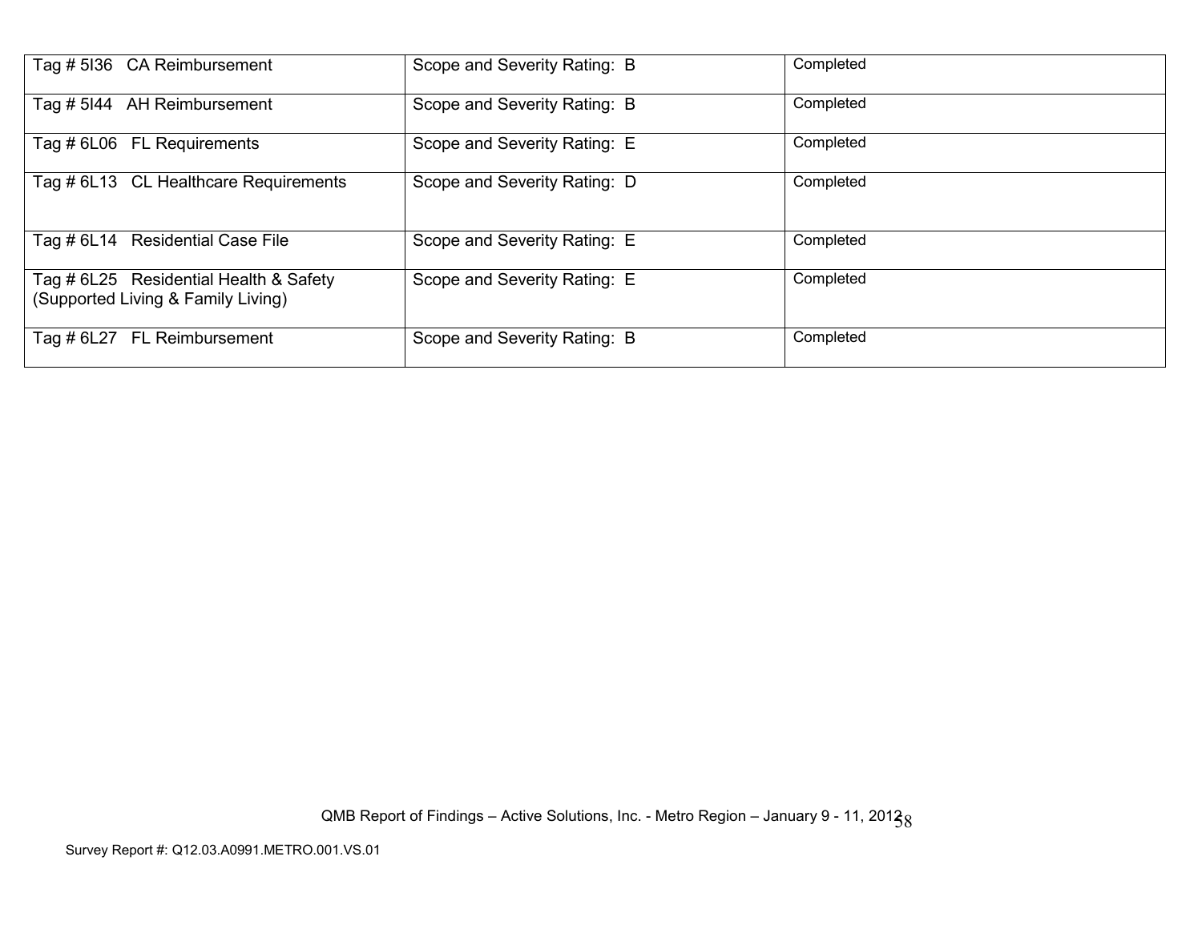| | | |
|---|---|---|
| Tag # 5I36   CA Reimbursement | Scope and Severity Rating:  B | Completed |
| Tag # 5I44   AH Reimbursement | Scope and Severity Rating:  B | Completed |
| Tag # 6L06   FL Requirements | Scope and Severity Rating:  E | Completed |
| Tag # 6L13   CL Healthcare Requirements | Scope and Severity Rating:  D | Completed |
| Tag # 6L14   Residential Case File | Scope and Severity Rating:  E | Completed |
| Tag # 6L25   Residential Health & Safety (Supported Living & Family Living) | Scope and Severity Rating:  E | Completed |
| Tag # 6L27   FL Reimbursement | Scope and Severity Rating:  B | Completed |